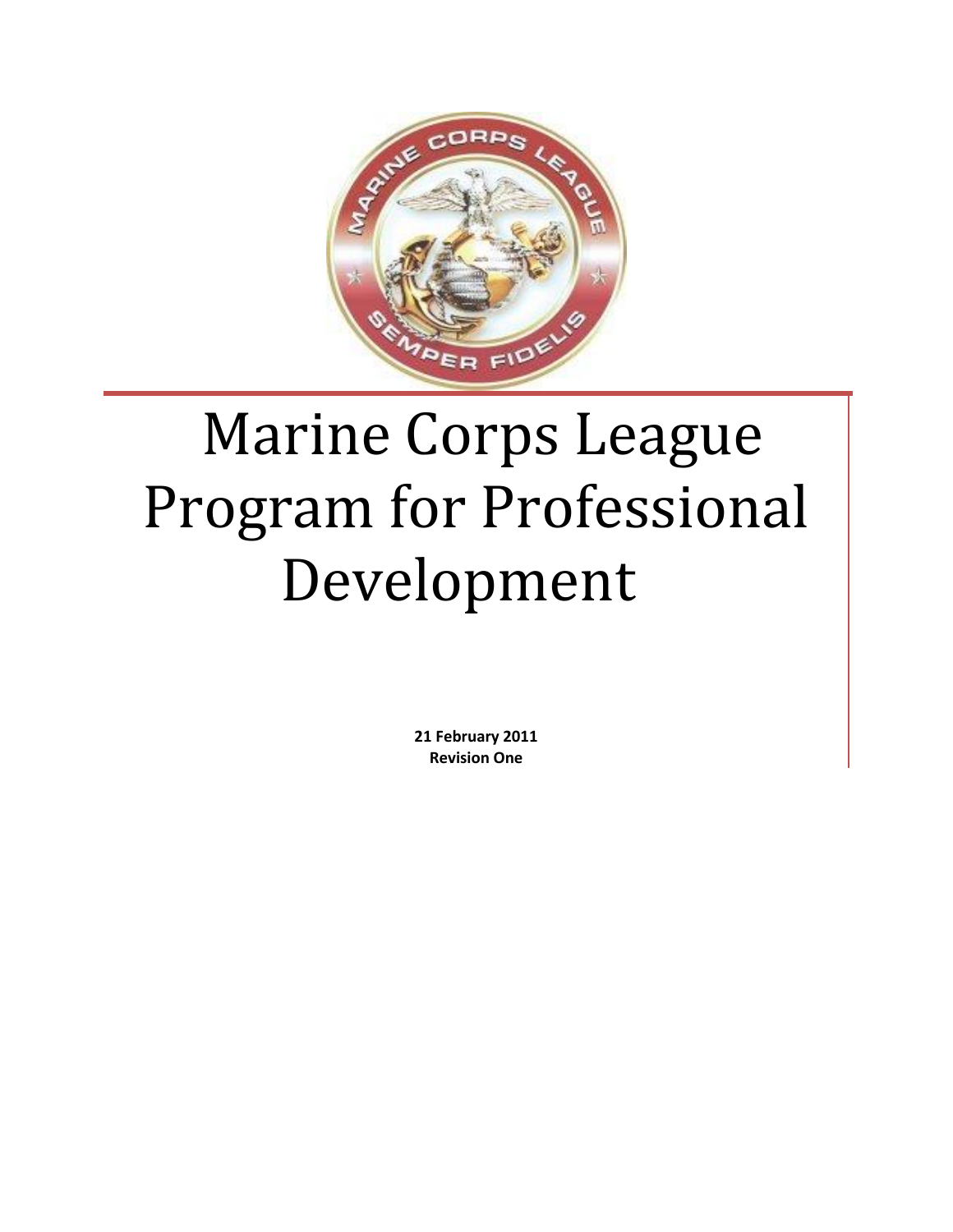# Marine Corps League Program for Professional Development

**21 February 2011**
**Revision One**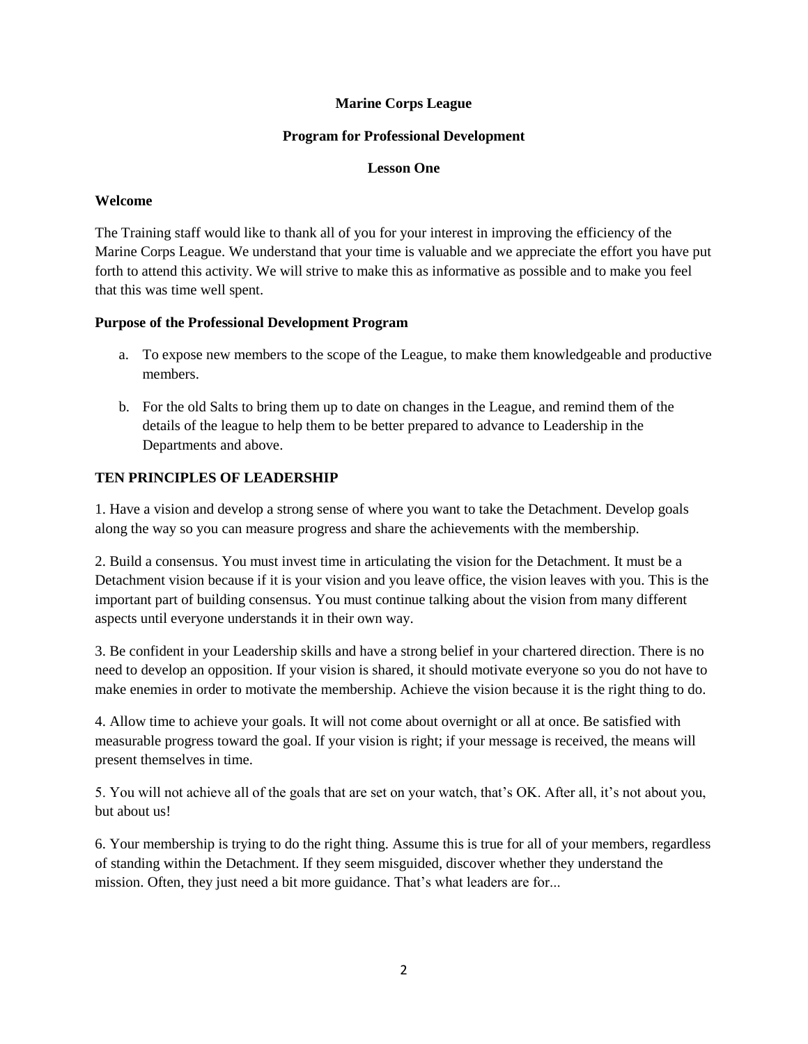**Marine Corps League**

**Program for Professional Development**

**Lesson One**

**Welcome**

The Training staff would like to thank all of you for your interest in improving the efficiency of the Marine Corps League. We understand that your time is valuable and we appreciate the effort you have put forth to attend this activity. We will strive to make this as informative as possible and to make you feel that this was time well spent.

**Purpose of the Professional Development Program**

a. To expose new members to the scope of the League, to make them knowledgeable and productive members.

b. For the old Salts to bring them up to date on changes in the League, and remind them of the details of the league to help them to be better prepared to advance to Leadership in the Departments and above.

**TEN PRINCIPLES OF LEADERSHIP**

1. Have a vision and develop a strong sense of where you want to take the Detachment. Develop goals along the way so you can measure progress and share the achievements with the membership.

2. Build a consensus. You must invest time in articulating the vision for the Detachment. It must be a Detachment vision because if it is your vision and you leave office, the vision leaves with you. This is the important part of building consensus. You must continue talking about the vision from many different aspects until everyone understands it in their own way.

3. Be confident in your Leadership skills and have a strong belief in your chartered direction. There is no need to develop an opposition. If your vision is shared, it should motivate everyone so you do not have to make enemies in order to motivate the membership. Achieve the vision because it is the right thing to do.

4. Allow time to achieve your goals. It will not come about overnight or all at once. Be satisfied with measurable progress toward the goal. If your vision is right; if your message is received, the means will present themselves in time.

5. You will not achieve all of the goals that are set on your watch, that's OK. After all, it's not about you, but about us!

6. Your membership is trying to do the right thing. Assume this is true for all of your members, regardless of standing within the Detachment. If they seem misguided, discover whether they understand the mission. Often, they just need a bit more guidance. That's what leaders are for...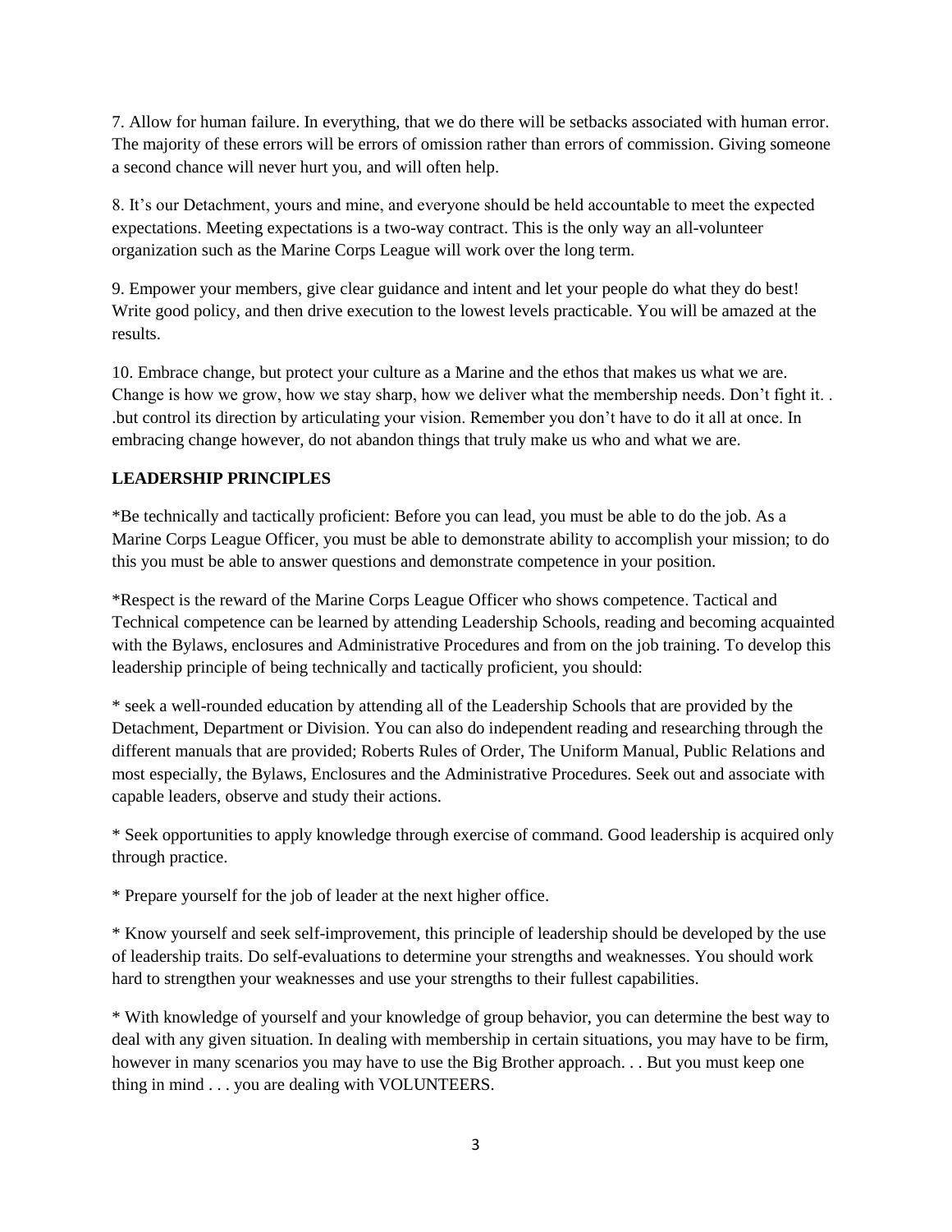7. Allow for human failure. In everything, that we do there will be setbacks associated with human error. The majority of these errors will be errors of omission rather than errors of commission. Giving someone a second chance will never hurt you, and will often help.

8. It's our Detachment, yours and mine, and everyone should be held accountable to meet the expected expectations. Meeting expectations is a two-way contract. This is the only way an all-volunteer organization such as the Marine Corps League will work over the long term.

9. Empower your members, give clear guidance and intent and let your people do what they do best! Write good policy, and then drive execution to the lowest levels practicable. You will be amazed at the results.

10. Embrace change, but protect your culture as a Marine and the ethos that makes us what we are. Change is how we grow, how we stay sharp, how we deliver what the membership needs. Don't fight it. . .but control its direction by articulating your vision. Remember you don't have to do it all at once. In embracing change however, do not abandon things that truly make us who and what we are.

**LEADERSHIP PRINCIPLES**

*Be technically and tactically proficient: Before you can lead, you must be able to do the job. As a Marine Corps League Officer, you must be able to demonstrate ability to accomplish your mission; to do this you must be able to answer questions and demonstrate competence in your position.

*Respect is the reward of the Marine Corps League Officer who shows competence. Tactical and Technical competence can be learned by attending Leadership Schools, reading and becoming acquainted with the Bylaws, enclosures and Administrative Procedures and from on the job training. To develop this leadership principle of being technically and tactically proficient, you should:

* seek a well-rounded education by attending all of the Leadership Schools that are provided by the Detachment, Department or Division. You can also do independent reading and researching through the different manuals that are provided; Roberts Rules of Order, The Uniform Manual, Public Relations and most especially, the Bylaws, Enclosures and the Administrative Procedures. Seek out and associate with capable leaders, observe and study their actions.

* Seek opportunities to apply knowledge through exercise of command. Good leadership is acquired only through practice.

* Prepare yourself for the job of leader at the next higher office.

* Know yourself and seek self-improvement, this principle of leadership should be developed by the use of leadership traits. Do self-evaluations to determine your strengths and weaknesses. You should work hard to strengthen your weaknesses and use your strengths to their fullest capabilities.

* With knowledge of yourself and your knowledge of group behavior, you can determine the best way to deal with any given situation. In dealing with membership in certain situations, you may have to be firm, however in many scenarios you may have to use the Big Brother approach. . . But you must keep one thing in mind . . . you are dealing with VOLUNTEERS.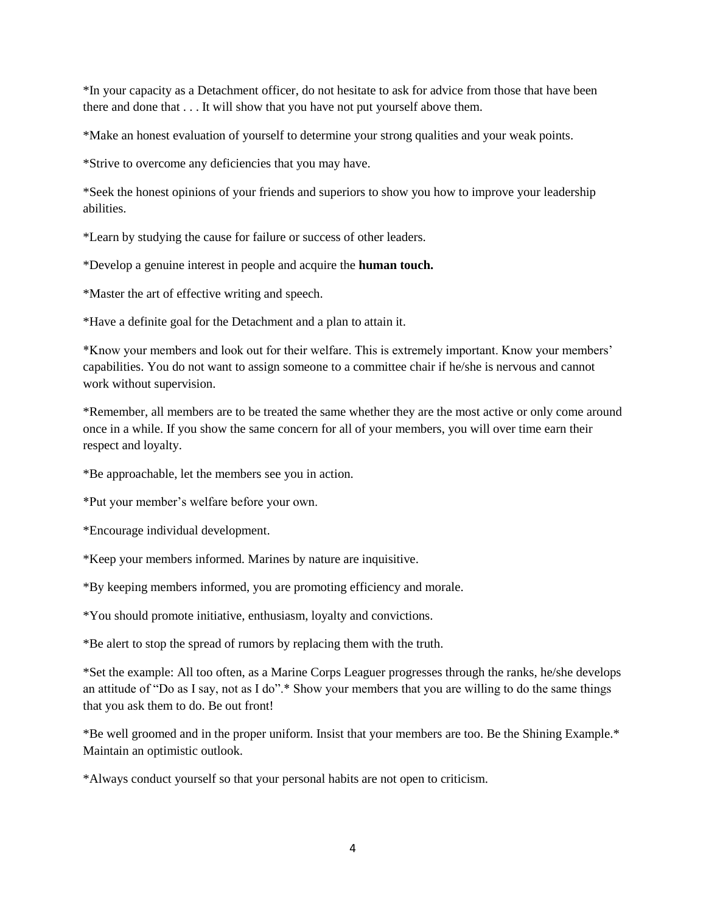*In your capacity as a Detachment officer, do not hesitate to ask for advice from those that have been there and done that . . . It will show that you have not put yourself above them.

*Make an honest evaluation of yourself to determine your strong qualities and your weak points.

*Strive to overcome any deficiencies that you may have.

*Seek the honest opinions of your friends and superiors to show you how to improve your leadership abilities.

*Learn by studying the cause for failure or success of other leaders.

*Develop a genuine interest in people and acquire the **human touch.**

*Master the art of effective writing and speech.

*Have a definite goal for the Detachment and a plan to attain it.

*Know your members and look out for their welfare. This is extremely important. Know your members' capabilities. You do not want to assign someone to a committee chair if he/she is nervous and cannot work without supervision.

*Remember, all members are to be treated the same whether they are the most active or only come around once in a while. If you show the same concern for all of your members, you will over time earn their respect and loyalty.

*Be approachable, let the members see you in action.

*Put your member's welfare before your own.

*Encourage individual development.

*Keep your members informed. Marines by nature are inquisitive.

*By keeping members informed, you are promoting efficiency and morale.

*You should promote initiative, enthusiasm, loyalty and convictions.

*Be alert to stop the spread of rumors by replacing them with the truth.

*Set the example: All too often, as a Marine Corps Leaguer progresses through the ranks, he/she develops an attitude of "Do as I say, not as I do".* Show your members that you are willing to do the same things that you ask them to do. Be out front!

*Be well groomed and in the proper uniform. Insist that your members are too. Be the Shining Example.* Maintain an optimistic outlook.

*Always conduct yourself so that your personal habits are not open to criticism.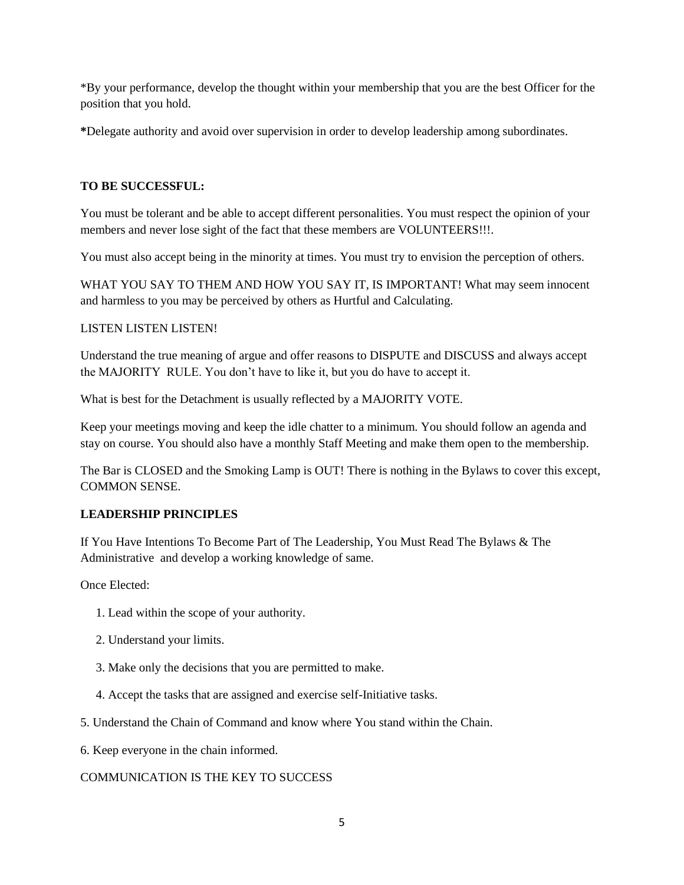*By your performance, develop the thought within your membership that you are the best Officer for the position that you hold.

**\***Delegate authority and avoid over supervision in order to develop leadership among subordinates.

**TO BE SUCCESSFUL:**

You must be tolerant and be able to accept different personalities. You must respect the opinion of your members and never lose sight of the fact that these members are VOLUNTEERS!!!.

You must also accept being in the minority at times. You must try to envision the perception of others.

WHAT YOU SAY TO THEM AND HOW YOU SAY IT, IS IMPORTANT! What may seem innocent and harmless to you may be perceived by others as Hurtful and Calculating.

LISTEN LISTEN LISTEN!

Understand the true meaning of argue and offer reasons to DISPUTE and DISCUSS and always accept the MAJORITY RULE. You don't have to like it, but you do have to accept it.

What is best for the Detachment is usually reflected by a MAJORITY VOTE.

Keep your meetings moving and keep the idle chatter to a minimum. You should follow an agenda and stay on course. You should also have a monthly Staff Meeting and make them open to the membership.

The Bar is CLOSED and the Smoking Lamp is OUT! There is nothing in the Bylaws to cover this except, COMMON SENSE.

**LEADERSHIP PRINCIPLES**

If You Have Intentions To Become Part of The Leadership, You Must Read The Bylaws & The Administrative and develop a working knowledge of same.

Once Elected:

1. Lead within the scope of your authority.
2. Understand your limits.
3. Make only the decisions that you are permitted to make.
4. Accept the tasks that are assigned and exercise self-Initiative tasks.
5. Understand the Chain of Command and know where You stand within the Chain.
6. Keep everyone in the chain informed.

COMMUNICATION IS THE KEY TO SUCCESS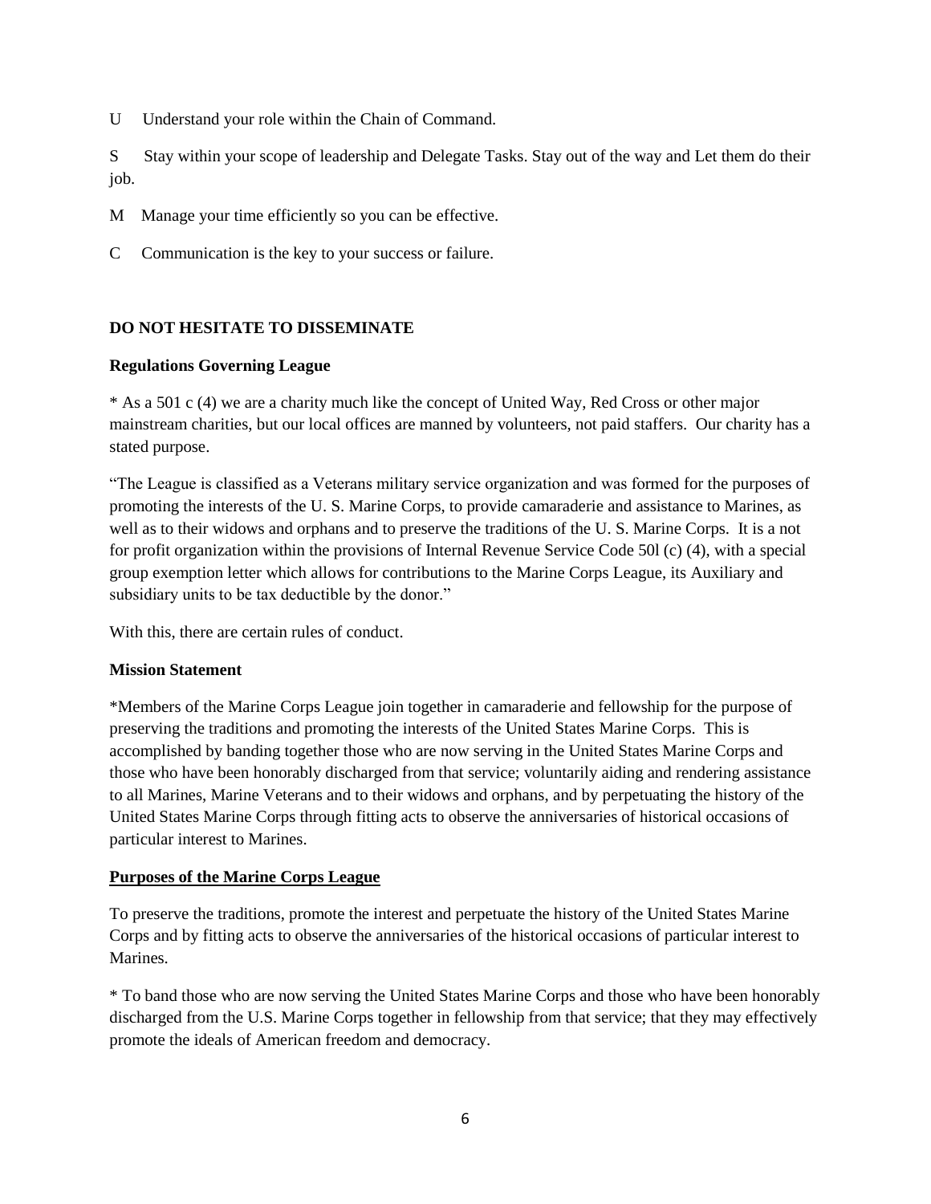U Understand your role within the Chain of Command.

S Stay within your scope of leadership and Delegate Tasks. Stay out of the way and Let them do their job.

M Manage your time efficiently so you can be effective.

C Communication is the key to your success or failure.

**DO NOT HESITATE TO DISSEMINATE**

**Regulations Governing League**

* As a 501 c (4) we are a charity much like the concept of United Way, Red Cross or other major mainstream charities, but our local offices are manned by volunteers, not paid staffers. Our charity has a stated purpose.

"The League is classified as a Veterans military service organization and was formed for the purposes of promoting the interests of the U. S. Marine Corps, to provide camaraderie and assistance to Marines, as well as to their widows and orphans and to preserve the traditions of the U. S. Marine Corps. It is a not for profit organization within the provisions of Internal Revenue Service Code 50l (c) (4), with a special group exemption letter which allows for contributions to the Marine Corps League, its Auxiliary and subsidiary units to be tax deductible by the donor."

With this, there are certain rules of conduct.

**Mission Statement**

*Members of the Marine Corps League join together in camaraderie and fellowship for the purpose of preserving the traditions and promoting the interests of the United States Marine Corps. This is accomplished by banding together those who are now serving in the United States Marine Corps and those who have been honorably discharged from that service; voluntarily aiding and rendering assistance to all Marines, Marine Veterans and to their widows and orphans, and by perpetuating the history of the United States Marine Corps through fitting acts to observe the anniversaries of historical occasions of particular interest to Marines.

**<u>Purposes of the Marine Corps League</u>**

To preserve the traditions, promote the interest and perpetuate the history of the United States Marine Corps and by fitting acts to observe the anniversaries of the historical occasions of particular interest to Marines.

* To band those who are now serving the United States Marine Corps and those who have been honorably discharged from the U.S. Marine Corps together in fellowship from that service; that they may effectively promote the ideals of American freedom and democracy.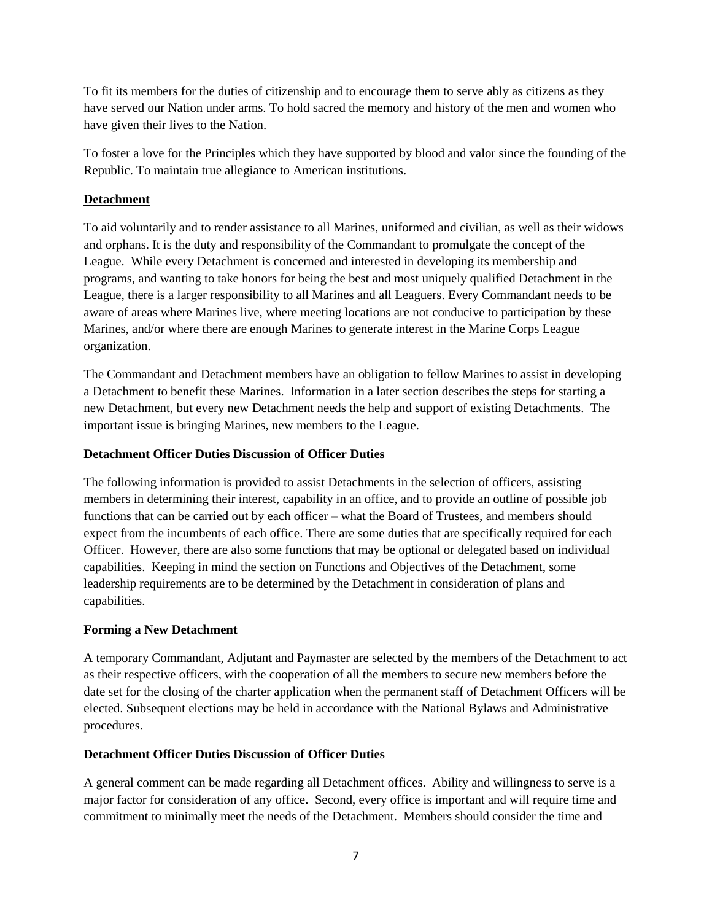To fit its members for the duties of citizenship and to encourage them to serve ably as citizens as they have served our Nation under arms. To hold sacred the memory and history of the men and women who have given their lives to the Nation.

To foster a love for the Principles which they have supported by blood and valor since the founding of the Republic. To maintain true allegiance to American institutions.

## Detachment

To aid voluntarily and to render assistance to all Marines, uniformed and civilian, as well as their widows and orphans. It is the duty and responsibility of the Commandant to promulgate the concept of the League. While every Detachment is concerned and interested in developing its membership and programs, and wanting to take honors for being the best and most uniquely qualified Detachment in the League, there is a larger responsibility to all Marines and all Leaguers. Every Commandant needs to be aware of areas where Marines live, where meeting locations are not conducive to participation by these Marines, and/or where there are enough Marines to generate interest in the Marine Corps League organization.

The Commandant and Detachment members have an obligation to fellow Marines to assist in developing a Detachment to benefit these Marines. Information in a later section describes the steps for starting a new Detachment, but every new Detachment needs the help and support of existing Detachments. The important issue is bringing Marines, new members to the League.

### Detachment Officer Duties Discussion of Officer Duties

The following information is provided to assist Detachments in the selection of officers, assisting members in determining their interest, capability in an office, and to provide an outline of possible job functions that can be carried out by each officer – what the Board of Trustees, and members should expect from the incumbents of each office. There are some duties that are specifically required for each Officer. However, there are also some functions that may be optional or delegated based on individual capabilities. Keeping in mind the section on Functions and Objectives of the Detachment, some leadership requirements are to be determined by the Detachment in consideration of plans and capabilities.

### Forming a New Detachment

A temporary Commandant, Adjutant and Paymaster are selected by the members of the Detachment to act as their respective officers, with the cooperation of all the members to secure new members before the date set for the closing of the charter application when the permanent staff of Detachment Officers will be elected. Subsequent elections may be held in accordance with the National Bylaws and Administrative procedures.

### Detachment Officer Duties Discussion of Officer Duties

A general comment can be made regarding all Detachment offices. Ability and willingness to serve is a major factor for consideration of any office. Second, every office is important and will require time and commitment to minimally meet the needs of the Detachment. Members should consider the time and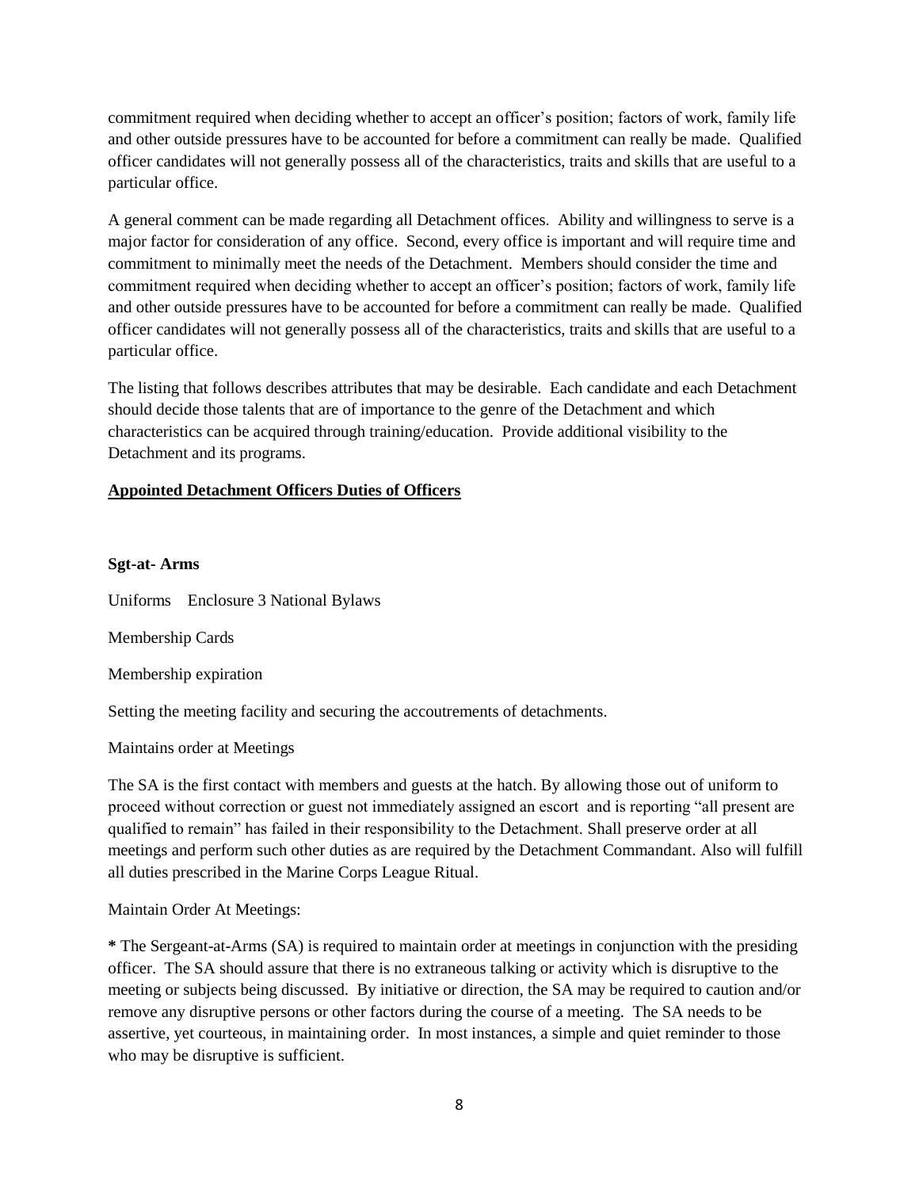commitment required when deciding whether to accept an officer's position; factors of work, family life and other outside pressures have to be accounted for before a commitment can really be made. Qualified officer candidates will not generally possess all of the characteristics, traits and skills that are useful to a particular office.

A general comment can be made regarding all Detachment offices. Ability and willingness to serve is a major factor for consideration of any office. Second, every office is important and will require time and commitment to minimally meet the needs of the Detachment. Members should consider the time and commitment required when deciding whether to accept an officer's position; factors of work, family life and other outside pressures have to be accounted for before a commitment can really be made. Qualified officer candidates will not generally possess all of the characteristics, traits and skills that are useful to a particular office.

The listing that follows describes attributes that may be desirable. Each candidate and each Detachment should decide those talents that are of importance to the genre of the Detachment and which characteristics can be acquired through training/education. Provide additional visibility to the Detachment and its programs.

<u>**Appointed Detachment Officers Duties of Officers**</u>

**Sgt-at- Arms**

Uniforms Enclosure 3 National Bylaws

Membership Cards

Membership expiration

Setting the meeting facility and securing the accoutrements of detachments.

Maintains order at Meetings

The SA is the first contact with members and guests at the hatch. By allowing those out of uniform to proceed without correction or guest not immediately assigned an escort and is reporting "all present are qualified to remain" has failed in their responsibility to the Detachment. Shall preserve order at all meetings and perform such other duties as are required by the Detachment Commandant. Also will fulfill all duties prescribed in the Marine Corps League Ritual.

Maintain Order At Meetings:

**\*** The Sergeant-at-Arms (SA) is required to maintain order at meetings in conjunction with the presiding officer. The SA should assure that there is no extraneous talking or activity which is disruptive to the meeting or subjects being discussed. By initiative or direction, the SA may be required to caution and/or remove any disruptive persons or other factors during the course of a meeting. The SA needs to be assertive, yet courteous, in maintaining order. In most instances, a simple and quiet reminder to those who may be disruptive is sufficient.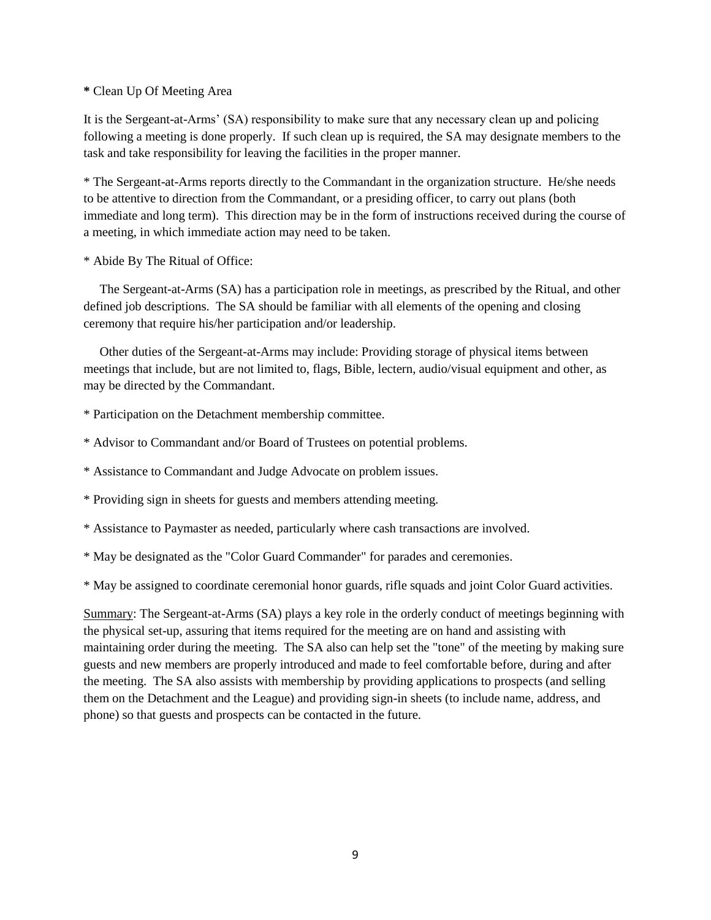**\*** Clean Up Of Meeting Area

It is the Sergeant-at-Arms' (SA) responsibility to make sure that any necessary clean up and policing following a meeting is done properly. If such clean up is required, the SA may designate members to the task and take responsibility for leaving the facilities in the proper manner.

* The Sergeant-at-Arms reports directly to the Commandant in the organization structure. He/she needs to be attentive to direction from the Commandant, or a presiding officer, to carry out plans (both immediate and long term). This direction may be in the form of instructions received during the course of a meeting, in which immediate action may need to be taken.

* Abide By The Ritual of Office:

The Sergeant-at-Arms (SA) has a participation role in meetings, as prescribed by the Ritual, and other defined job descriptions. The SA should be familiar with all elements of the opening and closing ceremony that require his/her participation and/or leadership.

Other duties of the Sergeant-at-Arms may include: Providing storage of physical items between meetings that include, but are not limited to, flags, Bible, lectern, audio/visual equipment and other, as may be directed by the Commandant.

* Participation on the Detachment membership committee.

* Advisor to Commandant and/or Board of Trustees on potential problems.

* Assistance to Commandant and Judge Advocate on problem issues.

* Providing sign in sheets for guests and members attending meeting.

* Assistance to Paymaster as needed, particularly where cash transactions are involved.

* May be designated as the "Color Guard Commander" for parades and ceremonies.

* May be assigned to coordinate ceremonial honor guards, rifle squads and joint Color Guard activities.

<u>Summary</u>: The Sergeant-at-Arms (SA) plays a key role in the orderly conduct of meetings beginning with the physical set-up, assuring that items required for the meeting are on hand and assisting with maintaining order during the meeting. The SA also can help set the "tone" of the meeting by making sure guests and new members are properly introduced and made to feel comfortable before, during and after the meeting. The SA also assists with membership by providing applications to prospects (and selling them on the Detachment and the League) and providing sign-in sheets (to include name, address, and phone) so that guests and prospects can be contacted in the future.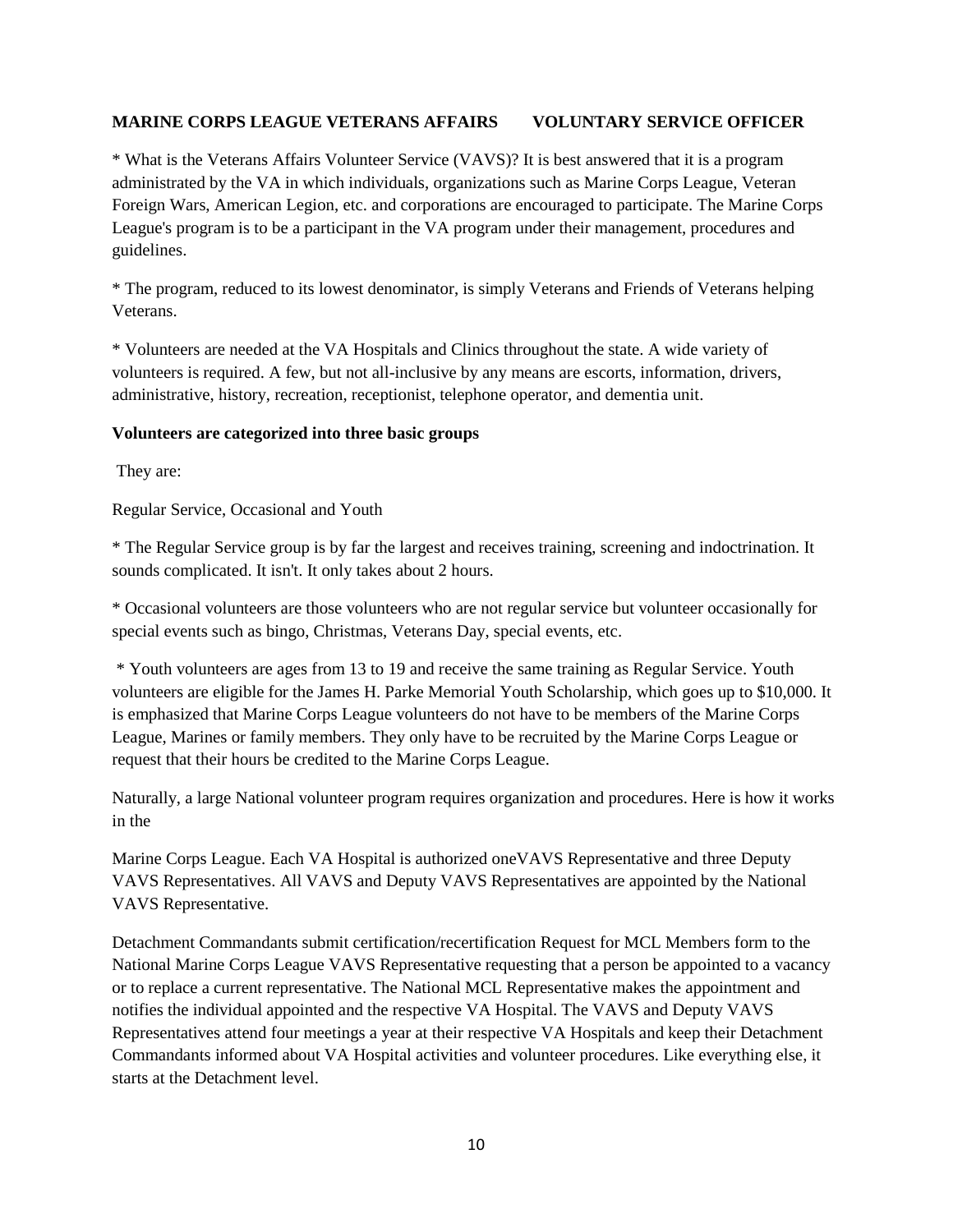**MARINE CORPS LEAGUE VETERANS AFFAIRS VOLUNTARY SERVICE OFFICER**

* What is the Veterans Affairs Volunteer Service (VAVS)? It is best answered that it is a program administrated by the VA in which individuals, organizations such as Marine Corps League, Veteran Foreign Wars, American Legion, etc. and corporations are encouraged to participate. The Marine Corps League's program is to be a participant in the VA program under their management, procedures and guidelines.

* The program, reduced to its lowest denominator, is simply Veterans and Friends of Veterans helping Veterans.

* Volunteers are needed at the VA Hospitals and Clinics throughout the state. A wide variety of volunteers is required. A few, but not all-inclusive by any means are escorts, information, drivers, administrative, history, recreation, receptionist, telephone operator, and dementia unit.

**Volunteers are categorized into three basic groups**

They are:

Regular Service, Occasional and Youth

* The Regular Service group is by far the largest and receives training, screening and indoctrination. It sounds complicated. It isn't. It only takes about 2 hours.

* Occasional volunteers are those volunteers who are not regular service but volunteer occasionally for special events such as bingo, Christmas, Veterans Day, special events, etc.

* Youth volunteers are ages from 13 to 19 and receive the same training as Regular Service. Youth volunteers are eligible for the James H. Parke Memorial Youth Scholarship, which goes up to $10,000. It is emphasized that Marine Corps League volunteers do not have to be members of the Marine Corps League, Marines or family members. They only have to be recruited by the Marine Corps League or request that their hours be credited to the Marine Corps League.

Naturally, a large National volunteer program requires organization and procedures. Here is how it works in the

Marine Corps League. Each VA Hospital is authorized oneVAVS Representative and three Deputy VAVS Representatives. All VAVS and Deputy VAVS Representatives are appointed by the National VAVS Representative.

Detachment Commandants submit certification/recertification Request for MCL Members form to the National Marine Corps League VAVS Representative requesting that a person be appointed to a vacancy or to replace a current representative. The National MCL Representative makes the appointment and notifies the individual appointed and the respective VA Hospital. The VAVS and Deputy VAVS Representatives attend four meetings a year at their respective VA Hospitals and keep their Detachment Commandants informed about VA Hospital activities and volunteer procedures. Like everything else, it starts at the Detachment level.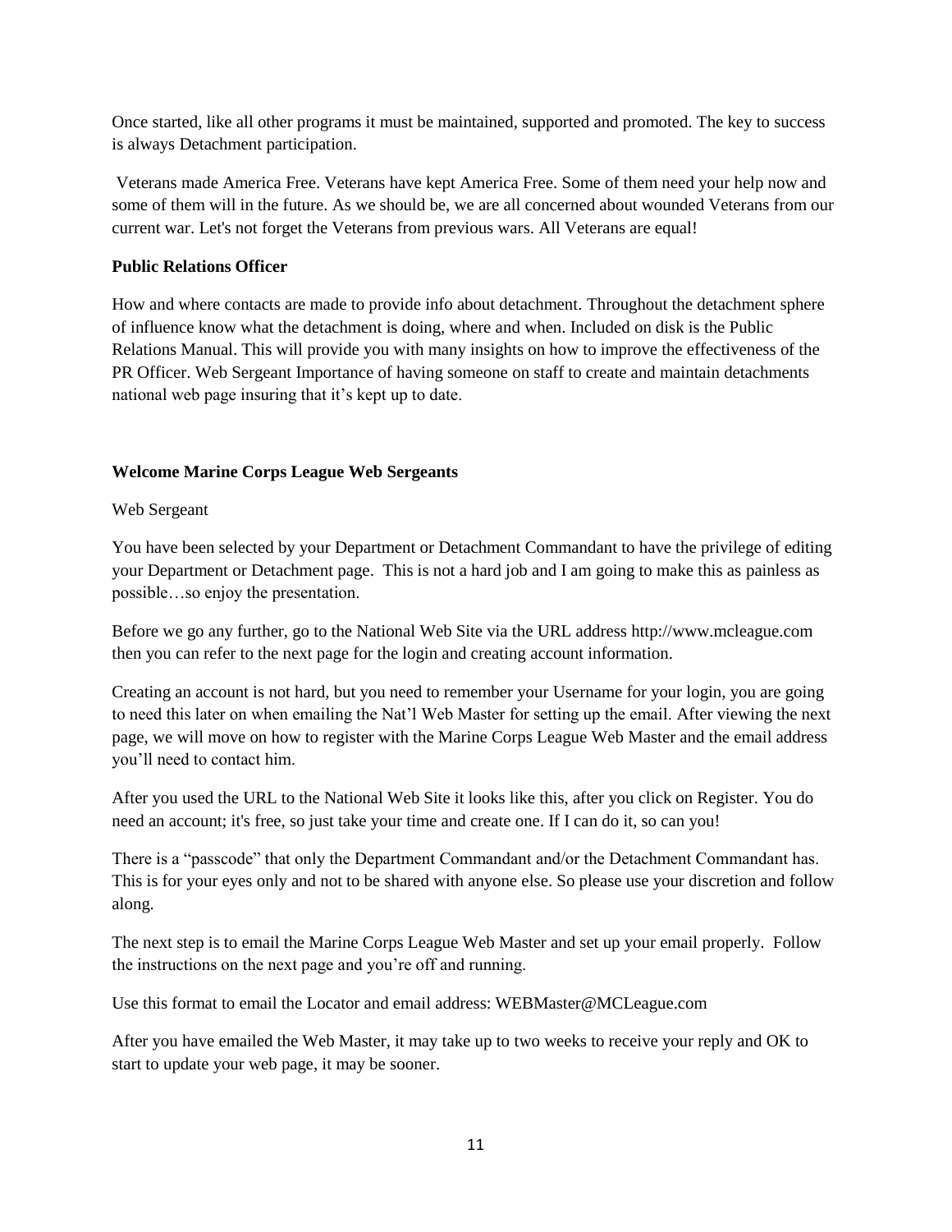Once started, like all other programs it must be maintained, supported and promoted. The key to success is always Detachment participation.

Veterans made America Free. Veterans have kept America Free. Some of them need your help now and some of them will in the future. As we should be, we are all concerned about wounded Veterans from our current war. Let's not forget the Veterans from previous wars. All Veterans are equal!

**Public Relations Officer**

How and where contacts are made to provide info about detachment. Throughout the detachment sphere of influence know what the detachment is doing, where and when. Included on disk is the Public Relations Manual. This will provide you with many insights on how to improve the effectiveness of the PR Officer. Web Sergeant Importance of having someone on staff to create and maintain detachments national web page insuring that it's kept up to date.

**Welcome Marine Corps League Web Sergeants**

Web Sergeant

You have been selected by your Department or Detachment Commandant to have the privilege of editing your Department or Detachment page. This is not a hard job and I am going to make this as painless as possible…so enjoy the presentation.

Before we go any further, go to the National Web Site via the URL address http://www.mcleague.com then you can refer to the next page for the login and creating account information.

Creating an account is not hard, but you need to remember your Username for your login, you are going to need this later on when emailing the Nat'l Web Master for setting up the email. After viewing the next page, we will move on how to register with the Marine Corps League Web Master and the email address you'll need to contact him.

After you used the URL to the National Web Site it looks like this, after you click on Register. You do need an account; it's free, so just take your time and create one. If I can do it, so can you!

There is a "passcode" that only the Department Commandant and/or the Detachment Commandant has. This is for your eyes only and not to be shared with anyone else. So please use your discretion and follow along.

The next step is to email the Marine Corps League Web Master and set up your email properly. Follow the instructions on the next page and you're off and running.

Use this format to email the Locator and email address: WEBMaster@MCLeague.com

After you have emailed the Web Master, it may take up to two weeks to receive your reply and OK to start to update your web page, it may be sooner.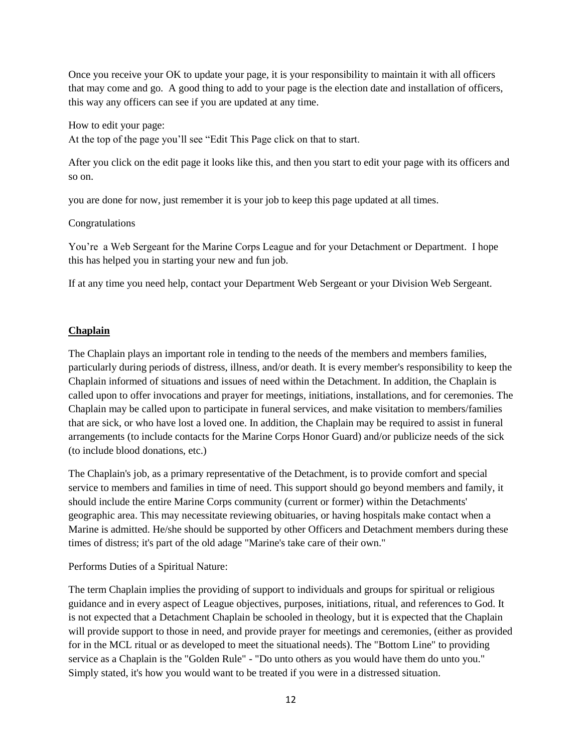Once you receive your OK to update your page, it is your responsibility to maintain it with all officers that may come and go. A good thing to add to your page is the election date and installation of officers, this way any officers can see if you are updated at any time.

How to edit your page:
At the top of the page you'll see "Edit This Page click on that to start.

After you click on the edit page it looks like this, and then you start to edit your page with its officers and so on.

you are done for now, just remember it is your job to keep this page updated at all times.

Congratulations

You're a Web Sergeant for the Marine Corps League and for your Detachment or Department. I hope this has helped you in starting your new and fun job.

If at any time you need help, contact your Department Web Sergeant or your Division Web Sergeant.

## Chaplain

The Chaplain plays an important role in tending to the needs of the members and members families, particularly during periods of distress, illness, and/or death. It is every member's responsibility to keep the Chaplain informed of situations and issues of need within the Detachment. In addition, the Chaplain is called upon to offer invocations and prayer for meetings, initiations, installations, and for ceremonies. The Chaplain may be called upon to participate in funeral services, and make visitation to members/families that are sick, or who have lost a loved one. In addition, the Chaplain may be required to assist in funeral arrangements (to include contacts for the Marine Corps Honor Guard) and/or publicize needs of the sick (to include blood donations, etc.)

The Chaplain's job, as a primary representative of the Detachment, is to provide comfort and special service to members and families in time of need. This support should go beyond members and family, it should include the entire Marine Corps community (current or former) within the Detachments' geographic area. This may necessitate reviewing obituaries, or having hospitals make contact when a Marine is admitted. He/she should be supported by other Officers and Detachment members during these times of distress; it's part of the old adage "Marine's take care of their own."

Performs Duties of a Spiritual Nature:

The term Chaplain implies the providing of support to individuals and groups for spiritual or religious guidance and in every aspect of League objectives, purposes, initiations, ritual, and references to God. It is not expected that a Detachment Chaplain be schooled in theology, but it is expected that the Chaplain will provide support to those in need, and provide prayer for meetings and ceremonies, (either as provided for in the MCL ritual or as developed to meet the situational needs). The "Bottom Line" to providing service as a Chaplain is the "Golden Rule" - "Do unto others as you would have them do unto you." Simply stated, it's how you would want to be treated if you were in a distressed situation.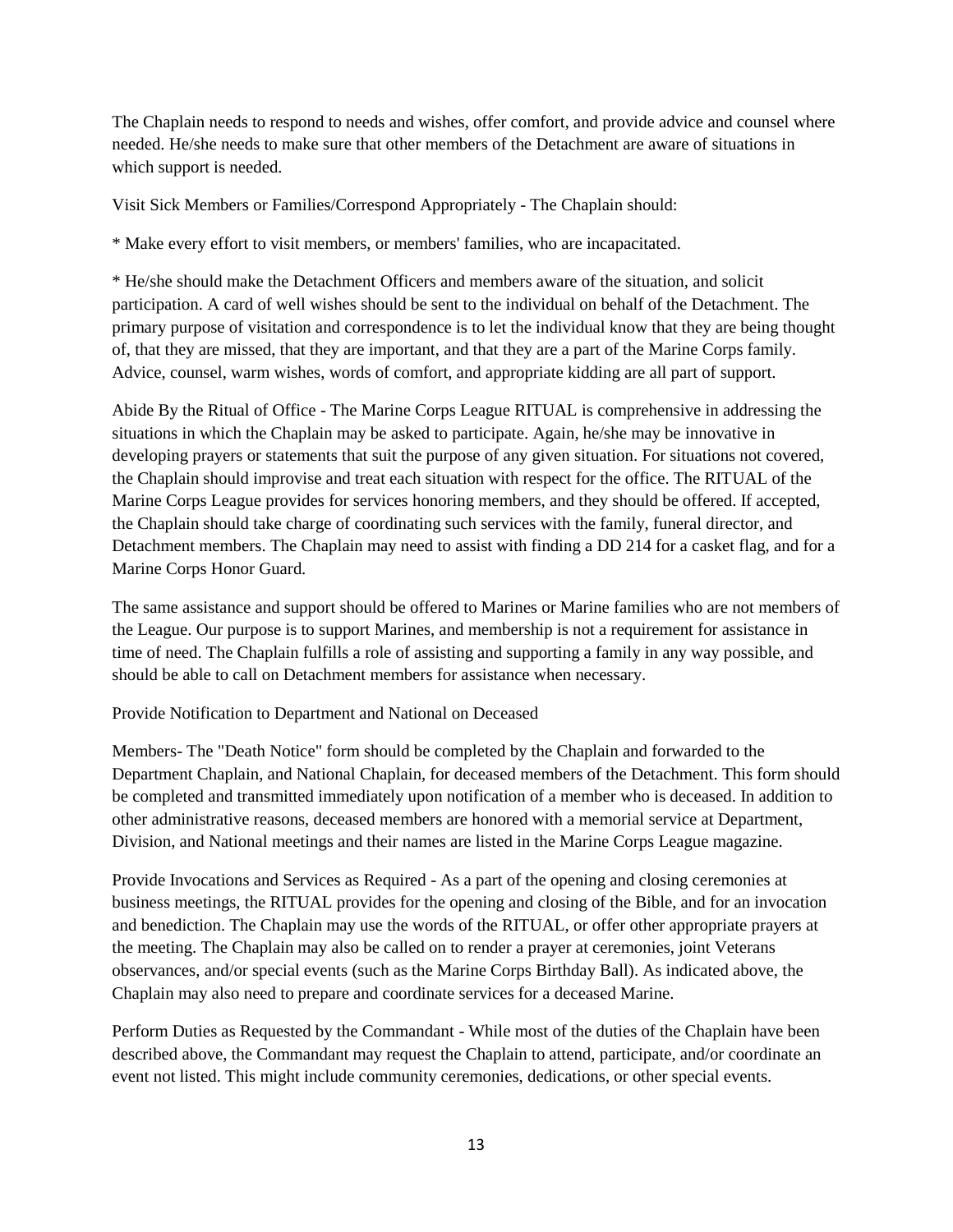The Chaplain needs to respond to needs and wishes, offer comfort, and provide advice and counsel where needed. He/she needs to make sure that other members of the Detachment are aware of situations in which support is needed.

Visit Sick Members or Families/Correspond Appropriately - The Chaplain should:

* Make every effort to visit members, or members' families, who are incapacitated.

* He/she should make the Detachment Officers and members aware of the situation, and solicit participation. A card of well wishes should be sent to the individual on behalf of the Detachment. The primary purpose of visitation and correspondence is to let the individual know that they are being thought of, that they are missed, that they are important, and that they are a part of the Marine Corps family. Advice, counsel, warm wishes, words of comfort, and appropriate kidding are all part of support.

Abide By the Ritual of Office - The Marine Corps League RITUAL is comprehensive in addressing the situations in which the Chaplain may be asked to participate. Again, he/she may be innovative in developing prayers or statements that suit the purpose of any given situation. For situations not covered, the Chaplain should improvise and treat each situation with respect for the office. The RITUAL of the Marine Corps League provides for services honoring members, and they should be offered. If accepted, the Chaplain should take charge of coordinating such services with the family, funeral director, and Detachment members. The Chaplain may need to assist with finding a DD 214 for a casket flag, and for a Marine Corps Honor Guard.

The same assistance and support should be offered to Marines or Marine families who are not members of the League. Our purpose is to support Marines, and membership is not a requirement for assistance in time of need. The Chaplain fulfills a role of assisting and supporting a family in any way possible, and should be able to call on Detachment members for assistance when necessary.

Provide Notification to Department and National on Deceased

Members- The "Death Notice" form should be completed by the Chaplain and forwarded to the Department Chaplain, and National Chaplain, for deceased members of the Detachment. This form should be completed and transmitted immediately upon notification of a member who is deceased. In addition to other administrative reasons, deceased members are honored with a memorial service at Department, Division, and National meetings and their names are listed in the Marine Corps League magazine.

Provide Invocations and Services as Required - As a part of the opening and closing ceremonies at business meetings, the RITUAL provides for the opening and closing of the Bible, and for an invocation and benediction. The Chaplain may use the words of the RITUAL, or offer other appropriate prayers at the meeting. The Chaplain may also be called on to render a prayer at ceremonies, joint Veterans observances, and/or special events (such as the Marine Corps Birthday Ball). As indicated above, the Chaplain may also need to prepare and coordinate services for a deceased Marine.

Perform Duties as Requested by the Commandant - While most of the duties of the Chaplain have been described above, the Commandant may request the Chaplain to attend, participate, and/or coordinate an event not listed. This might include community ceremonies, dedications, or other special events.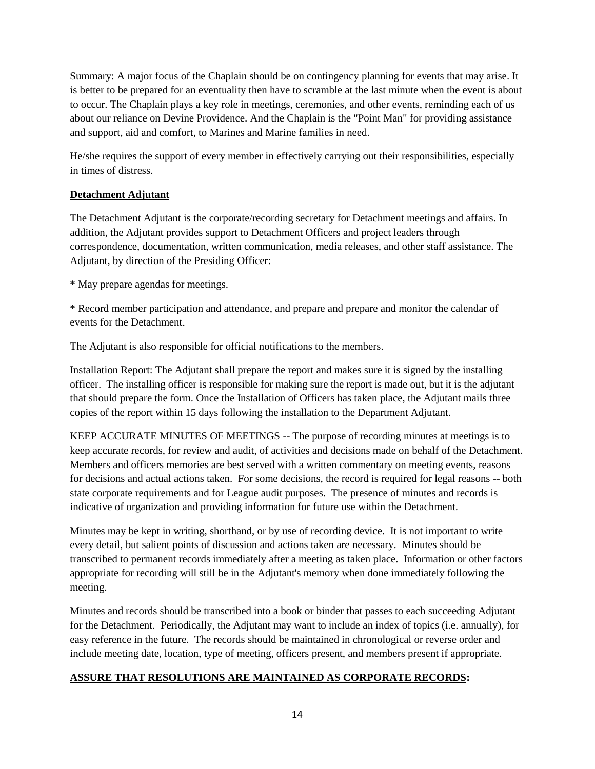Summary: A major focus of the Chaplain should be on contingency planning for events that may arise. It is better to be prepared for an eventuality then have to scramble at the last minute when the event is about to occur. The Chaplain plays a key role in meetings, ceremonies, and other events, reminding each of us about our reliance on Devine Providence. And the Chaplain is the "Point Man" for providing assistance and support, aid and comfort, to Marines and Marine families in need.

He/she requires the support of every member in effectively carrying out their responsibilities, especially in times of distress.

**Detachment Adjutant**

The Detachment Adjutant is the corporate/recording secretary for Detachment meetings and affairs. In addition, the Adjutant provides support to Detachment Officers and project leaders through correspondence, documentation, written communication, media releases, and other staff assistance. The Adjutant, by direction of the Presiding Officer:

* May prepare agendas for meetings.

* Record member participation and attendance, and prepare and prepare and monitor the calendar of events for the Detachment.

The Adjutant is also responsible for official notifications to the members.

Installation Report: The Adjutant shall prepare the report and makes sure it is signed by the installing officer. The installing officer is responsible for making sure the report is made out, but it is the adjutant that should prepare the form. Once the Installation of Officers has taken place, the Adjutant mails three copies of the report within 15 days following the installation to the Department Adjutant.

KEEP ACCURATE MINUTES OF MEETINGS -- The purpose of recording minutes at meetings is to keep accurate records, for review and audit, of activities and decisions made on behalf of the Detachment. Members and officers memories are best served with a written commentary on meeting events, reasons for decisions and actual actions taken. For some decisions, the record is required for legal reasons -- both state corporate requirements and for League audit purposes. The presence of minutes and records is indicative of organization and providing information for future use within the Detachment.

Minutes may be kept in writing, shorthand, or by use of recording device. It is not important to write every detail, but salient points of discussion and actions taken are necessary. Minutes should be transcribed to permanent records immediately after a meeting as taken place. Information or other factors appropriate for recording will still be in the Adjutant's memory when done immediately following the meeting.

Minutes and records should be transcribed into a book or binder that passes to each succeeding Adjutant for the Detachment. Periodically, the Adjutant may want to include an index of topics (i.e. annually), for easy reference in the future. The records should be maintained in chronological or reverse order and include meeting date, location, type of meeting, officers present, and members present if appropriate.

**ASSURE THAT RESOLUTIONS ARE MAINTAINED AS CORPORATE RECORDS:**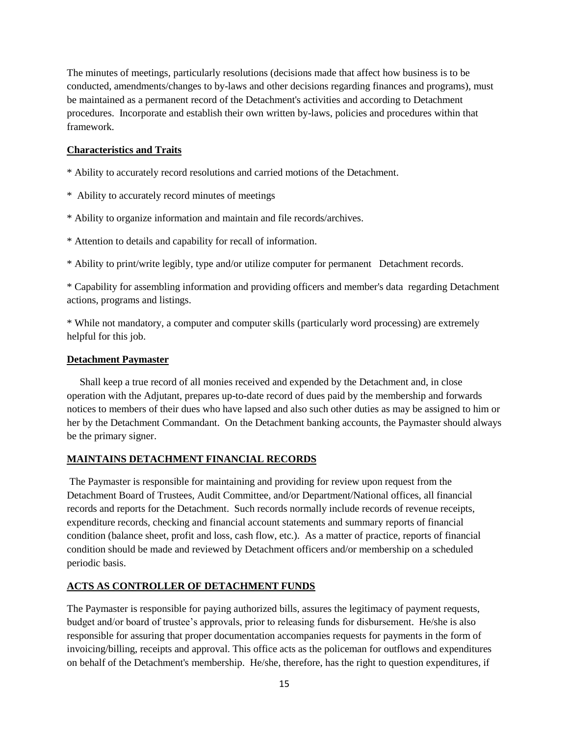The minutes of meetings, particularly resolutions (decisions made that affect how business is to be conducted, amendments/changes to by-laws and other decisions regarding finances and programs), must be maintained as a permanent record of the Detachment's activities and according to Detachment procedures. Incorporate and establish their own written by-laws, policies and procedures within that framework.

**Characteristics and Traits**

* Ability to accurately record resolutions and carried motions of the Detachment.

* Ability to accurately record minutes of meetings

* Ability to organize information and maintain and file records/archives.

* Attention to details and capability for recall of information.

* Ability to print/write legibly, type and/or utilize computer for permanent Detachment records.

* Capability for assembling information and providing officers and member's data regarding Detachment actions, programs and listings.

* While not mandatory, a computer and computer skills (particularly word processing) are extremely helpful for this job.

**Detachment Paymaster**

Shall keep a true record of all monies received and expended by the Detachment and, in close operation with the Adjutant, prepares up-to-date record of dues paid by the membership and forwards notices to members of their dues who have lapsed and also such other duties as may be assigned to him or her by the Detachment Commandant. On the Detachment banking accounts, the Paymaster should always be the primary signer.

**MAINTAINS DETACHMENT FINANCIAL RECORDS**

The Paymaster is responsible for maintaining and providing for review upon request from the Detachment Board of Trustees, Audit Committee, and/or Department/National offices, all financial records and reports for the Detachment. Such records normally include records of revenue receipts, expenditure records, checking and financial account statements and summary reports of financial condition (balance sheet, profit and loss, cash flow, etc.). As a matter of practice, reports of financial condition should be made and reviewed by Detachment officers and/or membership on a scheduled periodic basis.

**ACTS AS CONTROLLER OF DETACHMENT FUNDS**

The Paymaster is responsible for paying authorized bills, assures the legitimacy of payment requests, budget and/or board of trustee's approvals, prior to releasing funds for disbursement. He/she is also responsible for assuring that proper documentation accompanies requests for payments in the form of invoicing/billing, receipts and approval. This office acts as the policeman for outflows and expenditures on behalf of the Detachment's membership. He/she, therefore, has the right to question expenditures, if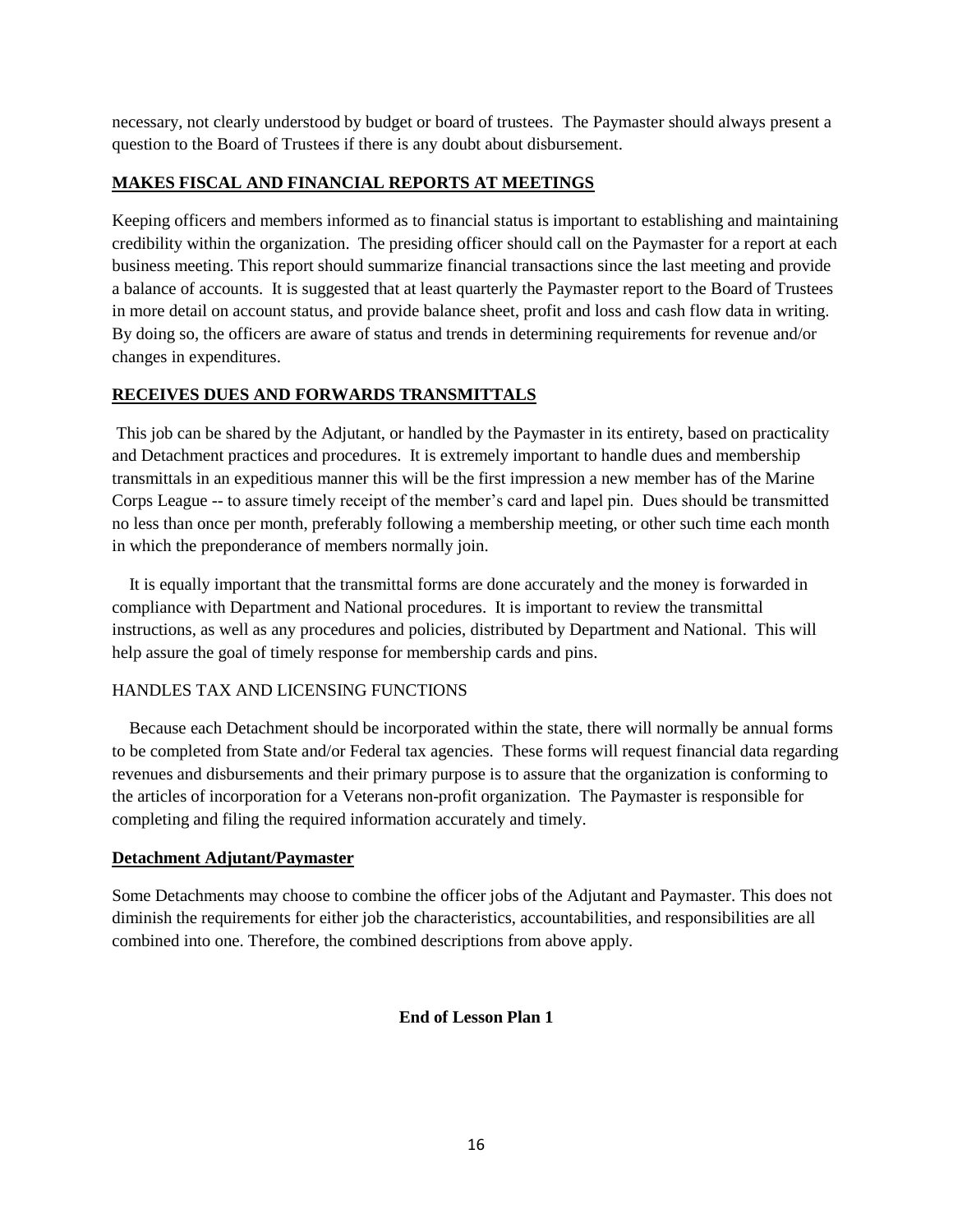necessary, not clearly understood by budget or board of trustees. The Paymaster should always present a question to the Board of Trustees if there is any doubt about disbursement.

**MAKES FISCAL AND FINANCIAL REPORTS AT MEETINGS**

Keeping officers and members informed as to financial status is important to establishing and maintaining credibility within the organization. The presiding officer should call on the Paymaster for a report at each business meeting. This report should summarize financial transactions since the last meeting and provide a balance of accounts. It is suggested that at least quarterly the Paymaster report to the Board of Trustees in more detail on account status, and provide balance sheet, profit and loss and cash flow data in writing. By doing so, the officers are aware of status and trends in determining requirements for revenue and/or changes in expenditures.

**RECEIVES DUES AND FORWARDS TRANSMITTALS**

This job can be shared by the Adjutant, or handled by the Paymaster in its entirety, based on practicality and Detachment practices and procedures. It is extremely important to handle dues and membership transmittals in an expeditious manner this will be the first impression a new member has of the Marine Corps League -- to assure timely receipt of the member's card and lapel pin. Dues should be transmitted no less than once per month, preferably following a membership meeting, or other such time each month in which the preponderance of members normally join.

It is equally important that the transmittal forms are done accurately and the money is forwarded in compliance with Department and National procedures. It is important to review the transmittal instructions, as well as any procedures and policies, distributed by Department and National. This will help assure the goal of timely response for membership cards and pins.

HANDLES TAX AND LICENSING FUNCTIONS

Because each Detachment should be incorporated within the state, there will normally be annual forms to be completed from State and/or Federal tax agencies. These forms will request financial data regarding revenues and disbursements and their primary purpose is to assure that the organization is conforming to the articles of incorporation for a Veterans non-profit organization. The Paymaster is responsible for completing and filing the required information accurately and timely.

**Detachment Adjutant/Paymaster**

Some Detachments may choose to combine the officer jobs of the Adjutant and Paymaster. This does not diminish the requirements for either job the characteristics, accountabilities, and responsibilities are all combined into one. Therefore, the combined descriptions from above apply.

**End of Lesson Plan 1**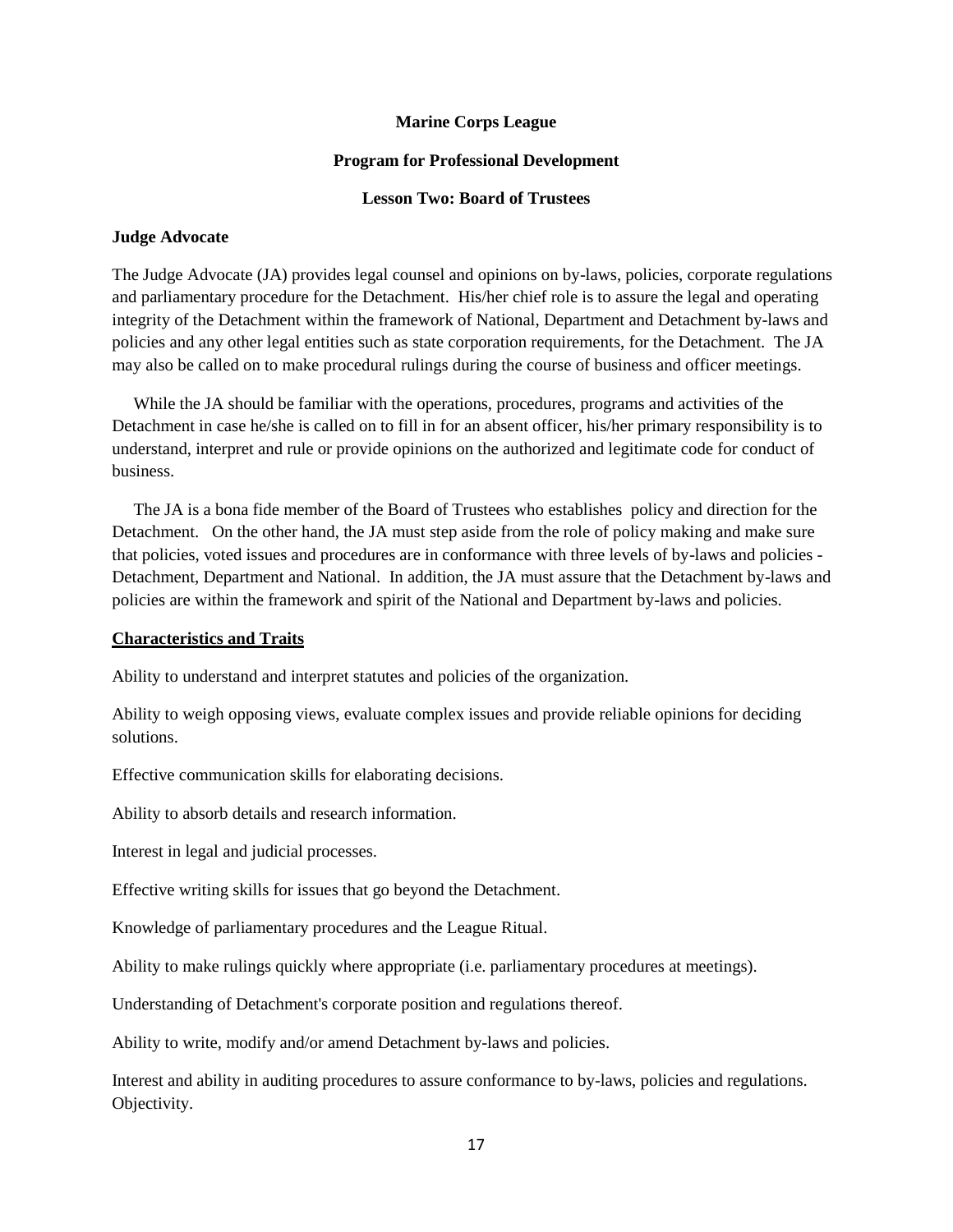**Marine Corps League**

**Program for Professional Development**

**Lesson Two: Board of Trustees**

**Judge Advocate**

The Judge Advocate (JA) provides legal counsel and opinions on by-laws, policies, corporate regulations and parliamentary procedure for the Detachment. His/her chief role is to assure the legal and operating integrity of the Detachment within the framework of National, Department and Detachment by-laws and policies and any other legal entities such as state corporation requirements, for the Detachment. The JA may also be called on to make procedural rulings during the course of business and officer meetings.

While the JA should be familiar with the operations, procedures, programs and activities of the Detachment in case he/she is called on to fill in for an absent officer, his/her primary responsibility is to understand, interpret and rule or provide opinions on the authorized and legitimate code for conduct of business.

The JA is a bona fide member of the Board of Trustees who establishes policy and direction for the Detachment. On the other hand, the JA must step aside from the role of policy making and make sure that policies, voted issues and procedures are in conformance with three levels of by-laws and policies - Detachment, Department and National. In addition, the JA must assure that the Detachment by-laws and policies are within the framework and spirit of the National and Department by-laws and policies.

**Characteristics and Traits**

Ability to understand and interpret statutes and policies of the organization.

Ability to weigh opposing views, evaluate complex issues and provide reliable opinions for deciding solutions.

Effective communication skills for elaborating decisions.

Ability to absorb details and research information.

Interest in legal and judicial processes.

Effective writing skills for issues that go beyond the Detachment.

Knowledge of parliamentary procedures and the League Ritual.

Ability to make rulings quickly where appropriate (i.e. parliamentary procedures at meetings).

Understanding of Detachment's corporate position and regulations thereof.

Ability to write, modify and/or amend Detachment by-laws and policies.

Interest and ability in auditing procedures to assure conformance to by-laws, policies and regulations.
Objectivity.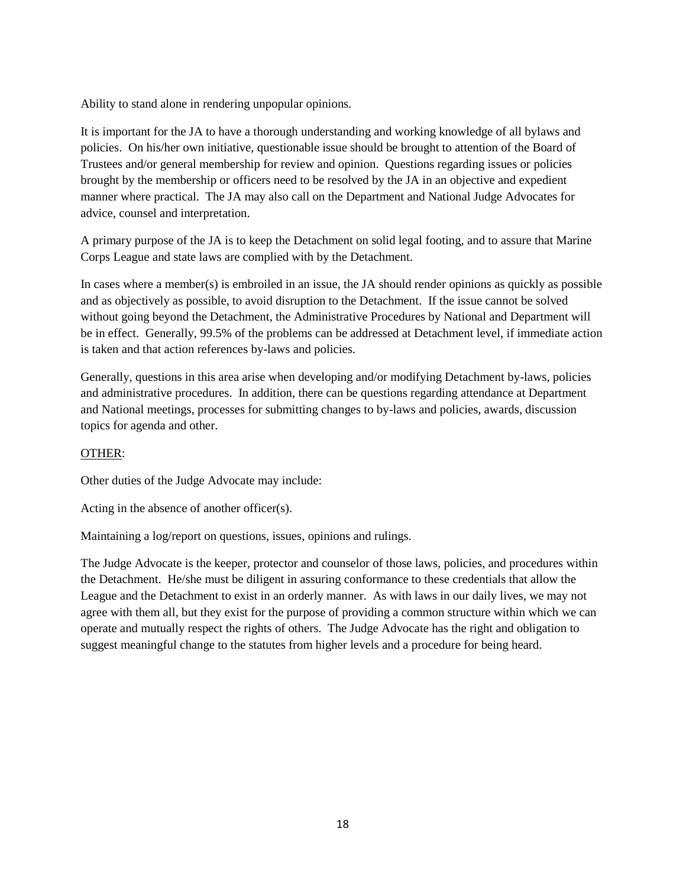Ability to stand alone in rendering unpopular opinions.

It is important for the JA to have a thorough understanding and working knowledge of all bylaws and policies. On his/her own initiative, questionable issue should be brought to attention of the Board of Trustees and/or general membership for review and opinion. Questions regarding issues or policies brought by the membership or officers need to be resolved by the JA in an objective and expedient manner where practical. The JA may also call on the Department and National Judge Advocates for advice, counsel and interpretation.

A primary purpose of the JA is to keep the Detachment on solid legal footing, and to assure that Marine Corps League and state laws are complied with by the Detachment.

In cases where a member(s) is embroiled in an issue, the JA should render opinions as quickly as possible and as objectively as possible, to avoid disruption to the Detachment. If the issue cannot be solved without going beyond the Detachment, the Administrative Procedures by National and Department will be in effect. Generally, 99.5% of the problems can be addressed at Detachment level, if immediate action is taken and that action references by-laws and policies.

Generally, questions in this area arise when developing and/or modifying Detachment by-laws, policies and administrative procedures. In addition, there can be questions regarding attendance at Department and National meetings, processes for submitting changes to by-laws and policies, awards, discussion topics for agenda and other.

<u>OTHER</u>:

Other duties of the Judge Advocate may include:

Acting in the absence of another officer(s).

Maintaining a log/report on questions, issues, opinions and rulings.

The Judge Advocate is the keeper, protector and counselor of those laws, policies, and procedures within the Detachment. He/she must be diligent in assuring conformance to these credentials that allow the League and the Detachment to exist in an orderly manner. As with laws in our daily lives, we may not agree with them all, but they exist for the purpose of providing a common structure within which we can operate and mutually respect the rights of others. The Judge Advocate has the right and obligation to suggest meaningful change to the statutes from higher levels and a procedure for being heard.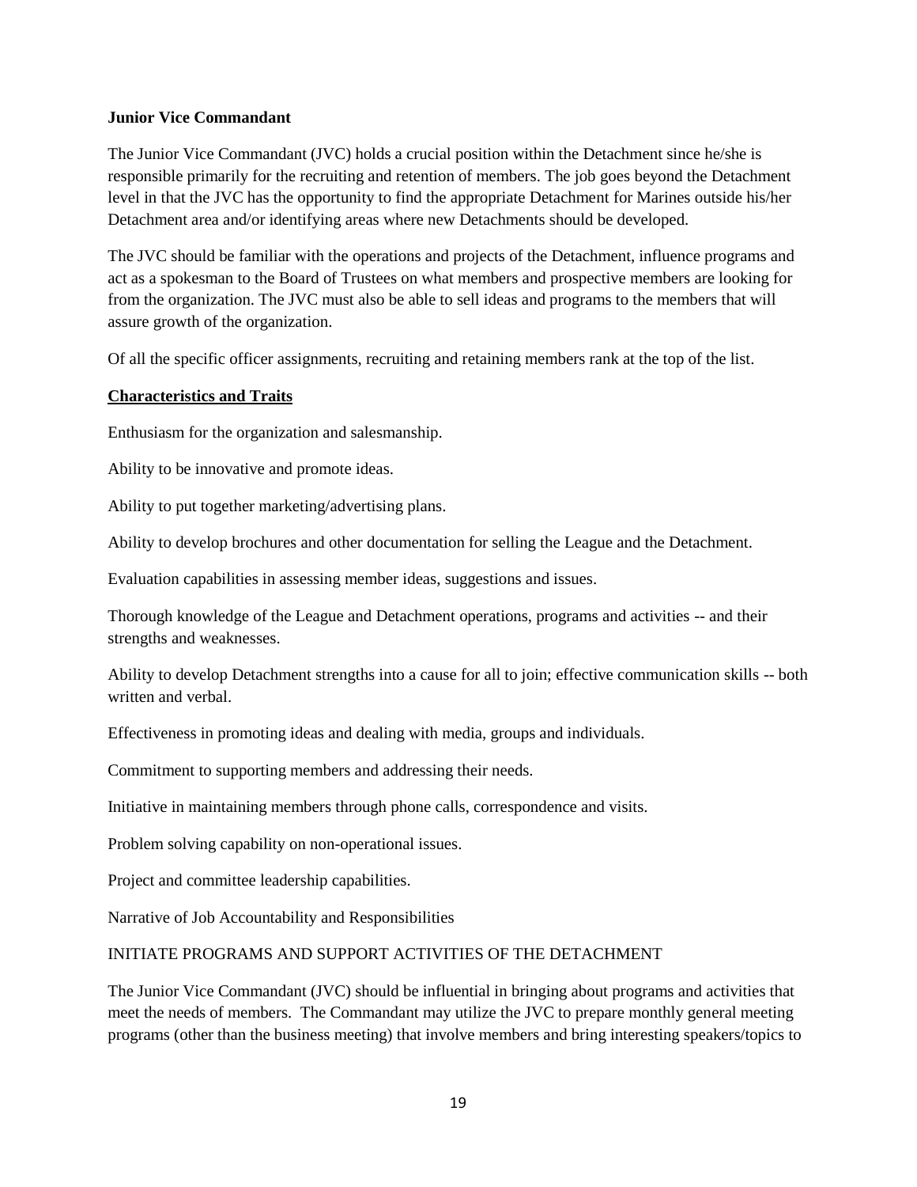**Junior Vice Commandant**

The Junior Vice Commandant (JVC) holds a crucial position within the Detachment since he/she is responsible primarily for the recruiting and retention of members. The job goes beyond the Detachment level in that the JVC has the opportunity to find the appropriate Detachment for Marines outside his/her Detachment area and/or identifying areas where new Detachments should be developed.

The JVC should be familiar with the operations and projects of the Detachment, influence programs and act as a spokesman to the Board of Trustees on what members and prospective members are looking for from the organization. The JVC must also be able to sell ideas and programs to the members that will assure growth of the organization.

Of all the specific officer assignments, recruiting and retaining members rank at the top of the list.

**Characteristics and Traits**

Enthusiasm for the organization and salesmanship.

Ability to be innovative and promote ideas.

Ability to put together marketing/advertising plans.

Ability to develop brochures and other documentation for selling the League and the Detachment.

Evaluation capabilities in assessing member ideas, suggestions and issues.

Thorough knowledge of the League and Detachment operations, programs and activities -- and their strengths and weaknesses.

Ability to develop Detachment strengths into a cause for all to join; effective communication skills -- both written and verbal.

Effectiveness in promoting ideas and dealing with media, groups and individuals.

Commitment to supporting members and addressing their needs.

Initiative in maintaining members through phone calls, correspondence and visits.

Problem solving capability on non-operational issues.

Project and committee leadership capabilities.

Narrative of Job Accountability and Responsibilities

INITIATE PROGRAMS AND SUPPORT ACTIVITIES OF THE DETACHMENT

The Junior Vice Commandant (JVC) should be influential in bringing about programs and activities that meet the needs of members. The Commandant may utilize the JVC to prepare monthly general meeting programs (other than the business meeting) that involve members and bring interesting speakers/topics to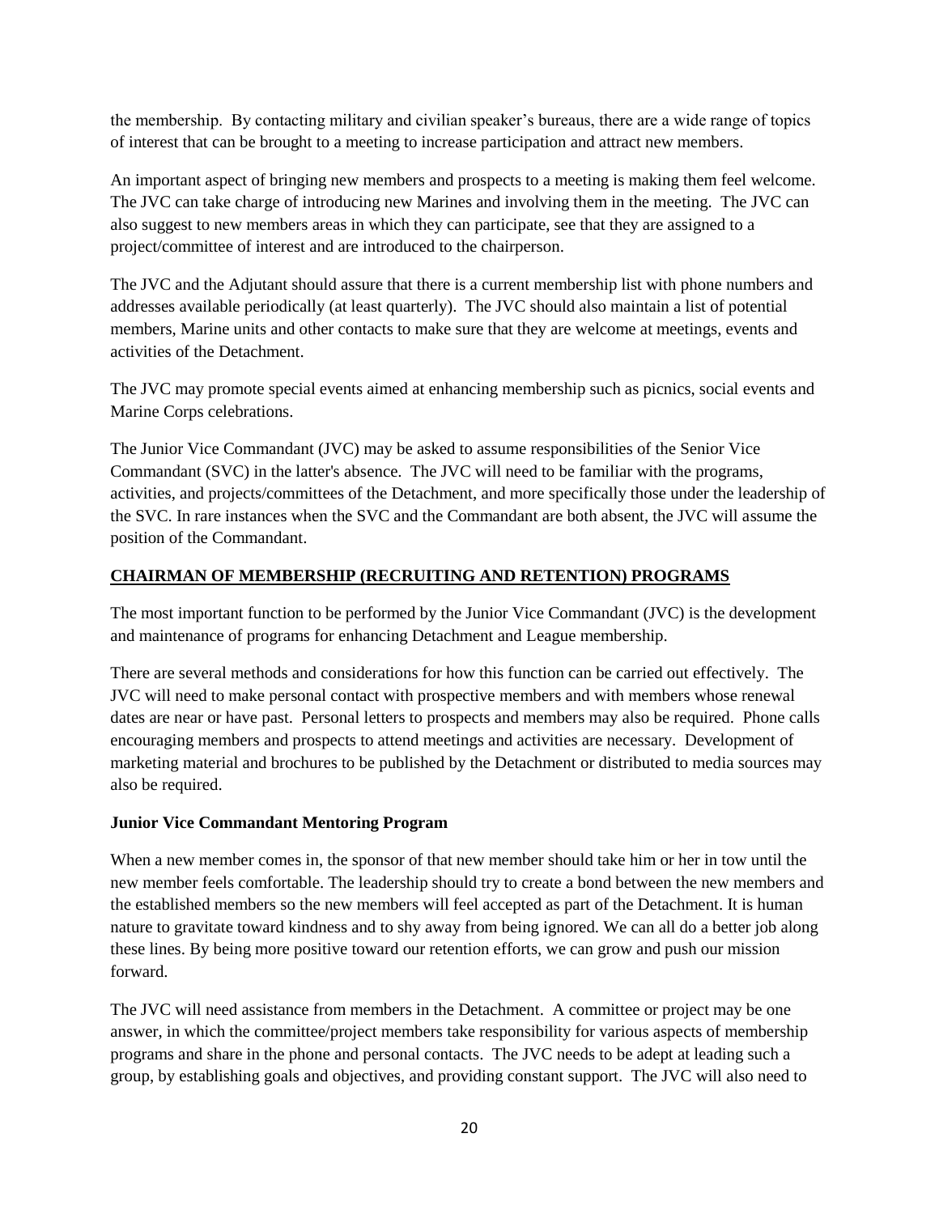the membership. By contacting military and civilian speaker's bureaus, there are a wide range of topics of interest that can be brought to a meeting to increase participation and attract new members.

An important aspect of bringing new members and prospects to a meeting is making them feel welcome. The JVC can take charge of introducing new Marines and involving them in the meeting. The JVC can also suggest to new members areas in which they can participate, see that they are assigned to a project/committee of interest and are introduced to the chairperson.

The JVC and the Adjutant should assure that there is a current membership list with phone numbers and addresses available periodically (at least quarterly). The JVC should also maintain a list of potential members, Marine units and other contacts to make sure that they are welcome at meetings, events and activities of the Detachment.

The JVC may promote special events aimed at enhancing membership such as picnics, social events and Marine Corps celebrations.

The Junior Vice Commandant (JVC) may be asked to assume responsibilities of the Senior Vice Commandant (SVC) in the latter's absence. The JVC will need to be familiar with the programs, activities, and projects/committees of the Detachment, and more specifically those under the leadership of the SVC. In rare instances when the SVC and the Commandant are both absent, the JVC will assume the position of the Commandant.

## CHAIRMAN OF MEMBERSHIP (RECRUITING AND RETENTION) PROGRAMS

The most important function to be performed by the Junior Vice Commandant (JVC) is the development and maintenance of programs for enhancing Detachment and League membership.

There are several methods and considerations for how this function can be carried out effectively. The JVC will need to make personal contact with prospective members and with members whose renewal dates are near or have past. Personal letters to prospects and members may also be required. Phone calls encouraging members and prospects to attend meetings and activities are necessary. Development of marketing material and brochures to be published by the Detachment or distributed to media sources may also be required.

### Junior Vice Commandant Mentoring Program

When a new member comes in, the sponsor of that new member should take him or her in tow until the new member feels comfortable. The leadership should try to create a bond between the new members and the established members so the new members will feel accepted as part of the Detachment. It is human nature to gravitate toward kindness and to shy away from being ignored. We can all do a better job along these lines. By being more positive toward our retention efforts, we can grow and push our mission forward.

The JVC will need assistance from members in the Detachment. A committee or project may be one answer, in which the committee/project members take responsibility for various aspects of membership programs and share in the phone and personal contacts. The JVC needs to be adept at leading such a group, by establishing goals and objectives, and providing constant support. The JVC will also need to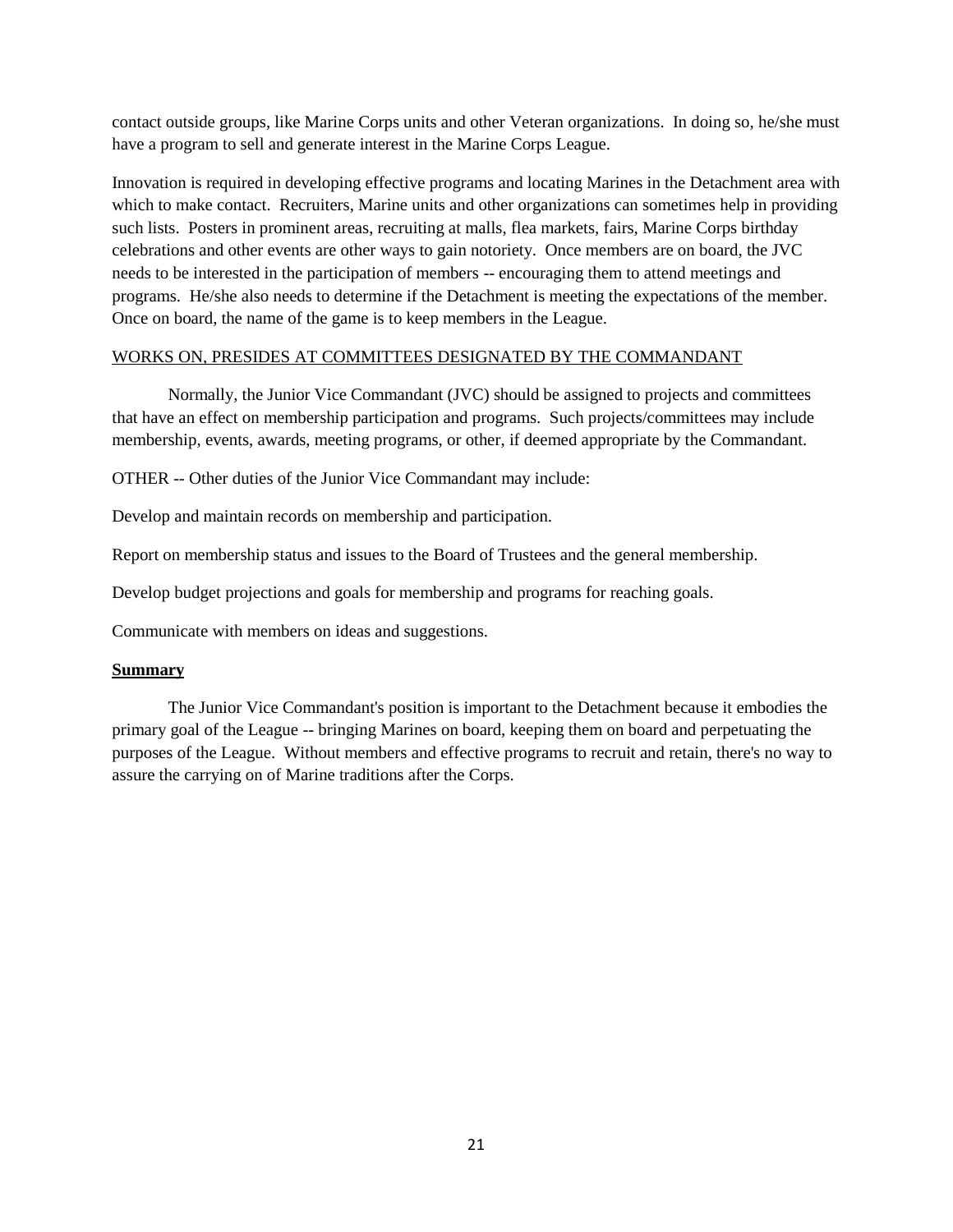contact outside groups, like Marine Corps units and other Veteran organizations. In doing so, he/she must have a program to sell and generate interest in the Marine Corps League.

Innovation is required in developing effective programs and locating Marines in the Detachment area with which to make contact. Recruiters, Marine units and other organizations can sometimes help in providing such lists. Posters in prominent areas, recruiting at malls, flea markets, fairs, Marine Corps birthday celebrations and other events are other ways to gain notoriety. Once members are on board, the JVC needs to be interested in the participation of members -- encouraging them to attend meetings and programs. He/she also needs to determine if the Detachment is meeting the expectations of the member. Once on board, the name of the game is to keep members in the League.

<u>WORKS ON, PRESIDES AT COMMITTEES DESIGNATED BY THE COMMANDANT</u>

Normally, the Junior Vice Commandant (JVC) should be assigned to projects and committees that have an effect on membership participation and programs. Such projects/committees may include membership, events, awards, meeting programs, or other, if deemed appropriate by the Commandant.

OTHER -- Other duties of the Junior Vice Commandant may include:

Develop and maintain records on membership and participation.

Report on membership status and issues to the Board of Trustees and the general membership.

Develop budget projections and goals for membership and programs for reaching goals.

Communicate with members on ideas and suggestions.

**Summary**

The Junior Vice Commandant's position is important to the Detachment because it embodies the primary goal of the League -- bringing Marines on board, keeping them on board and perpetuating the purposes of the League. Without members and effective programs to recruit and retain, there's no way to assure the carrying on of Marine traditions after the Corps.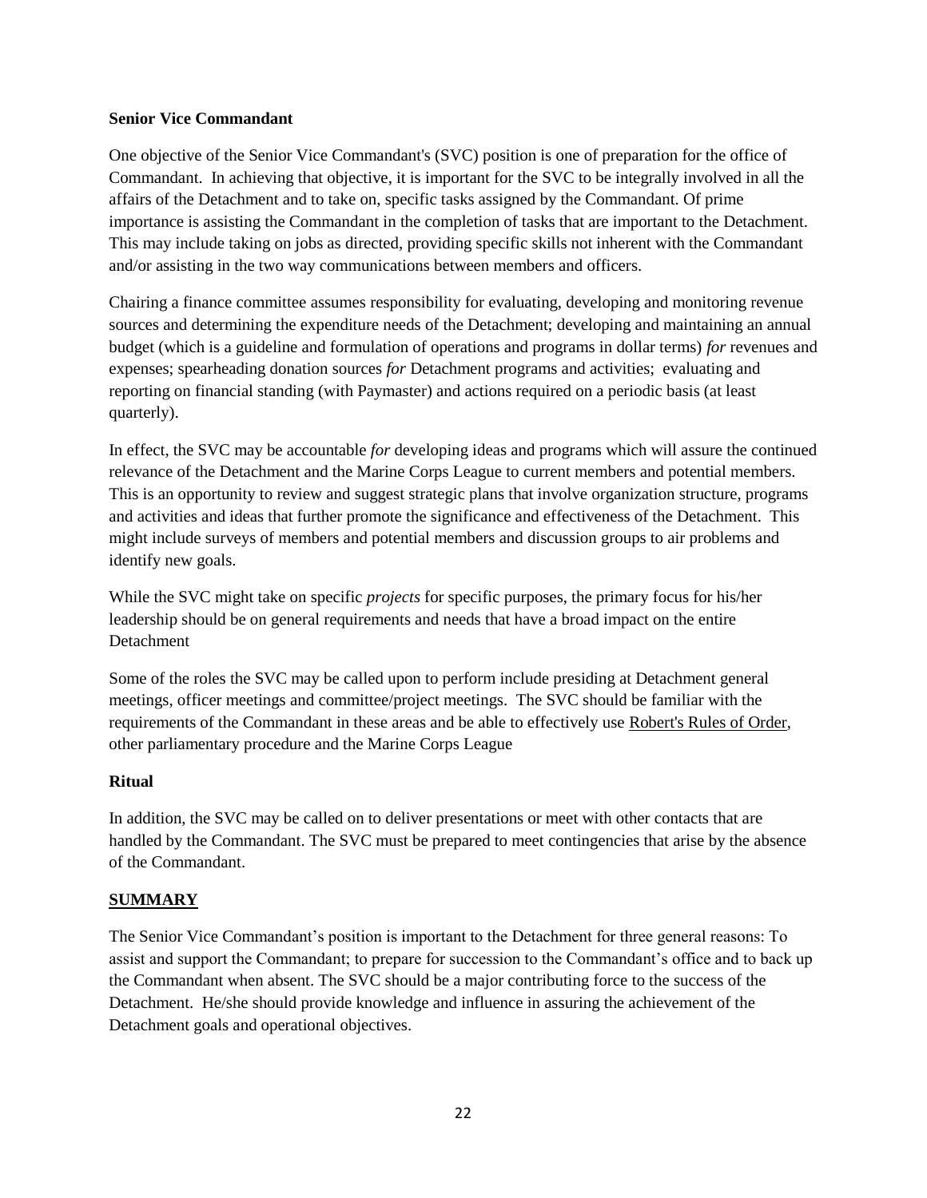**Senior Vice Commandant**

One objective of the Senior Vice Commandant's (SVC) position is one of preparation for the office of Commandant. In achieving that objective, it is important for the SVC to be integrally involved in all the affairs of the Detachment and to take on, specific tasks assigned by the Commandant. Of prime importance is assisting the Commandant in the completion of tasks that are important to the Detachment. This may include taking on jobs as directed, providing specific skills not inherent with the Commandant and/or assisting in the two way communications between members and officers.

Chairing a finance committee assumes responsibility for evaluating, developing and monitoring revenue sources and determining the expenditure needs of the Detachment; developing and maintaining an annual budget (which is a guideline and formulation of operations and programs in dollar terms) *for* revenues and expenses; spearheading donation sources *for* Detachment programs and activities; evaluating and reporting on financial standing (with Paymaster) and actions required on a periodic basis (at least quarterly).

In effect, the SVC may be accountable *for* developing ideas and programs which will assure the continued relevance of the Detachment and the Marine Corps League to current members and potential members. This is an opportunity to review and suggest strategic plans that involve organization structure, programs and activities and ideas that further promote the significance and effectiveness of the Detachment. This might include surveys of members and potential members and discussion groups to air problems and identify new goals.

While the SVC might take on specific *projects* for specific purposes, the primary focus for his/her leadership should be on general requirements and needs that have a broad impact on the entire Detachment

Some of the roles the SVC may be called upon to perform include presiding at Detachment general meetings, officer meetings and committee/project meetings. The SVC should be familiar with the requirements of the Commandant in these areas and be able to effectively use Robert's Rules of Order, other parliamentary procedure and the Marine Corps League

**Ritual**

In addition, the SVC may be called on to deliver presentations or meet with other contacts that are handled by the Commandant. The SVC must be prepared to meet contingencies that arise by the absence of the Commandant.

**SUMMARY**

The Senior Vice Commandant's position is important to the Detachment for three general reasons: To assist and support the Commandant; to prepare for succession to the Commandant's office and to back up the Commandant when absent. The SVC should be a major contributing force to the success of the Detachment. He/she should provide knowledge and influence in assuring the achievement of the Detachment goals and operational objectives.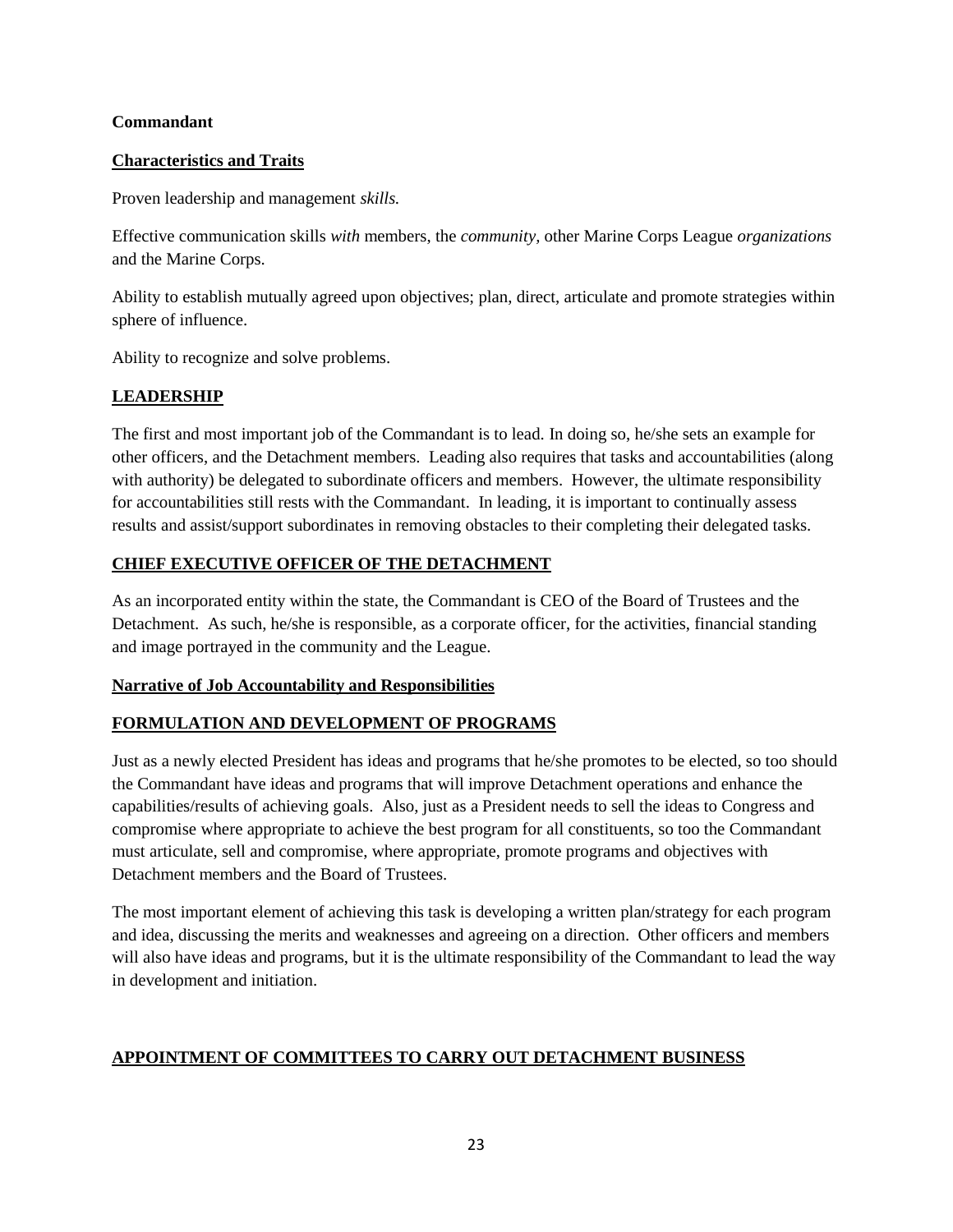**Commandant**

**Characteristics and Traits**

Proven leadership and management *skills.*

Effective communication skills *with* members, the *community*, other Marine Corps League *organizations* and the Marine Corps.

Ability to establish mutually agreed upon objectives; plan, direct, articulate and promote strategies within sphere of influence.

Ability to recognize and solve problems.

**LEADERSHIP**

The first and most important job of the Commandant is to lead. In doing so, he/she sets an example for other officers, and the Detachment members. Leading also requires that tasks and accountabilities (along with authority) be delegated to subordinate officers and members. However, the ultimate responsibility for accountabilities still rests with the Commandant. In leading, it is important to continually assess results and assist/support subordinates in removing obstacles to their completing their delegated tasks.

**CHIEF EXECUTIVE OFFICER OF THE DETACHMENT**

As an incorporated entity within the state, the Commandant is CEO of the Board of Trustees and the Detachment. As such, he/she is responsible, as a corporate officer, for the activities, financial standing and image portrayed in the community and the League.

**Narrative of Job Accountability and Responsibilities**

**FORMULATION AND DEVELOPMENT OF PROGRAMS**

Just as a newly elected President has ideas and programs that he/she promotes to be elected, so too should the Commandant have ideas and programs that will improve Detachment operations and enhance the capabilities/results of achieving goals. Also, just as a President needs to sell the ideas to Congress and compromise where appropriate to achieve the best program for all constituents, so too the Commandant must articulate, sell and compromise, where appropriate, promote programs and objectives with Detachment members and the Board of Trustees.

The most important element of achieving this task is developing a written plan/strategy for each program and idea, discussing the merits and weaknesses and agreeing on a direction. Other officers and members will also have ideas and programs, but it is the ultimate responsibility of the Commandant to lead the way in development and initiation.

**APPOINTMENT OF COMMITTEES TO CARRY OUT DETACHMENT BUSINESS**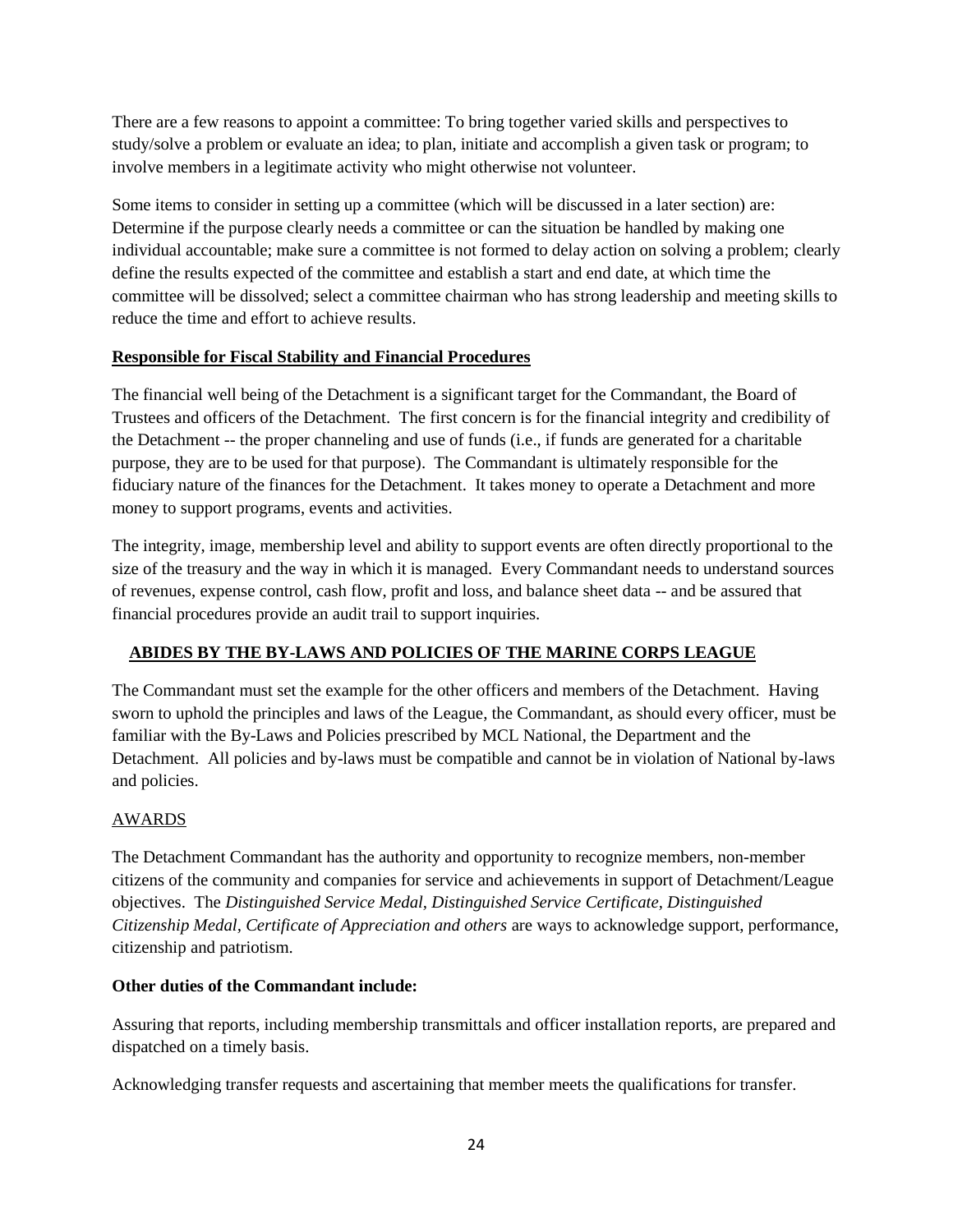There are a few reasons to appoint a committee: To bring together varied skills and perspectives to study/solve a problem or evaluate an idea; to plan, initiate and accomplish a given task or program; to involve members in a legitimate activity who might otherwise not volunteer.

Some items to consider in setting up a committee (which will be discussed in a later section) are: Determine if the purpose clearly needs a committee or can the situation be handled by making one individual accountable; make sure a committee is not formed to delay action on solving a problem; clearly define the results expected of the committee and establish a start and end date, at which time the committee will be dissolved; select a committee chairman who has strong leadership and meeting skills to reduce the time and effort to achieve results.

**Responsible for Fiscal Stability and Financial Procedures**

The financial well being of the Detachment is a significant target for the Commandant, the Board of Trustees and officers of the Detachment. The first concern is for the financial integrity and credibility of the Detachment -- the proper channeling and use of funds (i.e., if funds are generated for a charitable purpose, they are to be used for that purpose). The Commandant is ultimately responsible for the fiduciary nature of the finances for the Detachment. It takes money to operate a Detachment and more money to support programs, events and activities.

The integrity, image, membership level and ability to support events are often directly proportional to the size of the treasury and the way in which it is managed. Every Commandant needs to understand sources of revenues, expense control, cash flow, profit and loss, and balance sheet data -- and be assured that financial procedures provide an audit trail to support inquiries.

**ABIDES BY THE BY-LAWS AND POLICIES OF THE MARINE CORPS LEAGUE**

The Commandant must set the example for the other officers and members of the Detachment. Having sworn to uphold the principles and laws of the League, the Commandant, as should every officer, must be familiar with the By-Laws and Policies prescribed by MCL National, the Department and the Detachment. All policies and by-laws must be compatible and cannot be in violation of National by-laws and policies.

AWARDS

The Detachment Commandant has the authority and opportunity to recognize members, non-member citizens of the community and companies for service and achievements in support of Detachment/League objectives. The *Distinguished Service Medal, Distinguished Service Certificate, Distinguished Citizenship Medal, Certificate of Appreciation and others* are ways to acknowledge support, performance, citizenship and patriotism.

**Other duties of the Commandant include:**

Assuring that reports, including membership transmittals and officer installation reports, are prepared and dispatched on a timely basis.

Acknowledging transfer requests and ascertaining that member meets the qualifications for transfer.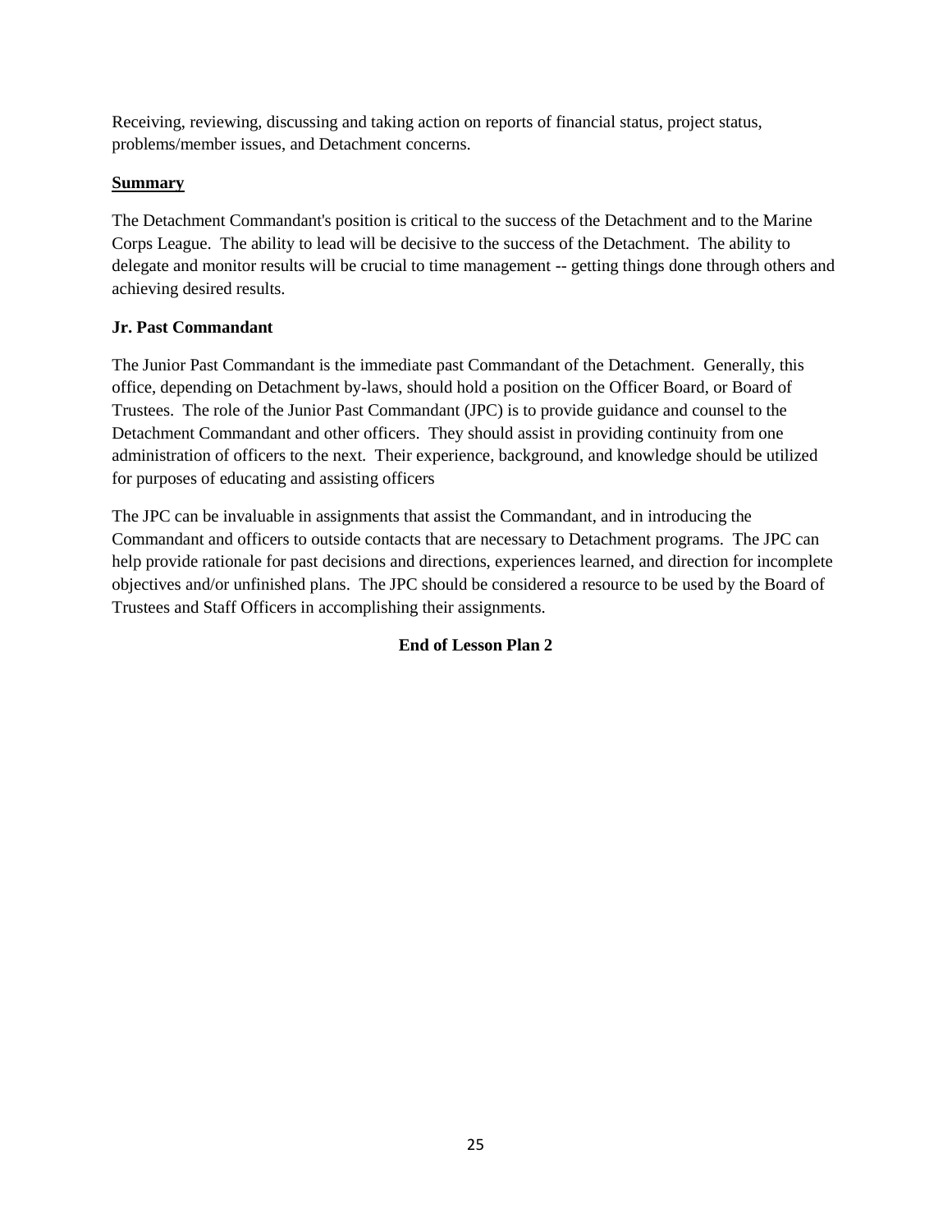Receiving, reviewing, discussing and taking action on reports of financial status, project status, problems/member issues, and Detachment concerns.

**Summary**

The Detachment Commandant's position is critical to the success of the Detachment and to the Marine Corps League. The ability to lead will be decisive to the success of the Detachment. The ability to delegate and monitor results will be crucial to time management -- getting things done through others and achieving desired results.

**Jr. Past Commandant**

The Junior Past Commandant is the immediate past Commandant of the Detachment. Generally, this office, depending on Detachment by-laws, should hold a position on the Officer Board, or Board of Trustees. The role of the Junior Past Commandant (JPC) is to provide guidance and counsel to the Detachment Commandant and other officers. They should assist in providing continuity from one administration of officers to the next. Their experience, background, and knowledge should be utilized for purposes of educating and assisting officers

The JPC can be invaluable in assignments that assist the Commandant, and in introducing the Commandant and officers to outside contacts that are necessary to Detachment programs. The JPC can help provide rationale for past decisions and directions, experiences learned, and direction for incomplete objectives and/or unfinished plans. The JPC should be considered a resource to be used by the Board of Trustees and Staff Officers in accomplishing their assignments.

**End of Lesson Plan 2**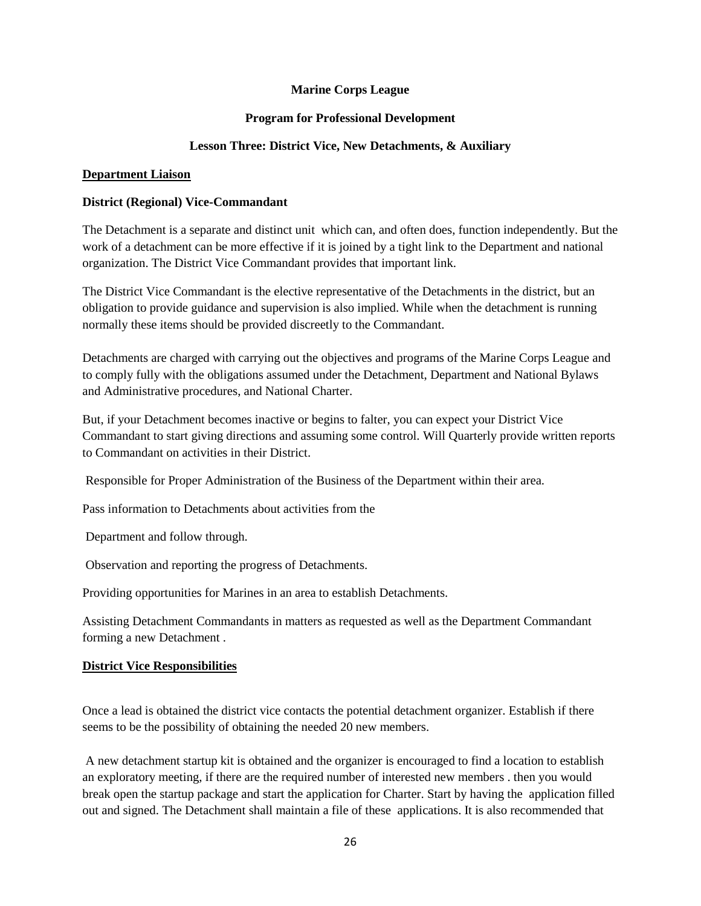**Marine Corps League**

**Program for Professional Development**

**Lesson Three: District Vice, New Detachments, & Auxiliary**

**Department Liaison**

**District (Regional) Vice-Commandant**

The Detachment is a separate and distinct unit which can, and often does, function independently. But the work of a detachment can be more effective if it is joined by a tight link to the Department and national organization. The District Vice Commandant provides that important link.

The District Vice Commandant is the elective representative of the Detachments in the district, but an obligation to provide guidance and supervision is also implied. While when the detachment is running normally these items should be provided discreetly to the Commandant.

Detachments are charged with carrying out the objectives and programs of the Marine Corps League and to comply fully with the obligations assumed under the Detachment, Department and National Bylaws and Administrative procedures, and National Charter.

But, if your Detachment becomes inactive or begins to falter, you can expect your District Vice Commandant to start giving directions and assuming some control. Will Quarterly provide written reports to Commandant on activities in their District.

Responsible for Proper Administration of the Business of the Department within their area.

Pass information to Detachments about activities from the

Department and follow through.

Observation and reporting the progress of Detachments.

Providing opportunities for Marines in an area to establish Detachments.

Assisting Detachment Commandants in matters as requested as well as the Department Commandant forming a new Detachment .

**District Vice Responsibilities**

Once a lead is obtained the district vice contacts the potential detachment organizer. Establish if there seems to be the possibility of obtaining the needed 20 new members.

A new detachment startup kit is obtained and the organizer is encouraged to find a location to establish an exploratory meeting, if there are the required number of interested new members . then you would break open the startup package and start the application for Charter. Start by having the application filled out and signed. The Detachment shall maintain a file of these applications. It is also recommended that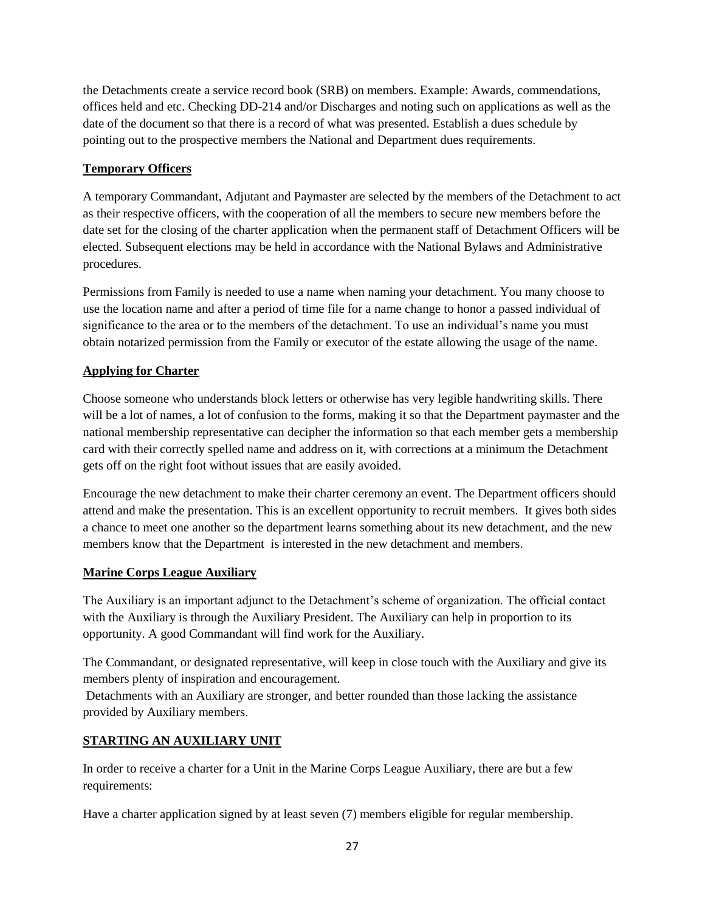the Detachments create a service record book (SRB) on members. Example: Awards, commendations, offices held and etc. Checking DD-214 and/or Discharges and noting such on applications as well as the date of the document so that there is a record of what was presented. Establish a dues schedule by pointing out to the prospective members the National and Department dues requirements.

**Temporary Officers**

A temporary Commandant, Adjutant and Paymaster are selected by the members of the Detachment to act as their respective officers, with the cooperation of all the members to secure new members before the date set for the closing of the charter application when the permanent staff of Detachment Officers will be elected. Subsequent elections may be held in accordance with the National Bylaws and Administrative procedures.

Permissions from Family is needed to use a name when naming your detachment. You many choose to use the location name and after a period of time file for a name change to honor a passed individual of significance to the area or to the members of the detachment. To use an individual's name you must obtain notarized permission from the Family or executor of the estate allowing the usage of the name.

**Applying for Charter**

Choose someone who understands block letters or otherwise has very legible handwriting skills. There will be a lot of names, a lot of confusion to the forms, making it so that the Department paymaster and the national membership representative can decipher the information so that each member gets a membership card with their correctly spelled name and address on it, with corrections at a minimum the Detachment gets off on the right foot without issues that are easily avoided.

Encourage the new detachment to make their charter ceremony an event. The Department officers should attend and make the presentation. This is an excellent opportunity to recruit members. It gives both sides a chance to meet one another so the department learns something about its new detachment, and the new members know that the Department is interested in the new detachment and members.

**Marine Corps League Auxiliary**

The Auxiliary is an important adjunct to the Detachment's scheme of organization. The official contact with the Auxiliary is through the Auxiliary President. The Auxiliary can help in proportion to its opportunity. A good Commandant will find work for the Auxiliary.

The Commandant, or designated representative, will keep in close touch with the Auxiliary and give its members plenty of inspiration and encouragement.

Detachments with an Auxiliary are stronger, and better rounded than those lacking the assistance provided by Auxiliary members.

**STARTING AN AUXILIARY UNIT**

In order to receive a charter for a Unit in the Marine Corps League Auxiliary, there are but a few requirements:

Have a charter application signed by at least seven (7) members eligible for regular membership.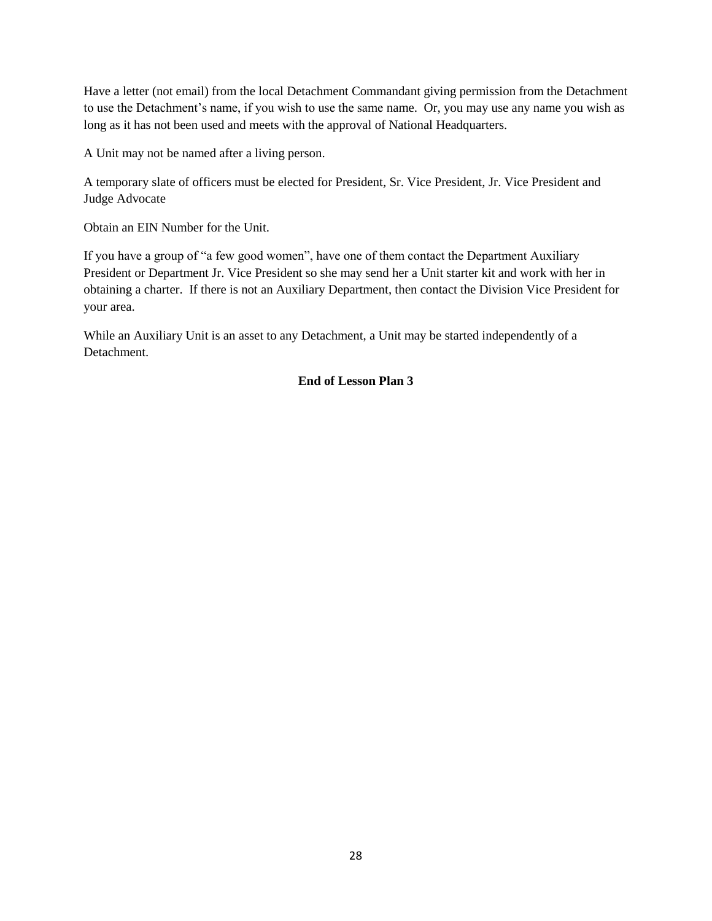Have a letter (not email) from the local Detachment Commandant giving permission from the Detachment to use the Detachment's name, if you wish to use the same name. Or, you may use any name you wish as long as it has not been used and meets with the approval of National Headquarters.

A Unit may not be named after a living person.

A temporary slate of officers must be elected for President, Sr. Vice President, Jr. Vice President and Judge Advocate

Obtain an EIN Number for the Unit.

If you have a group of "a few good women", have one of them contact the Department Auxiliary President or Department Jr. Vice President so she may send her a Unit starter kit and work with her in obtaining a charter. If there is not an Auxiliary Department, then contact the Division Vice President for your area.

While an Auxiliary Unit is an asset to any Detachment, a Unit may be started independently of a Detachment.

**End of Lesson Plan 3**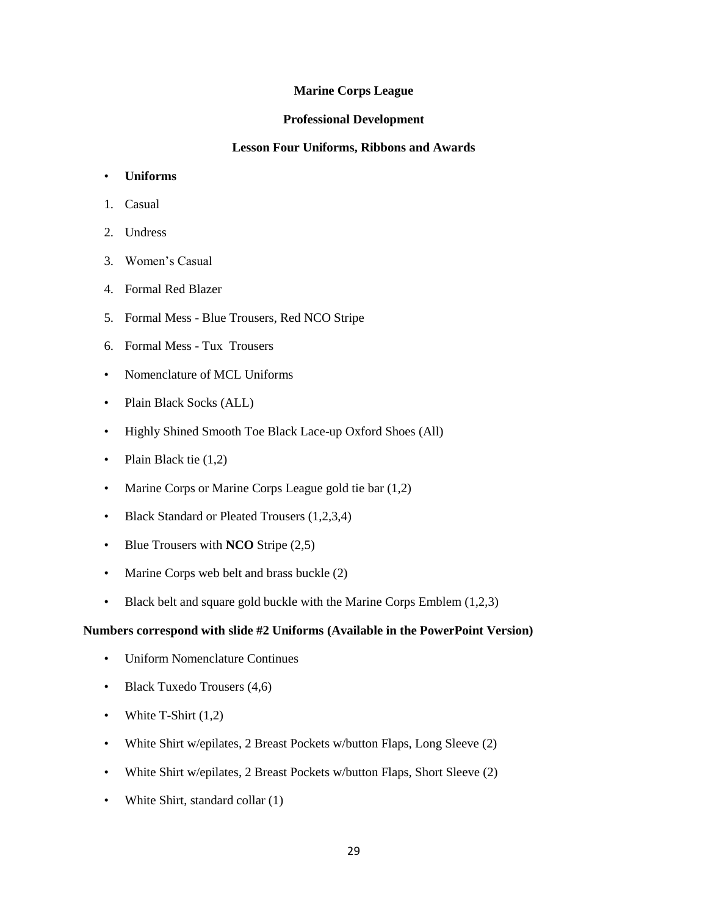**Marine Corps League**

**Professional Development**

**Lesson Four Uniforms, Ribbons and Awards**

- **Uniforms**

1. Casual
2. Undress
3. Women's Casual
4. Formal Red Blazer
5. Formal Mess - Blue Trousers, Red NCO Stripe
6. Formal Mess - Tux  Trousers

- Nomenclature of MCL Uniforms
- Plain Black Socks (ALL)
- Highly Shined Smooth Toe Black Lace-up Oxford Shoes (All)
- Plain Black tie (1,2)
- Marine Corps or Marine Corps League gold tie bar (1,2)
- Black Standard or Pleated Trousers (1,2,3,4)
- Blue Trousers with **NCO** Stripe (2,5)
- Marine Corps web belt and brass buckle (2)
- Black belt and square gold buckle with the Marine Corps Emblem (1,2,3)

**Numbers correspond with slide #2 Uniforms (Available in the PowerPoint Version)**

- Uniform Nomenclature Continues
- Black Tuxedo Trousers (4,6)
- White T-Shirt (1,2)
- White Shirt w/epilates, 2 Breast Pockets w/button Flaps, Long Sleeve (2)
- White Shirt w/epilates, 2 Breast Pockets w/button Flaps, Short Sleeve (2)
- White Shirt, standard collar (1)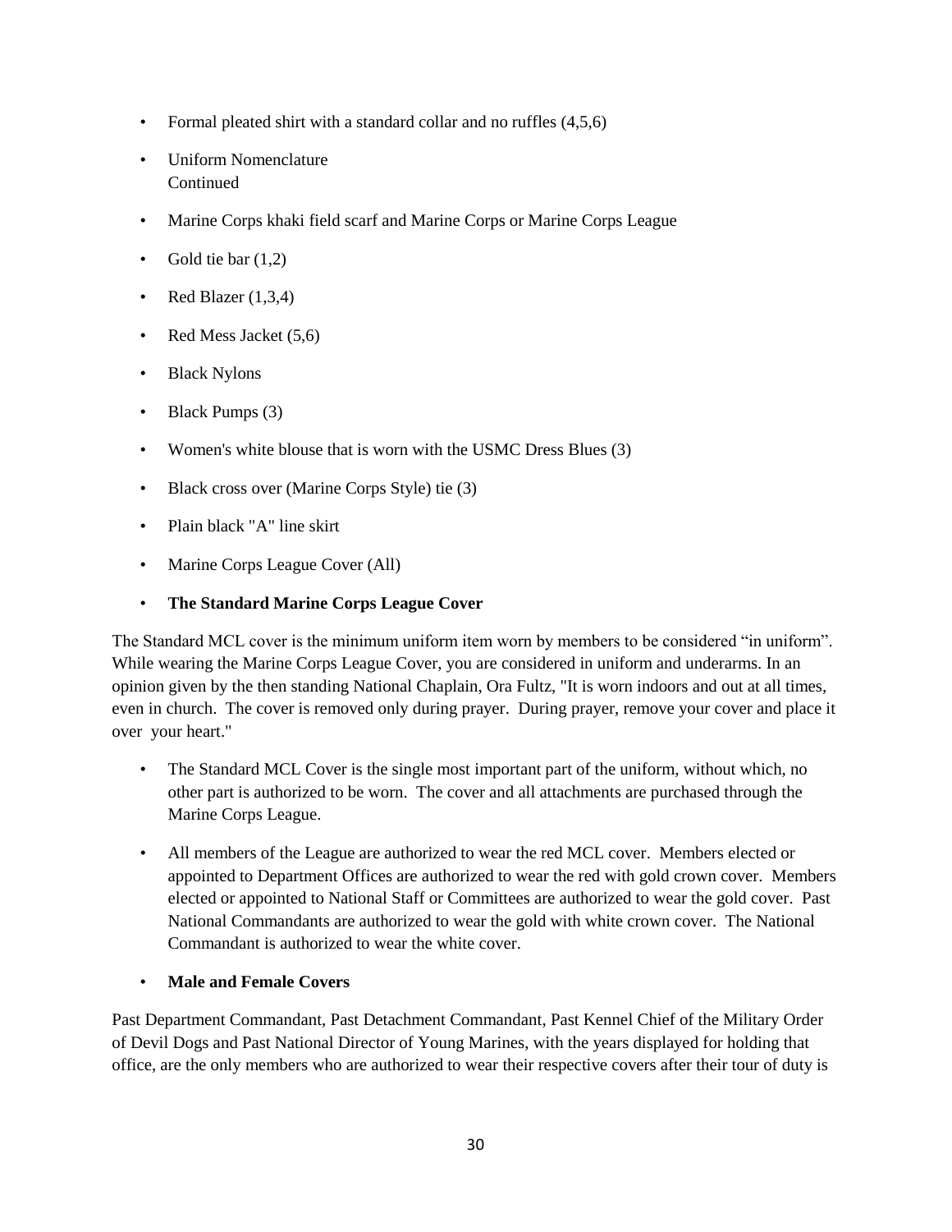- Formal pleated shirt with a standard collar and no ruffles (4,5,6)
- Uniform Nomenclature
  Continued
- Marine Corps khaki field scarf and Marine Corps or Marine Corps League
- Gold tie bar (1,2)
- Red Blazer (1,3,4)
- Red Mess Jacket (5,6)
- Black Nylons
- Black Pumps (3)
- Women's white blouse that is worn with the USMC Dress Blues (3)
- Black cross over (Marine Corps Style) tie (3)
- Plain black "A" line skirt
- Marine Corps League Cover (All)
- **The Standard Marine Corps League Cover**

The Standard MCL cover is the minimum uniform item worn by members to be considered "in uniform". While wearing the Marine Corps League Cover, you are considered in uniform and underarms. In an opinion given by the then standing National Chaplain, Ora Fultz, "It is worn indoors and out at all times, even in church. The cover is removed only during prayer. During prayer, remove your cover and place it over your heart."

- The Standard MCL Cover is the single most important part of the uniform, without which, no other part is authorized to be worn. The cover and all attachments are purchased through the Marine Corps League.
- All members of the League are authorized to wear the red MCL cover. Members elected or appointed to Department Offices are authorized to wear the red with gold crown cover. Members elected or appointed to National Staff or Committees are authorized to wear the gold cover. Past National Commandants are authorized to wear the gold with white crown cover. The National Commandant is authorized to wear the white cover.
- **Male and Female Covers**

Past Department Commandant, Past Detachment Commandant, Past Kennel Chief of the Military Order of Devil Dogs and Past National Director of Young Marines, with the years displayed for holding that office, are the only members who are authorized to wear their respective covers after their tour of duty is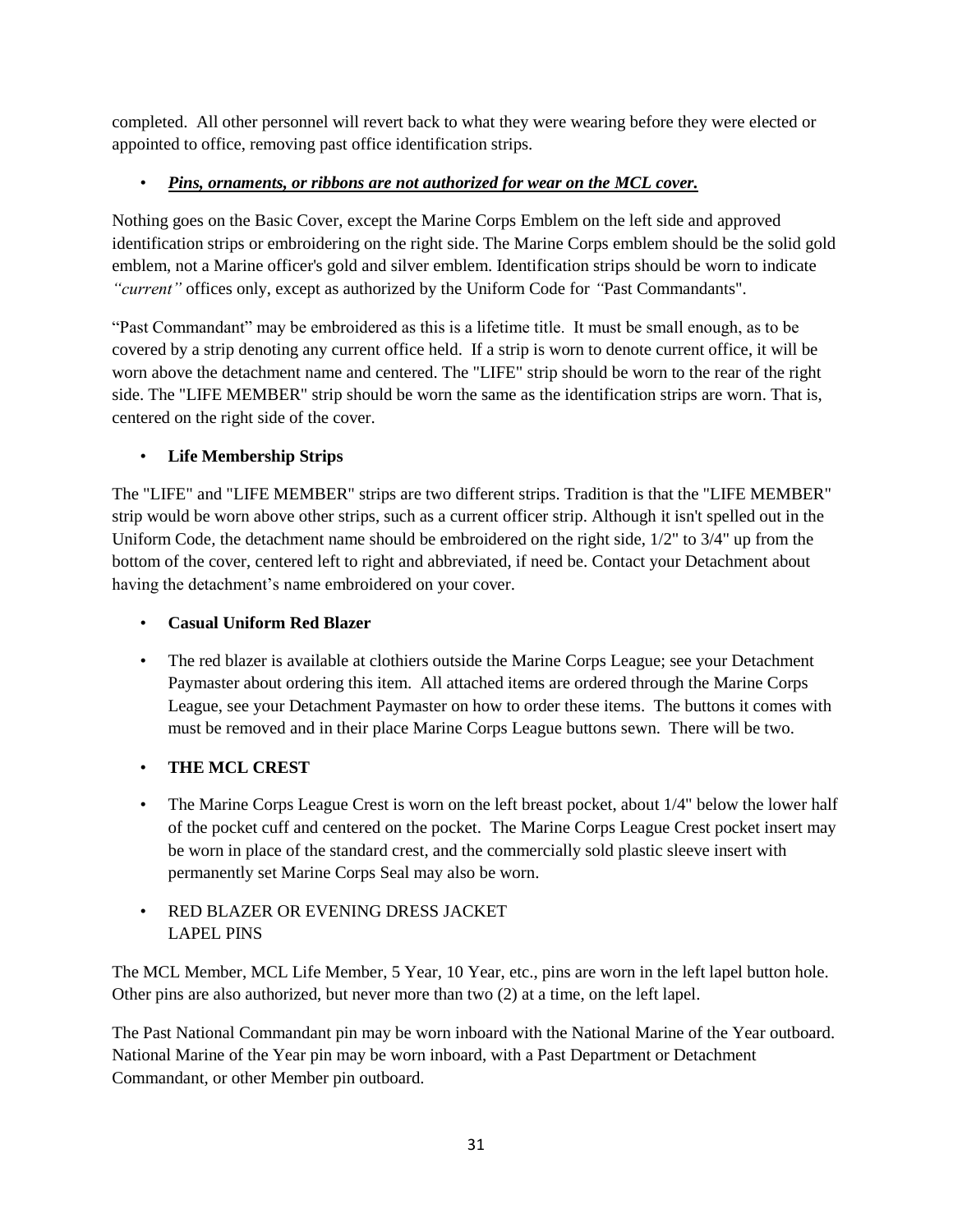completed. All other personnel will revert back to what they were wearing before they were elected or appointed to office, removing past office identification strips.

- ***Pins, ornaments, or ribbons are not authorized for wear on the MCL cover.***

Nothing goes on the Basic Cover, except the Marine Corps Emblem on the left side and approved identification strips or embroidering on the right side. The Marine Corps emblem should be the solid gold emblem, not a Marine officer's gold and silver emblem. Identification strips should be worn to indicate *"current"* offices only, except as authorized by the Uniform Code for *"*Past Commandants".

"Past Commandant" may be embroidered as this is a lifetime title. It must be small enough, as to be covered by a strip denoting any current office held. If a strip is worn to denote current office, it will be worn above the detachment name and centered. The "LIFE" strip should be worn to the rear of the right side. The "LIFE MEMBER" strip should be worn the same as the identification strips are worn. That is, centered on the right side of the cover.

- **Life Membership Strips**

The "LIFE" and "LIFE MEMBER" strips are two different strips. Tradition is that the "LIFE MEMBER" strip would be worn above other strips, such as a current officer strip. Although it isn't spelled out in the Uniform Code, the detachment name should be embroidered on the right side, 1/2" to 3/4" up from the bottom of the cover, centered left to right and abbreviated, if need be. Contact your Detachment about having the detachment's name embroidered on your cover.

- **Casual Uniform Red Blazer**

- The red blazer is available at clothiers outside the Marine Corps League; see your Detachment Paymaster about ordering this item. All attached items are ordered through the Marine Corps League, see your Detachment Paymaster on how to order these items. The buttons it comes with must be removed and in their place Marine Corps League buttons sewn. There will be two.

- **THE MCL CREST**

- The Marine Corps League Crest is worn on the left breast pocket, about 1/4" below the lower half of the pocket cuff and centered on the pocket. The Marine Corps League Crest pocket insert may be worn in place of the standard crest, and the commercially sold plastic sleeve insert with permanently set Marine Corps Seal may also be worn.

- RED BLAZER OR EVENING DRESS JACKET
  LAPEL PINS

The MCL Member, MCL Life Member, 5 Year, 10 Year, etc., pins are worn in the left lapel button hole. Other pins are also authorized, but never more than two (2) at a time, on the left lapel.

The Past National Commandant pin may be worn inboard with the National Marine of the Year outboard. National Marine of the Year pin may be worn inboard, with a Past Department or Detachment Commandant, or other Member pin outboard.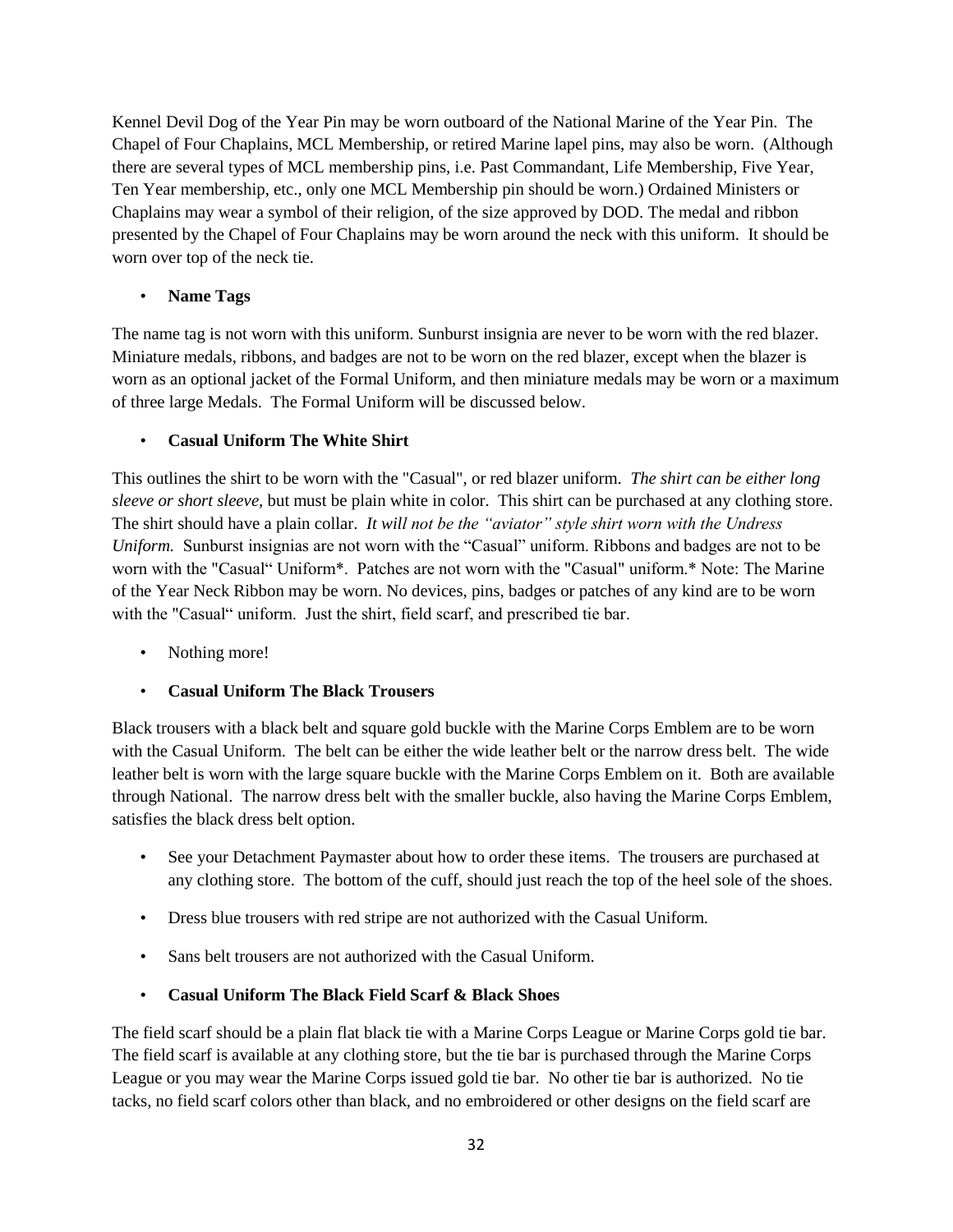Kennel Devil Dog of the Year Pin may be worn outboard of the National Marine of the Year Pin. The Chapel of Four Chaplains, MCL Membership, or retired Marine lapel pins, may also be worn. (Although there are several types of MCL membership pins, i.e. Past Commandant, Life Membership, Five Year, Ten Year membership, etc., only one MCL Membership pin should be worn.) Ordained Ministers or Chaplains may wear a symbol of their religion, of the size approved by DOD. The medal and ribbon presented by the Chapel of Four Chaplains may be worn around the neck with this uniform. It should be worn over top of the neck tie.

- **Name Tags**

The name tag is not worn with this uniform. Sunburst insignia are never to be worn with the red blazer. Miniature medals, ribbons, and badges are not to be worn on the red blazer, except when the blazer is worn as an optional jacket of the Formal Uniform, and then miniature medals may be worn or a maximum of three large Medals. The Formal Uniform will be discussed below.

- **Casual Uniform The White Shirt**

This outlines the shirt to be worn with the "Casual", or red blazer uniform. *The shirt can be either long sleeve or short sleeve,* but must be plain white in color. This shirt can be purchased at any clothing store. The shirt should have a plain collar. *It will not be the "aviator" style shirt worn with the Undress Uniform.* Sunburst insignias are not worn with the "Casual" uniform. Ribbons and badges are not to be worn with the "Casual" Uniform*. Patches are not worn with the "Casual" uniform.* Note: The Marine of the Year Neck Ribbon may be worn. No devices, pins, badges or patches of any kind are to be worn with the "Casual" uniform. Just the shirt, field scarf, and prescribed tie bar.

- Nothing more!

- **Casual Uniform The Black Trousers**

Black trousers with a black belt and square gold buckle with the Marine Corps Emblem are to be worn with the Casual Uniform. The belt can be either the wide leather belt or the narrow dress belt. The wide leather belt is worn with the large square buckle with the Marine Corps Emblem on it. Both are available through National. The narrow dress belt with the smaller buckle, also having the Marine Corps Emblem, satisfies the black dress belt option.

- See your Detachment Paymaster about how to order these items. The trousers are purchased at any clothing store. The bottom of the cuff, should just reach the top of the heel sole of the shoes.
- Dress blue trousers with red stripe are not authorized with the Casual Uniform.
- Sans belt trousers are not authorized with the Casual Uniform.

- **Casual Uniform The Black Field Scarf & Black Shoes**

The field scarf should be a plain flat black tie with a Marine Corps League or Marine Corps gold tie bar. The field scarf is available at any clothing store, but the tie bar is purchased through the Marine Corps League or you may wear the Marine Corps issued gold tie bar. No other tie bar is authorized. No tie tacks, no field scarf colors other than black, and no embroidered or other designs on the field scarf are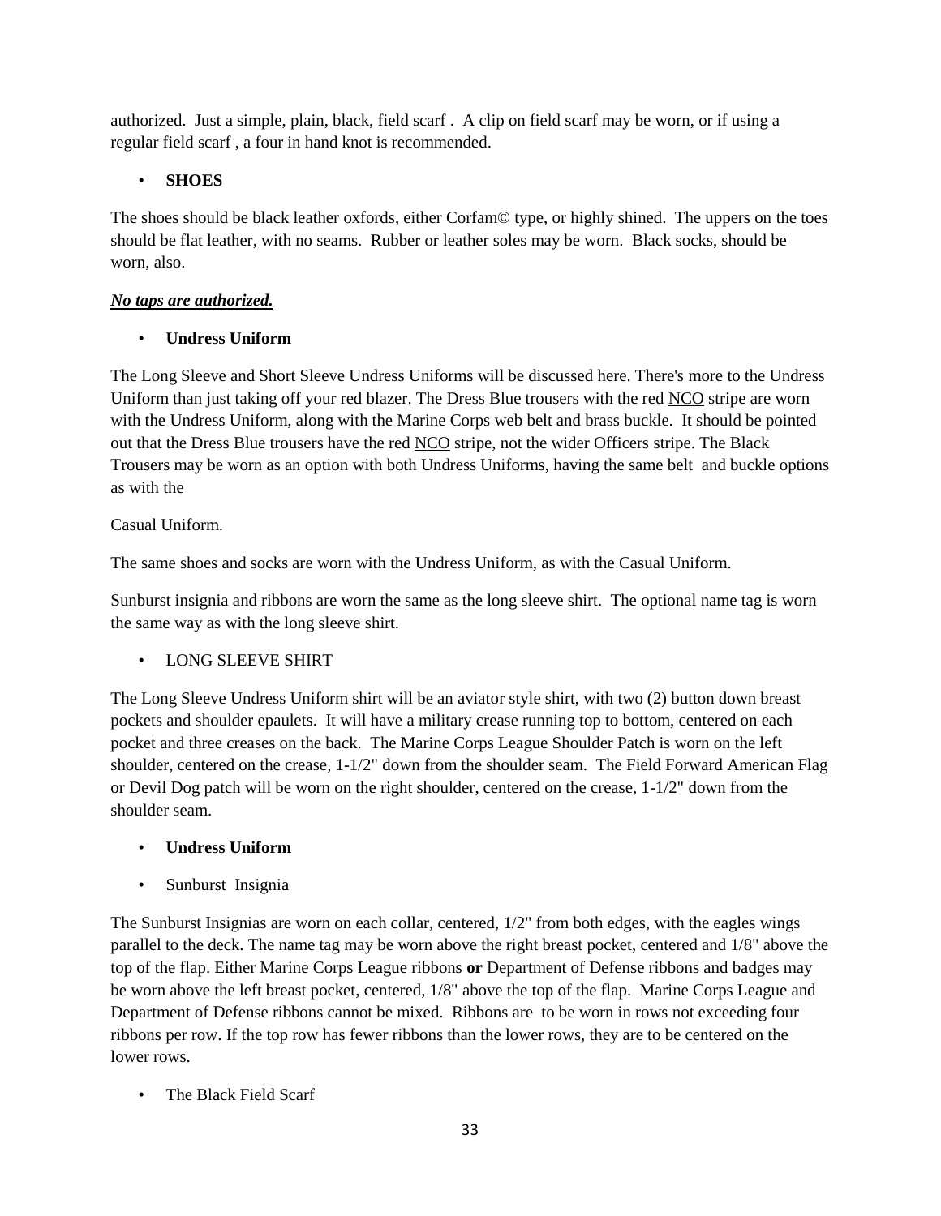authorized. Just a simple, plain, black, field scarf . A clip on field scarf may be worn, or if using a regular field scarf , a four in hand knot is recommended.

- **SHOES**

The shoes should be black leather oxfords, either Corfam© type, or highly shined. The uppers on the toes should be flat leather, with no seams. Rubber or leather soles may be worn. Black socks, should be worn, also.

***<u>No taps are authorized.</u>***

- **Undress Uniform**

The Long Sleeve and Short Sleeve Undress Uniforms will be discussed here. There's more to the Undress Uniform than just taking off your red blazer. The Dress Blue trousers with the red <u>NCO</u> stripe are worn with the Undress Uniform, along with the Marine Corps web belt and brass buckle. It should be pointed out that the Dress Blue trousers have the red <u>NCO</u> stripe, not the wider Officers stripe. The Black Trousers may be worn as an option with both Undress Uniforms, having the same belt and buckle options as with the

Casual Uniform.

The same shoes and socks are worn with the Undress Uniform, as with the Casual Uniform.

Sunburst insignia and ribbons are worn the same as the long sleeve shirt. The optional name tag is worn the same way as with the long sleeve shirt.

- LONG SLEEVE SHIRT

The Long Sleeve Undress Uniform shirt will be an aviator style shirt, with two (2) button down breast pockets and shoulder epaulets. It will have a military crease running top to bottom, centered on each pocket and three creases on the back. The Marine Corps League Shoulder Patch is worn on the left shoulder, centered on the crease, 1-1/2" down from the shoulder seam. The Field Forward American Flag or Devil Dog patch will be worn on the right shoulder, centered on the crease, 1-1/2" down from the shoulder seam.

- **Undress Uniform**

- Sunburst Insignia

The Sunburst Insignias are worn on each collar, centered, 1/2" from both edges, with the eagles wings parallel to the deck. The name tag may be worn above the right breast pocket, centered and 1/8" above the top of the flap. Either Marine Corps League ribbons **or** Department of Defense ribbons and badges may be worn above the left breast pocket, centered, 1/8" above the top of the flap. Marine Corps League and Department of Defense ribbons cannot be mixed. Ribbons are to be worn in rows not exceeding four ribbons per row. If the top row has fewer ribbons than the lower rows, they are to be centered on the lower rows.

- The Black Field Scarf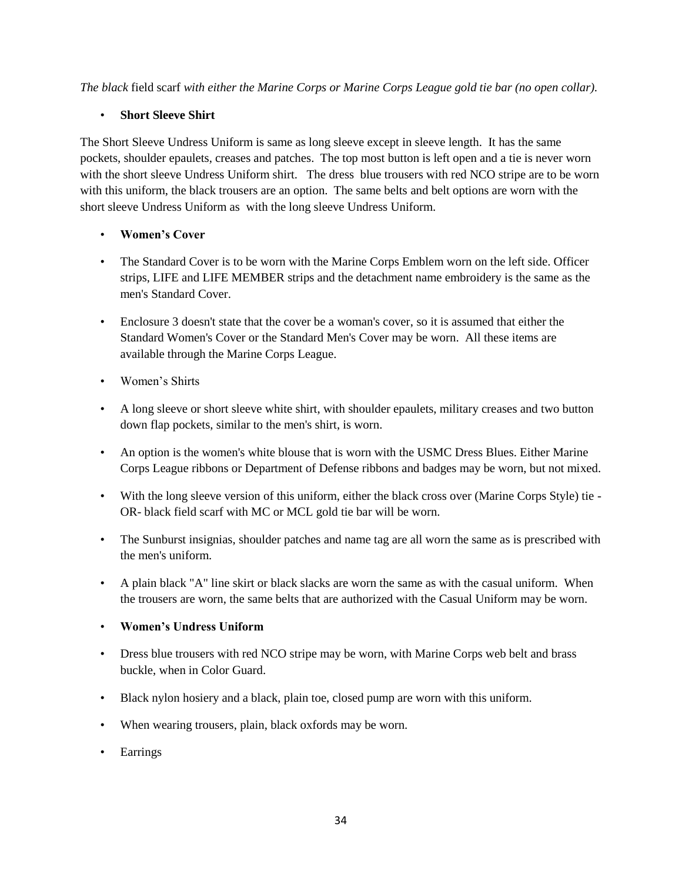*The black* field scarf *with either the Marine Corps or Marine Corps League gold tie bar (no open collar).*

- **Short Sleeve Shirt**

The Short Sleeve Undress Uniform is same as long sleeve except in sleeve length. It has the same pockets, shoulder epaulets, creases and patches. The top most button is left open and a tie is never worn with the short sleeve Undress Uniform shirt. The dress blue trousers with red NCO stripe are to be worn with this uniform, the black trousers are an option. The same belts and belt options are worn with the short sleeve Undress Uniform as with the long sleeve Undress Uniform.

- **Women's Cover**
- The Standard Cover is to be worn with the Marine Corps Emblem worn on the left side. Officer strips, LIFE and LIFE MEMBER strips and the detachment name embroidery is the same as the men's Standard Cover.
- Enclosure 3 doesn't state that the cover be a woman's cover, so it is assumed that either the Standard Women's Cover or the Standard Men's Cover may be worn. All these items are available through the Marine Corps League.
- Women's Shirts
- A long sleeve or short sleeve white shirt, with shoulder epaulets, military creases and two button down flap pockets, similar to the men's shirt, is worn.
- An option is the women's white blouse that is worn with the USMC Dress Blues. Either Marine Corps League ribbons or Department of Defense ribbons and badges may be worn, but not mixed.
- With the long sleeve version of this uniform, either the black cross over (Marine Corps Style) tie -OR- black field scarf with MC or MCL gold tie bar will be worn.
- The Sunburst insignias, shoulder patches and name tag are all worn the same as is prescribed with the men's uniform.
- A plain black "A" line skirt or black slacks are worn the same as with the casual uniform. When the trousers are worn, the same belts that are authorized with the Casual Uniform may be worn.
- **Women's Undress Uniform**
- Dress blue trousers with red NCO stripe may be worn, with Marine Corps web belt and brass buckle, when in Color Guard.
- Black nylon hosiery and a black, plain toe, closed pump are worn with this uniform.
- When wearing trousers, plain, black oxfords may be worn.
- Earrings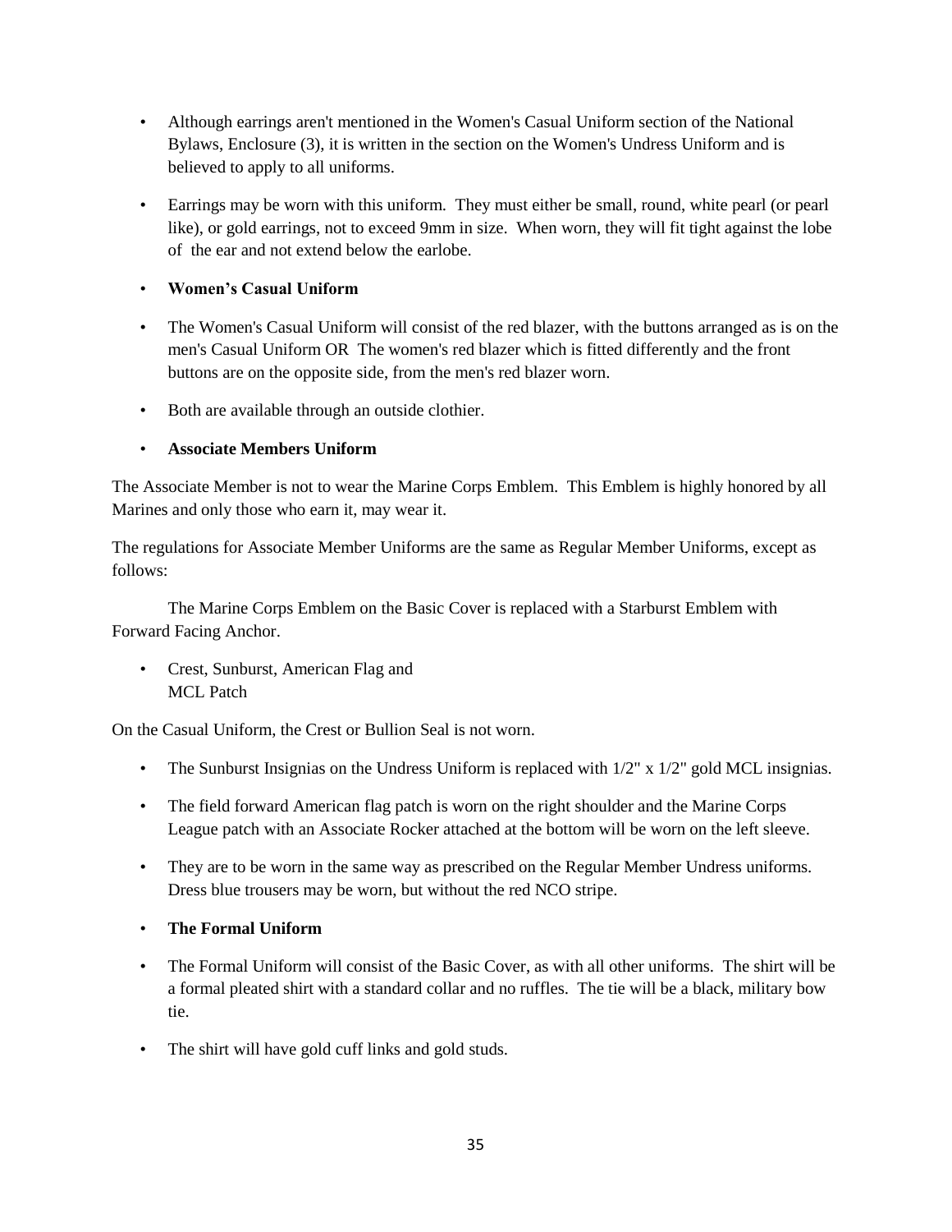- Although earrings aren't mentioned in the Women's Casual Uniform section of the National Bylaws, Enclosure (3), it is written in the section on the Women's Undress Uniform and is believed to apply to all uniforms.

- Earrings may be worn with this uniform. They must either be small, round, white pearl (or pearl like), or gold earrings, not to exceed 9mm in size. When worn, they will fit tight against the lobe of the ear and not extend below the earlobe.

- **Women's Casual Uniform**

- The Women's Casual Uniform will consist of the red blazer, with the buttons arranged as is on the men's Casual Uniform OR The women's red blazer which is fitted differently and the front buttons are on the opposite side, from the men's red blazer worn.

- Both are available through an outside clothier.

- **Associate Members Uniform**

The Associate Member is not to wear the Marine Corps Emblem. This Emblem is highly honored by all Marines and only those who earn it, may wear it.

The regulations for Associate Member Uniforms are the same as Regular Member Uniforms, except as follows:

The Marine Corps Emblem on the Basic Cover is replaced with a Starburst Emblem with Forward Facing Anchor.

- Crest, Sunburst, American Flag and MCL Patch

On the Casual Uniform, the Crest or Bullion Seal is not worn.

- The Sunburst Insignias on the Undress Uniform is replaced with 1/2" x 1/2" gold MCL insignias.

- The field forward American flag patch is worn on the right shoulder and the Marine Corps League patch with an Associate Rocker attached at the bottom will be worn on the left sleeve.

- They are to be worn in the same way as prescribed on the Regular Member Undress uniforms. Dress blue trousers may be worn, but without the red NCO stripe.

- **The Formal Uniform**

- The Formal Uniform will consist of the Basic Cover, as with all other uniforms. The shirt will be a formal pleated shirt with a standard collar and no ruffles. The tie will be a black, military bow tie.

- The shirt will have gold cuff links and gold studs.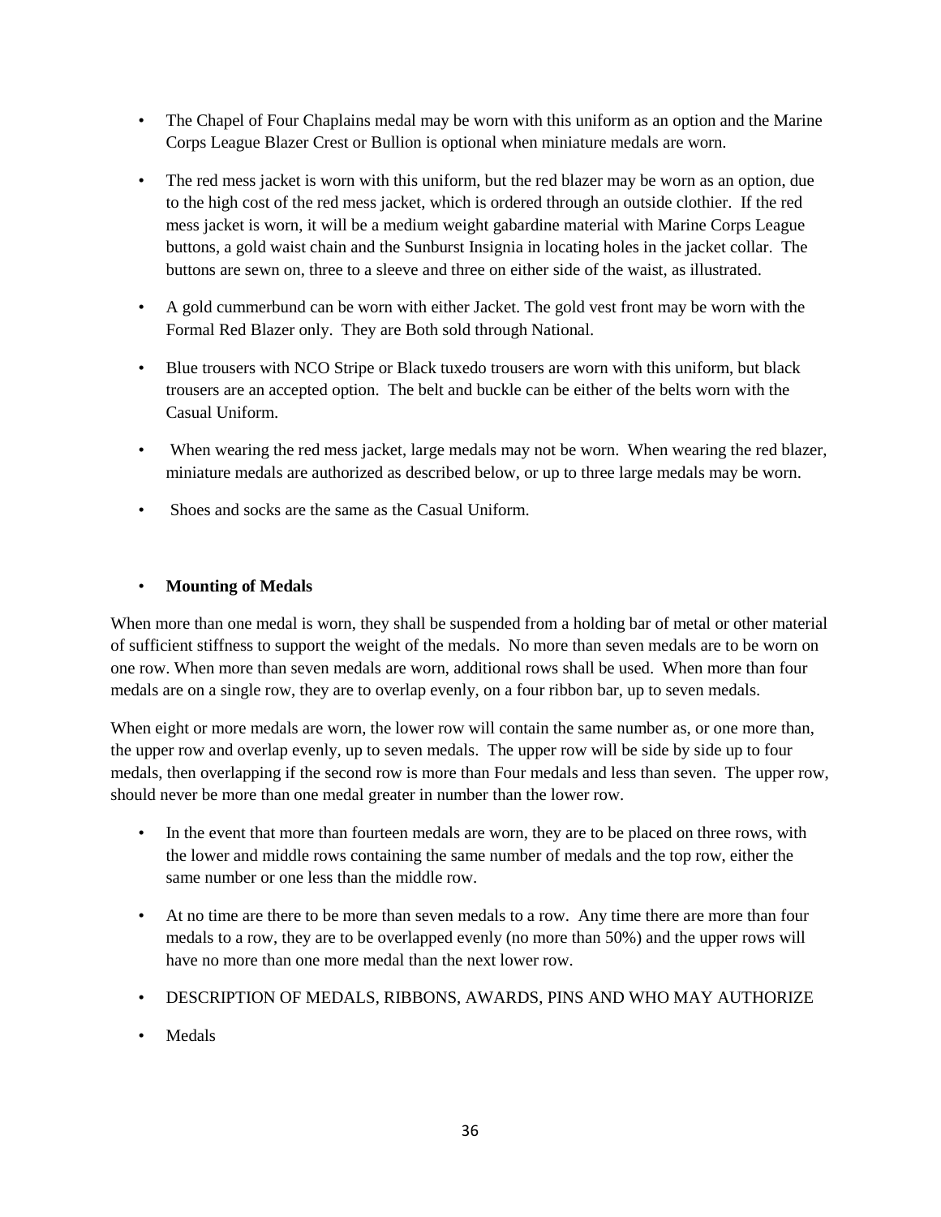- The Chapel of Four Chaplains medal may be worn with this uniform as an option and the Marine Corps League Blazer Crest or Bullion is optional when miniature medals are worn.

- The red mess jacket is worn with this uniform, but the red blazer may be worn as an option, due to the high cost of the red mess jacket, which is ordered through an outside clothier. If the red mess jacket is worn, it will be a medium weight gabardine material with Marine Corps League buttons, a gold waist chain and the Sunburst Insignia in locating holes in the jacket collar. The buttons are sewn on, three to a sleeve and three on either side of the waist, as illustrated.

- A gold cummerbund can be worn with either Jacket. The gold vest front may be worn with the Formal Red Blazer only. They are Both sold through National.

- Blue trousers with NCO Stripe or Black tuxedo trousers are worn with this uniform, but black trousers are an accepted option. The belt and buckle can be either of the belts worn with the Casual Uniform.

- When wearing the red mess jacket, large medals may not be worn. When wearing the red blazer, miniature medals are authorized as described below, or up to three large medals may be worn.

- Shoes and socks are the same as the Casual Uniform.

- **Mounting of Medals**

When more than one medal is worn, they shall be suspended from a holding bar of metal or other material of sufficient stiffness to support the weight of the medals. No more than seven medals are to be worn on one row. When more than seven medals are worn, additional rows shall be used. When more than four medals are on a single row, they are to overlap evenly, on a four ribbon bar, up to seven medals.

When eight or more medals are worn, the lower row will contain the same number as, or one more than, the upper row and overlap evenly, up to seven medals. The upper row will be side by side up to four medals, then overlapping if the second row is more than Four medals and less than seven. The upper row, should never be more than one medal greater in number than the lower row.

- In the event that more than fourteen medals are worn, they are to be placed on three rows, with the lower and middle rows containing the same number of medals and the top row, either the same number or one less than the middle row.

- At no time are there to be more than seven medals to a row. Any time there are more than four medals to a row, they are to be overlapped evenly (no more than 50%) and the upper rows will have no more than one more medal than the next lower row.

- DESCRIPTION OF MEDALS, RIBBONS, AWARDS, PINS AND WHO MAY AUTHORIZE

- Medals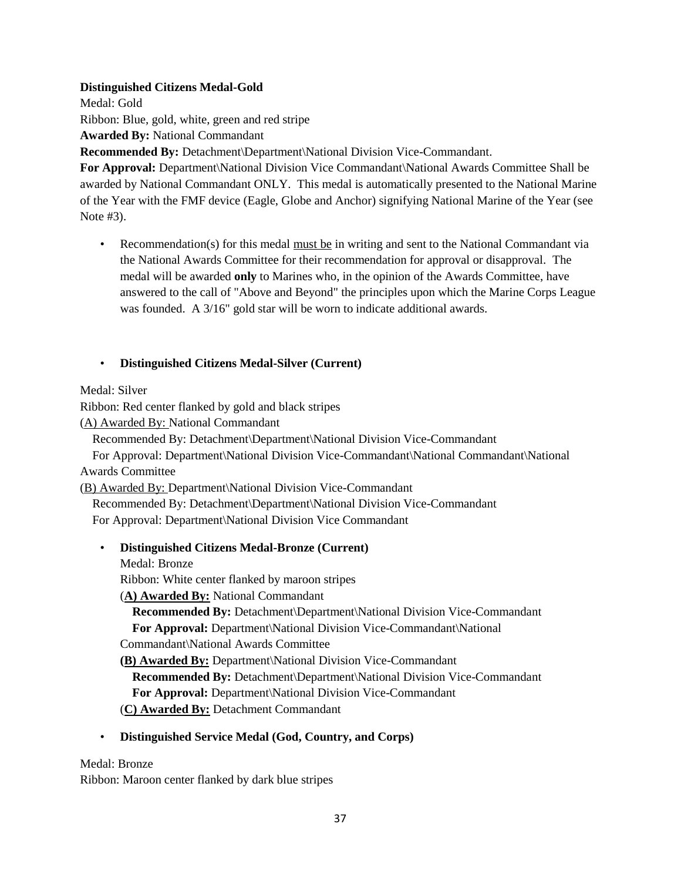**Distinguished Citizens Medal-Gold**

Medal: Gold

Ribbon: Blue, gold, white, green and red stripe

**Awarded By:** National Commandant

**Recommended By:** Detachment\Department\National Division Vice-Commandant.

**For Approval:** Department\National Division Vice Commandant\National Awards Committee Shall be awarded by National Commandant ONLY. This medal is automatically presented to the National Marine of the Year with the FMF device (Eagle, Globe and Anchor) signifying National Marine of the Year (see Note #3).

- Recommendation(s) for this medal <u>must be</u> in writing and sent to the National Commandant via the National Awards Committee for their recommendation for approval or disapproval. The medal will be awarded **only** to Marines who, in the opinion of the Awards Committee, have answered to the call of "Above and Beyond" the principles upon which the Marine Corps League was founded. A 3/16" gold star will be worn to indicate additional awards.

- **Distinguished Citizens Medal-Silver (Current)**

Medal: Silver

Ribbon: Red center flanked by gold and black stripes

<u>(A) Awarded By:</u> National Commandant

Recommended By: Detachment\Department\National Division Vice-Commandant

For Approval: Department\National Division Vice-Commandant\National Commandant\National Awards Committee

<u>(B) Awarded By:</u> Department\National Division Vice-Commandant

Recommended By: Detachment\Department\National Division Vice-Commandant

For Approval: Department\National Division Vice Commandant

- **Distinguished Citizens Medal-Bronze (Current)**

  Medal: Bronze

  Ribbon: White center flanked by maroon stripes

  (**<u>A) Awarded By:</u>** National Commandant

  **Recommended By:** Detachment\Department\National Division Vice-Commandant

  **For Approval:** Department\National Division Vice-Commandant\National Commandant\National Awards Committee

  **<u>(B) Awarded By:</u>** Department\National Division Vice-Commandant

  **Recommended By:** Detachment\Department\National Division Vice-Commandant

  **For Approval:** Department\National Division Vice-Commandant

  (**<u>C) Awarded By:</u>** Detachment Commandant

- **Distinguished Service Medal (God, Country, and Corps)**

Medal: Bronze

Ribbon: Maroon center flanked by dark blue stripes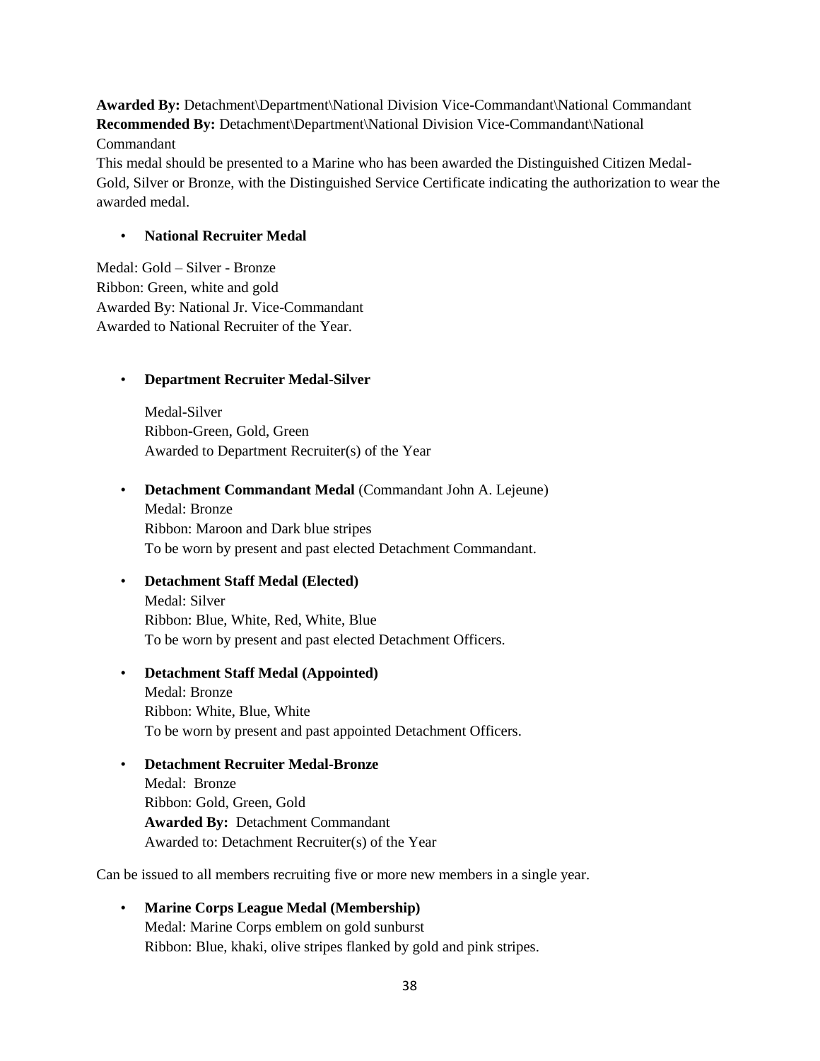**Awarded By:** Detachment\Department\National Division Vice-Commandant\National Commandant
**Recommended By:** Detachment\Department\National Division Vice-Commandant\National Commandant
This medal should be presented to a Marine who has been awarded the Distinguished Citizen Medal-Gold, Silver or Bronze, with the Distinguished Service Certificate indicating the authorization to wear the awarded medal.

- **National Recruiter Medal**

Medal: Gold – Silver - Bronze
Ribbon: Green, white and gold
Awarded By: National Jr. Vice-Commandant
Awarded to National Recruiter of the Year.

- **Department Recruiter Medal-Silver**

  Medal-Silver
  Ribbon-Green, Gold, Green
  Awarded to Department Recruiter(s) of the Year

- **Detachment Commandant Medal** (Commandant John A. Lejeune)
  Medal: Bronze
  Ribbon: Maroon and Dark blue stripes
  To be worn by present and past elected Detachment Commandant.

- **Detachment Staff Medal (Elected)**
  Medal: Silver
  Ribbon: Blue, White, Red, White, Blue
  To be worn by present and past elected Detachment Officers.

- **Detachment Staff Medal (Appointed)**
  Medal: Bronze
  Ribbon: White, Blue, White
  To be worn by present and past appointed Detachment Officers.

- **Detachment Recruiter Medal-Bronze**
  Medal: Bronze
  Ribbon: Gold, Green, Gold
  **Awarded By:** Detachment Commandant
  Awarded to: Detachment Recruiter(s) of the Year

Can be issued to all members recruiting five or more new members in a single year.

- **Marine Corps League Medal (Membership)**
  Medal: Marine Corps emblem on gold sunburst
  Ribbon: Blue, khaki, olive stripes flanked by gold and pink stripes.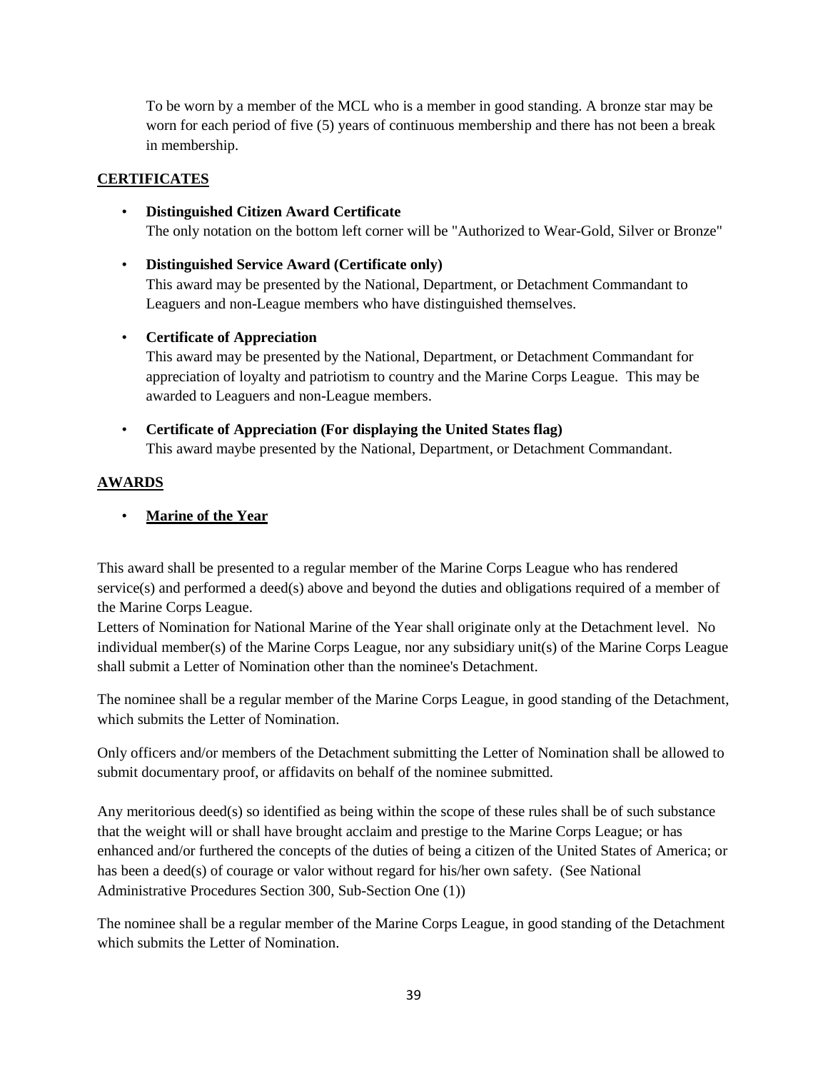To be worn by a member of the MCL who is a member in good standing. A bronze star may be worn for each period of five (5) years of continuous membership and there has not been a break in membership.

## CERTIFICATES

- **Distinguished Citizen Award Certificate**
  The only notation on the bottom left corner will be "Authorized to Wear-Gold, Silver or Bronze"

- **Distinguished Service Award (Certificate only)**
  This award may be presented by the National, Department, or Detachment Commandant to Leaguers and non-League members who have distinguished themselves.

- **Certificate of Appreciation**
  This award may be presented by the National, Department, or Detachment Commandant for appreciation of loyalty and patriotism to country and the Marine Corps League. This may be awarded to Leaguers and non-League members.

- **Certificate of Appreciation (For displaying the United States flag)**
  This award maybe presented by the National, Department, or Detachment Commandant.

## AWARDS

- **Marine of the Year**

This award shall be presented to a regular member of the Marine Corps League who has rendered service(s) and performed a deed(s) above and beyond the duties and obligations required of a member of the Marine Corps League.
Letters of Nomination for National Marine of the Year shall originate only at the Detachment level. No individual member(s) of the Marine Corps League, nor any subsidiary unit(s) of the Marine Corps League shall submit a Letter of Nomination other than the nominee's Detachment.

The nominee shall be a regular member of the Marine Corps League, in good standing of the Detachment, which submits the Letter of Nomination.

Only officers and/or members of the Detachment submitting the Letter of Nomination shall be allowed to submit documentary proof, or affidavits on behalf of the nominee submitted.

Any meritorious deed(s) so identified as being within the scope of these rules shall be of such substance that the weight will or shall have brought acclaim and prestige to the Marine Corps League; or has enhanced and/or furthered the concepts of the duties of being a citizen of the United States of America; or has been a deed(s) of courage or valor without regard for his/her own safety. (See National Administrative Procedures Section 300, Sub-Section One (1))

The nominee shall be a regular member of the Marine Corps League, in good standing of the Detachment which submits the Letter of Nomination.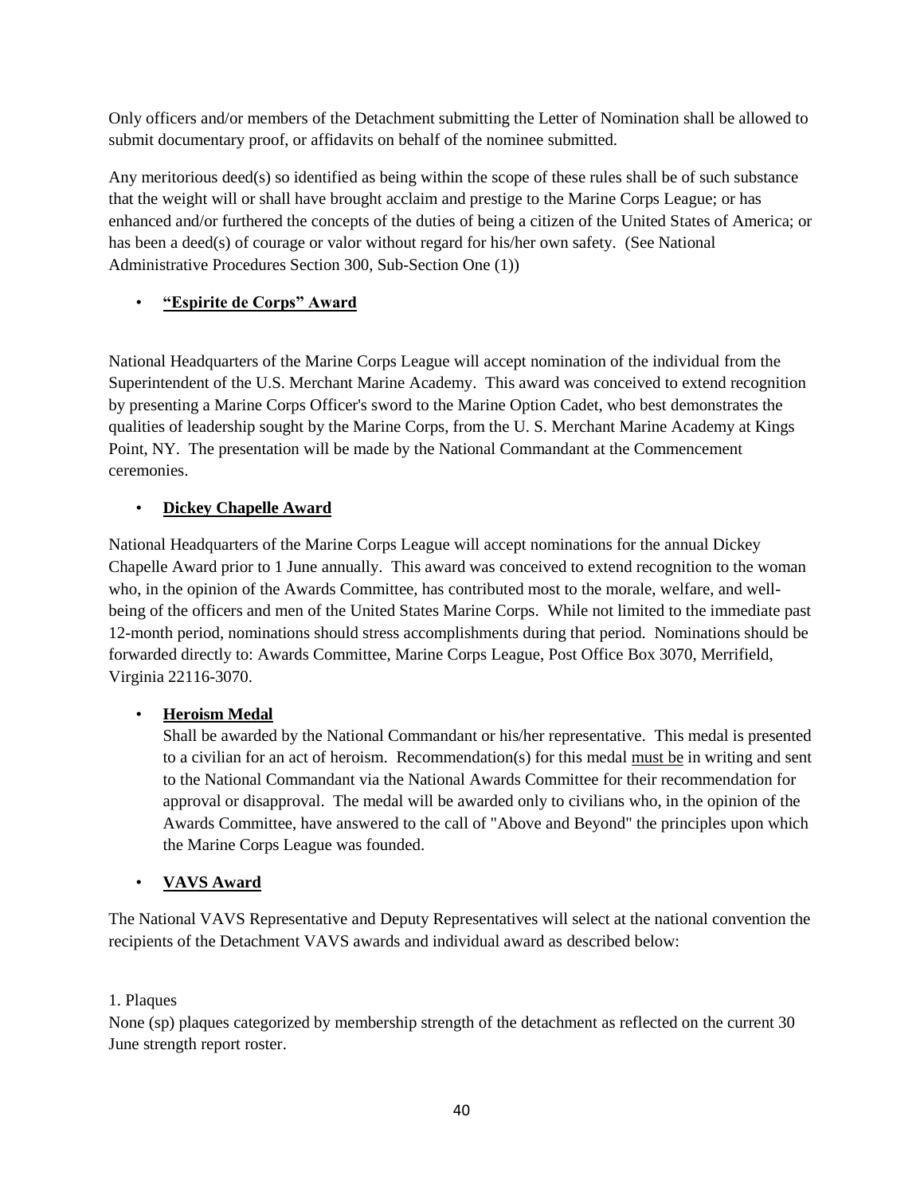Only officers and/or members of the Detachment submitting the Letter of Nomination shall be allowed to submit documentary proof, or affidavits on behalf of the nominee submitted.

Any meritorious deed(s) so identified as being within the scope of these rules shall be of such substance that the weight will or shall have brought acclaim and prestige to the Marine Corps League; or has enhanced and/or furthered the concepts of the duties of being a citizen of the United States of America; or has been a deed(s) of courage or valor without regard for his/her own safety. (See National Administrative Procedures Section 300, Sub-Section One (1))

- **"Espirite de Corps" Award**

National Headquarters of the Marine Corps League will accept nomination of the individual from the Superintendent of the U.S. Merchant Marine Academy. This award was conceived to extend recognition by presenting a Marine Corps Officer's sword to the Marine Option Cadet, who best demonstrates the qualities of leadership sought by the Marine Corps, from the U. S. Merchant Marine Academy at Kings Point, NY. The presentation will be made by the National Commandant at the Commencement ceremonies.

- **Dickey Chapelle Award**

National Headquarters of the Marine Corps League will accept nominations for the annual Dickey Chapelle Award prior to 1 June annually. This award was conceived to extend recognition to the woman who, in the opinion of the Awards Committee, has contributed most to the morale, welfare, and well-being of the officers and men of the United States Marine Corps. While not limited to the immediate past 12-month period, nominations should stress accomplishments during that period. Nominations should be forwarded directly to: Awards Committee, Marine Corps League, Post Office Box 3070, Merrifield, Virginia 22116-3070.

- **Heroism Medal**

  Shall be awarded by the National Commandant or his/her representative. This medal is presented to a civilian for an act of heroism. Recommendation(s) for this medal must be in writing and sent to the National Commandant via the National Awards Committee for their recommendation for approval or disapproval. The medal will be awarded only to civilians who, in the opinion of the Awards Committee, have answered to the call of "Above and Beyond" the principles upon which the Marine Corps League was founded.

- **VAVS Award**

The National VAVS Representative and Deputy Representatives will select at the national convention the recipients of the Detachment VAVS awards and individual award as described below:

1. Plaques

None (sp) plaques categorized by membership strength of the detachment as reflected on the current 30 June strength report roster.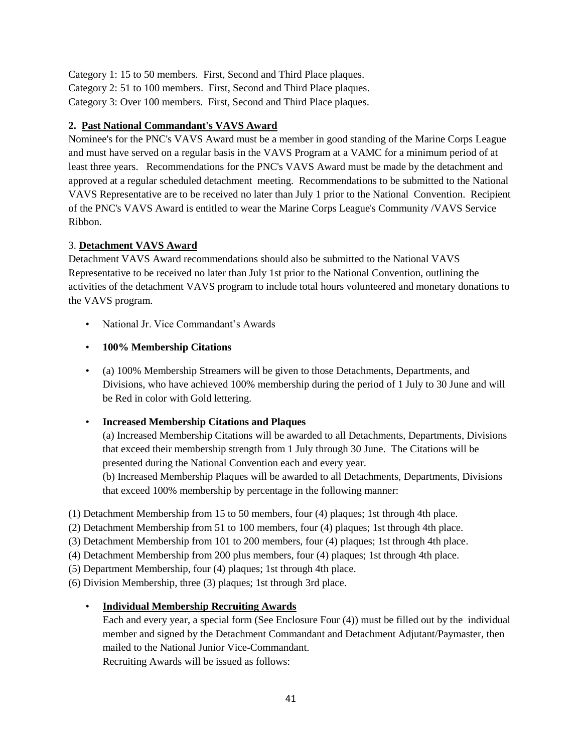Category 1: 15 to 50 members. First, Second and Third Place plaques.
Category 2: 51 to 100 members. First, Second and Third Place plaques.
Category 3: Over 100 members. First, Second and Third Place plaques.

**2. <u>Past National Commandant's VAVS Award</u>**

Nominee's for the PNC's VAVS Award must be a member in good standing of the Marine Corps League and must have served on a regular basis in the VAVS Program at a VAMC for a minimum period of at least three years. Recommendations for the PNC's VAVS Award must be made by the detachment and approved at a regular scheduled detachment meeting. Recommendations to be submitted to the National VAVS Representative are to be received no later than July 1 prior to the National Convention. Recipient of the PNC's VAVS Award is entitled to wear the Marine Corps League's Community /VAVS Service Ribbon.

3. **<u>Detachment VAVS Award</u>**

Detachment VAVS Award recommendations should also be submitted to the National VAVS Representative to be received no later than July 1st prior to the National Convention, outlining the activities of the detachment VAVS program to include total hours volunteered and monetary donations to the VAVS program.

- National Jr. Vice Commandant's Awards
- **100% Membership Citations**
- (a) 100% Membership Streamers will be given to those Detachments, Departments, and Divisions, who have achieved 100% membership during the period of 1 July to 30 June and will be Red in color with Gold lettering.
- **Increased Membership Citations and Plaques**

  (a) Increased Membership Citations will be awarded to all Detachments, Departments, Divisions that exceed their membership strength from 1 July through 30 June. The Citations will be presented during the National Convention each and every year.

  (b) Increased Membership Plaques will be awarded to all Detachments, Departments, Divisions that exceed 100% membership by percentage in the following manner:

(1) Detachment Membership from 15 to 50 members, four (4) plaques; 1st through 4th place.
(2) Detachment Membership from 51 to 100 members, four (4) plaques; 1st through 4th place.
(3) Detachment Membership from 101 to 200 members, four (4) plaques; 1st through 4th place.
(4) Detachment Membership from 200 plus members, four (4) plaques; 1st through 4th place.
(5) Department Membership, four (4) plaques; 1st through 4th place.
(6) Division Membership, three (3) plaques; 1st through 3rd place.

- **<u>Individual Membership Recruiting Awards</u>**

  Each and every year, a special form (See Enclosure Four (4)) must be filled out by the individual member and signed by the Detachment Commandant and Detachment Adjutant/Paymaster, then mailed to the National Junior Vice-Commandant.

  Recruiting Awards will be issued as follows: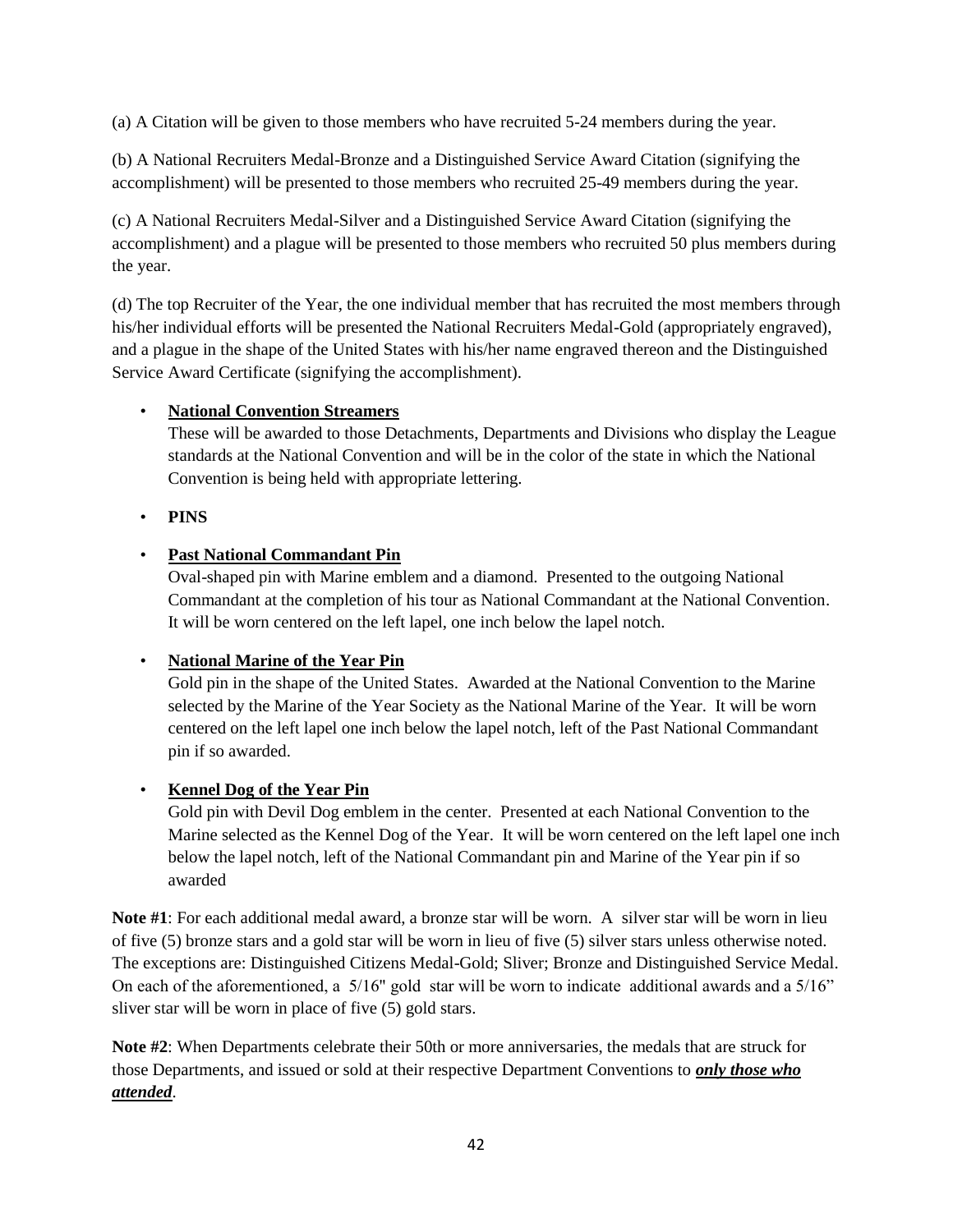(a) A Citation will be given to those members who have recruited 5-24 members during the year.

(b) A National Recruiters Medal-Bronze and a Distinguished Service Award Citation (signifying the accomplishment) will be presented to those members who recruited 25-49 members during the year.

(c) A National Recruiters Medal-Silver and a Distinguished Service Award Citation (signifying the accomplishment) and a plague will be presented to those members who recruited 50 plus members during the year.

(d) The top Recruiter of the Year, the one individual member that has recruited the most members through his/her individual efforts will be presented the National Recruiters Medal-Gold (appropriately engraved), and a plague in the shape of the United States with his/her name engraved thereon and the Distinguished Service Award Certificate (signifying the accomplishment).

- **National Convention Streamers**
  These will be awarded to those Detachments, Departments and Divisions who display the League standards at the National Convention and will be in the color of the state in which the National Convention is being held with appropriate lettering.

- **PINS**

- **Past National Commandant Pin**
  Oval-shaped pin with Marine emblem and a diamond. Presented to the outgoing National Commandant at the completion of his tour as National Commandant at the National Convention. It will be worn centered on the left lapel, one inch below the lapel notch.

- **National Marine of the Year Pin**
  Gold pin in the shape of the United States. Awarded at the National Convention to the Marine selected by the Marine of the Year Society as the National Marine of the Year. It will be worn centered on the left lapel one inch below the lapel notch, left of the Past National Commandant pin if so awarded.

- **Kennel Dog of the Year Pin**
  Gold pin with Devil Dog emblem in the center. Presented at each National Convention to the Marine selected as the Kennel Dog of the Year. It will be worn centered on the left lapel one inch below the lapel notch, left of the National Commandant pin and Marine of the Year pin if so awarded

**Note #1**: For each additional medal award, a bronze star will be worn. A silver star will be worn in lieu of five (5) bronze stars and a gold star will be worn in lieu of five (5) silver stars unless otherwise noted. The exceptions are: Distinguished Citizens Medal-Gold; Sliver; Bronze and Distinguished Service Medal. On each of the aforementioned, a 5/16" gold star will be worn to indicate additional awards and a 5/16" sliver star will be worn in place of five (5) gold stars.

**Note #2**: When Departments celebrate their 50th or more anniversaries, the medals that are struck for those Departments, and issued or sold at their respective Department Conventions to ***only those who attended***.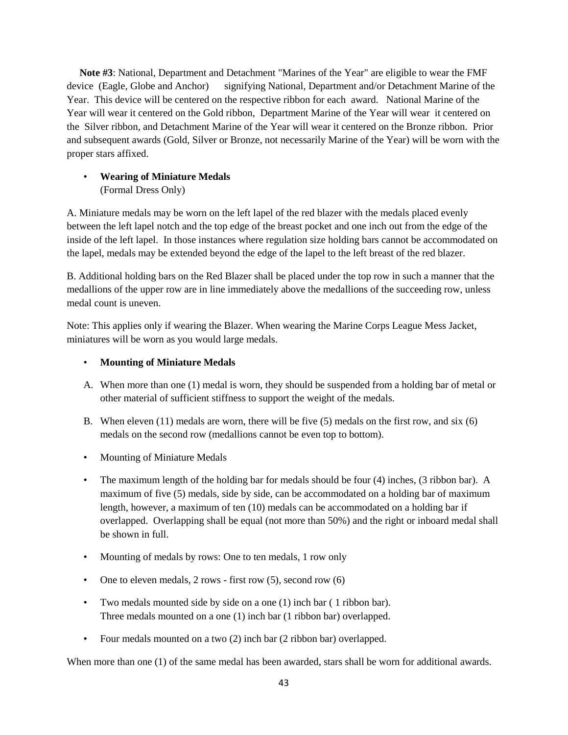**Note #3**: National, Department and Detachment "Marines of the Year" are eligible to wear the FMF device (Eagle, Globe and Anchor) signifying National, Department and/or Detachment Marine of the Year. This device will be centered on the respective ribbon for each award. National Marine of the Year will wear it centered on the Gold ribbon, Department Marine of the Year will wear it centered on the Silver ribbon, and Detachment Marine of the Year will wear it centered on the Bronze ribbon. Prior and subsequent awards (Gold, Silver or Bronze, not necessarily Marine of the Year) will be worn with the proper stars affixed.

- **Wearing of Miniature Medals**
  (Formal Dress Only)

A. Miniature medals may be worn on the left lapel of the red blazer with the medals placed evenly between the left lapel notch and the top edge of the breast pocket and one inch out from the edge of the inside of the left lapel. In those instances where regulation size holding bars cannot be accommodated on the lapel, medals may be extended beyond the edge of the lapel to the left breast of the red blazer.

B. Additional holding bars on the Red Blazer shall be placed under the top row in such a manner that the medallions of the upper row are in line immediately above the medallions of the succeeding row, unless medal count is uneven.

Note: This applies only if wearing the Blazer. When wearing the Marine Corps League Mess Jacket, miniatures will be worn as you would large medals.

- **Mounting of Miniature Medals**

A. When more than one (1) medal is worn, they should be suspended from a holding bar of metal or other material of sufficient stiffness to support the weight of the medals.

B. When eleven (11) medals are worn, there will be five (5) medals on the first row, and six (6) medals on the second row (medallions cannot be even top to bottom).

- Mounting of Miniature Medals
- The maximum length of the holding bar for medals should be four (4) inches, (3 ribbon bar). A maximum of five (5) medals, side by side, can be accommodated on a holding bar of maximum length, however, a maximum of ten (10) medals can be accommodated on a holding bar if overlapped. Overlapping shall be equal (not more than 50%) and the right or inboard medal shall be shown in full.
- Mounting of medals by rows: One to ten medals, 1 row only
- One to eleven medals, 2 rows - first row (5), second row (6)
- Two medals mounted side by side on a one (1) inch bar ( 1 ribbon bar).
  Three medals mounted on a one (1) inch bar (1 ribbon bar) overlapped.
- Four medals mounted on a two (2) inch bar (2 ribbon bar) overlapped.

When more than one (1) of the same medal has been awarded, stars shall be worn for additional awards.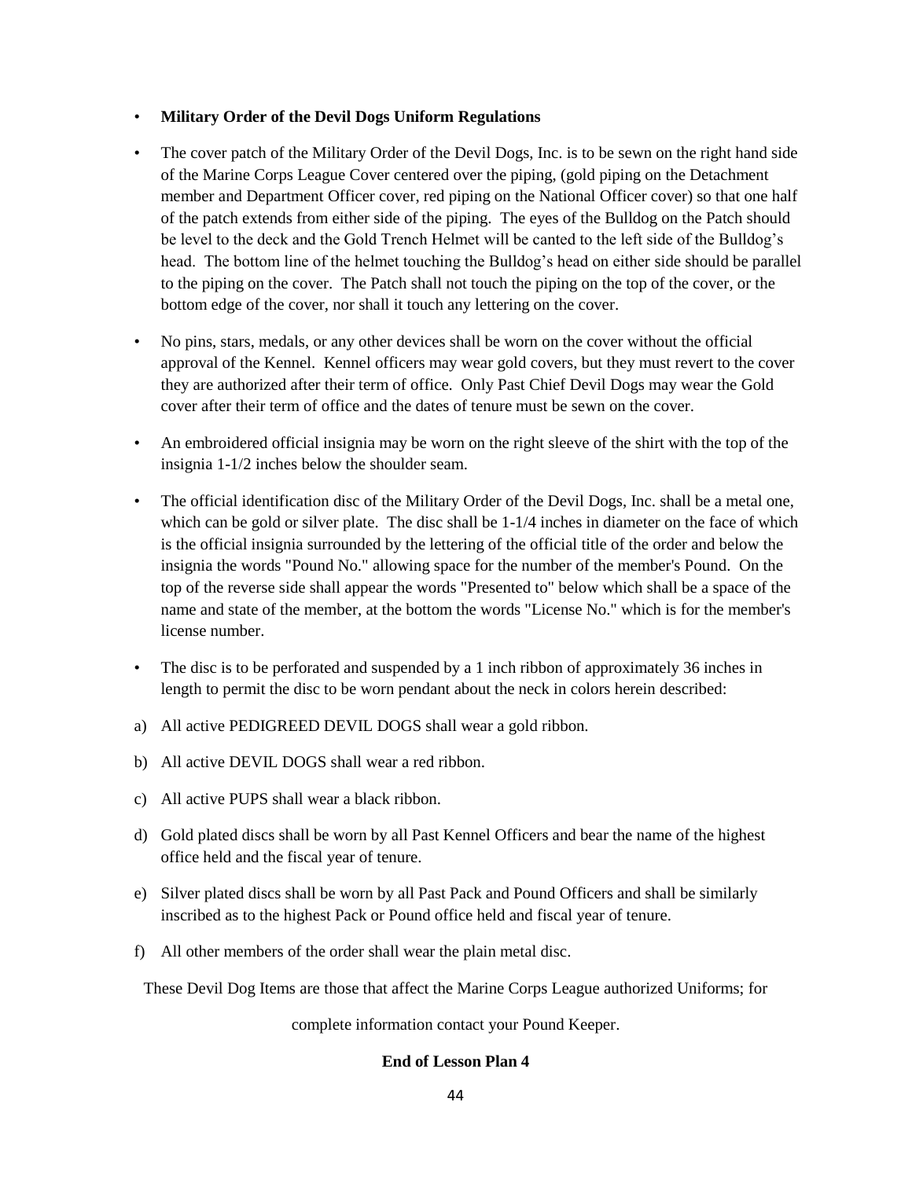- **Military Order of the Devil Dogs Uniform Regulations**
- The cover patch of the Military Order of the Devil Dogs, Inc. is to be sewn on the right hand side of the Marine Corps League Cover centered over the piping, (gold piping on the Detachment member and Department Officer cover, red piping on the National Officer cover) so that one half of the patch extends from either side of the piping. The eyes of the Bulldog on the Patch should be level to the deck and the Gold Trench Helmet will be canted to the left side of the Bulldog's head. The bottom line of the helmet touching the Bulldog's head on either side should be parallel to the piping on the cover. The Patch shall not touch the piping on the top of the cover, or the bottom edge of the cover, nor shall it touch any lettering on the cover.
- No pins, stars, medals, or any other devices shall be worn on the cover without the official approval of the Kennel. Kennel officers may wear gold covers, but they must revert to the cover they are authorized after their term of office. Only Past Chief Devil Dogs may wear the Gold cover after their term of office and the dates of tenure must be sewn on the cover.
- An embroidered official insignia may be worn on the right sleeve of the shirt with the top of the insignia 1-1/2 inches below the shoulder seam.
- The official identification disc of the Military Order of the Devil Dogs, Inc. shall be a metal one, which can be gold or silver plate. The disc shall be 1-1/4 inches in diameter on the face of which is the official insignia surrounded by the lettering of the official title of the order and below the insignia the words "Pound No." allowing space for the number of the member's Pound. On the top of the reverse side shall appear the words "Presented to" below which shall be a space of the name and state of the member, at the bottom the words "License No." which is for the member's license number.
- The disc is to be perforated and suspended by a 1 inch ribbon of approximately 36 inches in length to permit the disc to be worn pendant about the neck in colors herein described:

a) All active PEDIGREED DEVIL DOGS shall wear a gold ribbon.

b) All active DEVIL DOGS shall wear a red ribbon.

c) All active PUPS shall wear a black ribbon.

d) Gold plated discs shall be worn by all Past Kennel Officers and bear the name of the highest office held and the fiscal year of tenure.

e) Silver plated discs shall be worn by all Past Pack and Pound Officers and shall be similarly inscribed as to the highest Pack or Pound office held and fiscal year of tenure.

f) All other members of the order shall wear the plain metal disc.

These Devil Dog Items are those that affect the Marine Corps League authorized Uniforms; for complete information contact your Pound Keeper.

**End of Lesson Plan 4**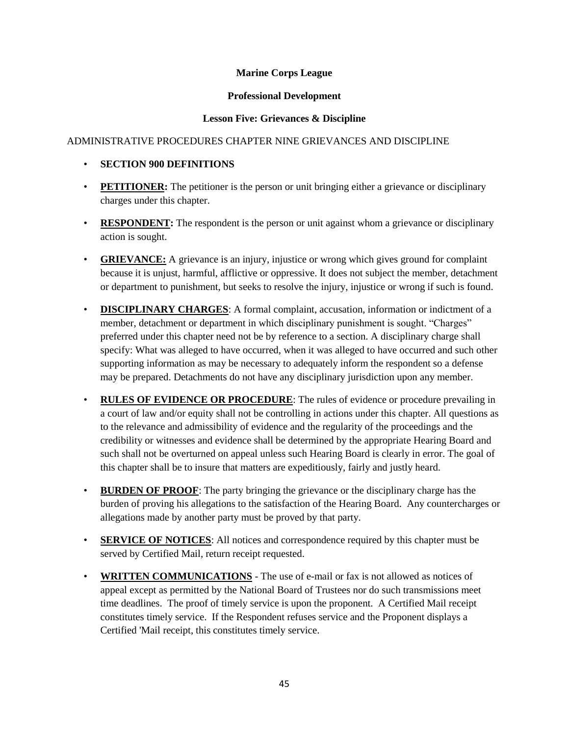**Marine Corps League**

**Professional Development**

**Lesson Five: Grievances & Discipline**

ADMINISTRATIVE PROCEDURES CHAPTER NINE GRIEVANCES AND DISCIPLINE

- **SECTION 900 DEFINITIONS**
- **PETITIONER:** The petitioner is the person or unit bringing either a grievance or disciplinary charges under this chapter.
- **RESPONDENT:** The respondent is the person or unit against whom a grievance or disciplinary action is sought.
- **GRIEVANCE:** A grievance is an injury, injustice or wrong which gives ground for complaint because it is unjust, harmful, afflictive or oppressive. It does not subject the member, detachment or department to punishment, but seeks to resolve the injury, injustice or wrong if such is found.
- **DISCIPLINARY CHARGES**: A formal complaint, accusation, information or indictment of a member, detachment or department in which disciplinary punishment is sought. "Charges" preferred under this chapter need not be by reference to a section. A disciplinary charge shall specify: What was alleged to have occurred, when it was alleged to have occurred and such other supporting information as may be necessary to adequately inform the respondent so a defense may be prepared. Detachments do not have any disciplinary jurisdiction upon any member.
- **RULES OF EVIDENCE OR PROCEDURE**: The rules of evidence or procedure prevailing in a court of law and/or equity shall not be controlling in actions under this chapter. All questions as to the relevance and admissibility of evidence and the regularity of the proceedings and the credibility or witnesses and evidence shall be determined by the appropriate Hearing Board and such shall not be overturned on appeal unless such Hearing Board is clearly in error. The goal of this chapter shall be to insure that matters are expeditiously, fairly and justly heard.
- **BURDEN OF PROOF**: The party bringing the grievance or the disciplinary charge has the burden of proving his allegations to the satisfaction of the Hearing Board. Any countercharges or allegations made by another party must be proved by that party.
- **SERVICE OF NOTICES**: All notices and correspondence required by this chapter must be served by Certified Mail, return receipt requested.
- **WRITTEN COMMUNICATIONS** - The use of e-mail or fax is not allowed as notices of appeal except as permitted by the National Board of Trustees nor do such transmissions meet time deadlines. The proof of timely service is upon the proponent. A Certified Mail receipt constitutes timely service. If the Respondent refuses service and the Proponent displays a Certified 'Mail receipt, this constitutes timely service.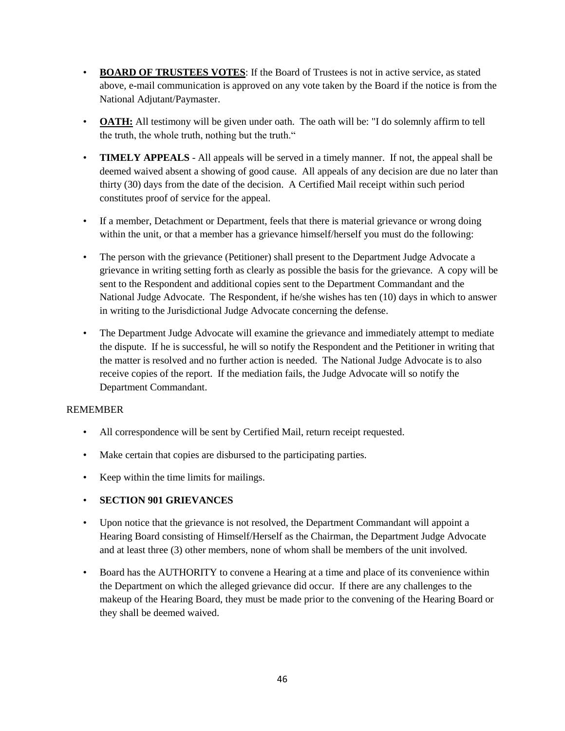- **BOARD OF TRUSTEES VOTES**: If the Board of Trustees is not in active service, as stated above, e-mail communication is approved on any vote taken by the Board if the notice is from the National Adjutant/Paymaster.
- **OATH:** All testimony will be given under oath. The oath will be: "I do solemnly affirm to tell the truth, the whole truth, nothing but the truth."
- **TIMELY APPEALS** - All appeals will be served in a timely manner. If not, the appeal shall be deemed waived absent a showing of good cause. All appeals of any decision are due no later than thirty (30) days from the date of the decision. A Certified Mail receipt within such period constitutes proof of service for the appeal.
- If a member, Detachment or Department, feels that there is material grievance or wrong doing within the unit, or that a member has a grievance himself/herself you must do the following:
- The person with the grievance (Petitioner) shall present to the Department Judge Advocate a grievance in writing setting forth as clearly as possible the basis for the grievance. A copy will be sent to the Respondent and additional copies sent to the Department Commandant and the National Judge Advocate. The Respondent, if he/she wishes has ten (10) days in which to answer in writing to the Jurisdictional Judge Advocate concerning the defense.
- The Department Judge Advocate will examine the grievance and immediately attempt to mediate the dispute. If he is successful, he will so notify the Respondent and the Petitioner in writing that the matter is resolved and no further action is needed. The National Judge Advocate is to also receive copies of the report. If the mediation fails, the Judge Advocate will so notify the Department Commandant.

REMEMBER

- All correspondence will be sent by Certified Mail, return receipt requested.
- Make certain that copies are disbursed to the participating parties.
- Keep within the time limits for mailings.
- **SECTION 901 GRIEVANCES**
- Upon notice that the grievance is not resolved, the Department Commandant will appoint a Hearing Board consisting of Himself/Herself as the Chairman, the Department Judge Advocate and at least three (3) other members, none of whom shall be members of the unit involved.
- Board has the AUTHORITY to convene a Hearing at a time and place of its convenience within the Department on which the alleged grievance did occur. If there are any challenges to the makeup of the Hearing Board, they must be made prior to the convening of the Hearing Board or they shall be deemed waived.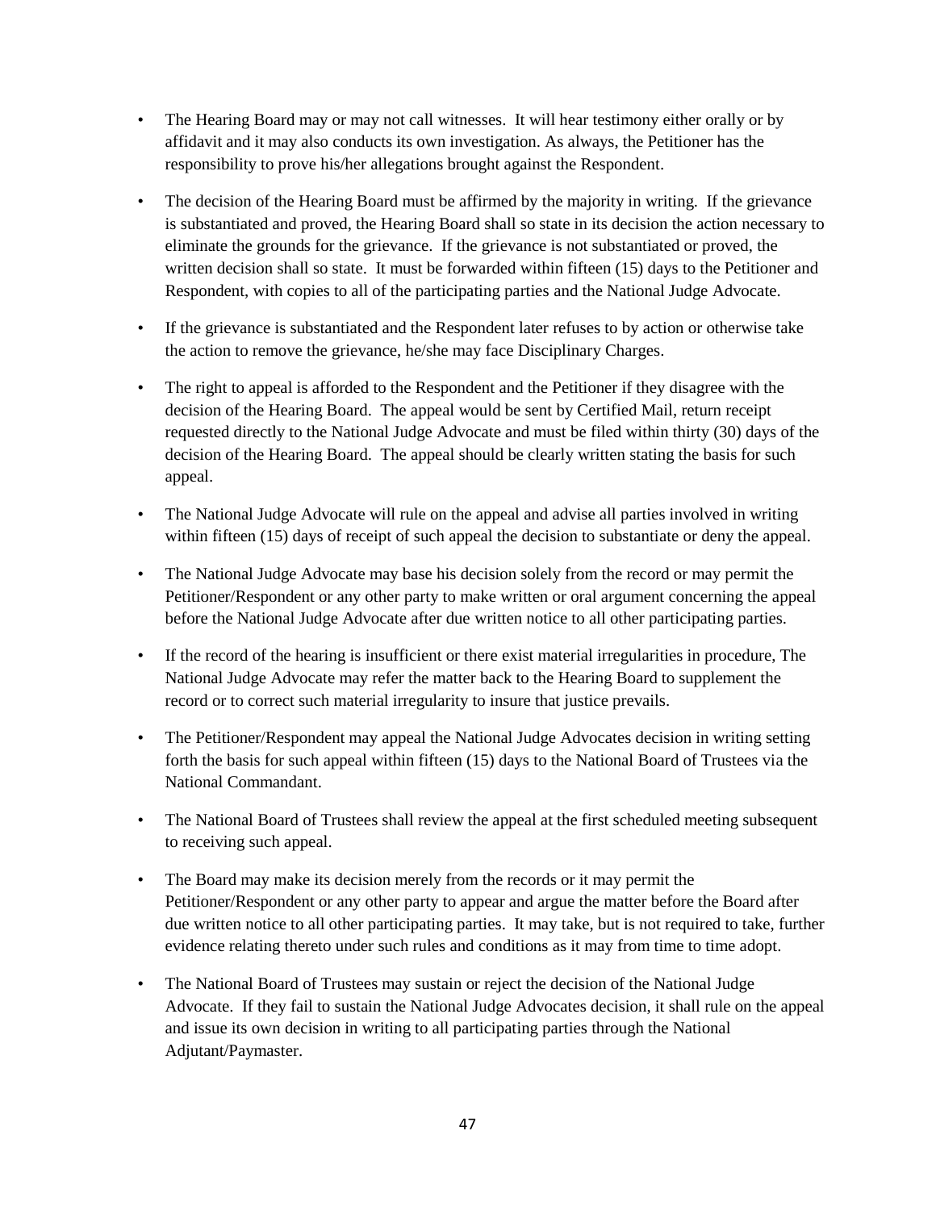- The Hearing Board may or may not call witnesses. It will hear testimony either orally or by affidavit and it may also conducts its own investigation. As always, the Petitioner has the responsibility to prove his/her allegations brought against the Respondent.

- The decision of the Hearing Board must be affirmed by the majority in writing. If the grievance is substantiated and proved, the Hearing Board shall so state in its decision the action necessary to eliminate the grounds for the grievance. If the grievance is not substantiated or proved, the written decision shall so state. It must be forwarded within fifteen (15) days to the Petitioner and Respondent, with copies to all of the participating parties and the National Judge Advocate.

- If the grievance is substantiated and the Respondent later refuses to by action or otherwise take the action to remove the grievance, he/she may face Disciplinary Charges.

- The right to appeal is afforded to the Respondent and the Petitioner if they disagree with the decision of the Hearing Board. The appeal would be sent by Certified Mail, return receipt requested directly to the National Judge Advocate and must be filed within thirty (30) days of the decision of the Hearing Board. The appeal should be clearly written stating the basis for such appeal.

- The National Judge Advocate will rule on the appeal and advise all parties involved in writing within fifteen (15) days of receipt of such appeal the decision to substantiate or deny the appeal.

- The National Judge Advocate may base his decision solely from the record or may permit the Petitioner/Respondent or any other party to make written or oral argument concerning the appeal before the National Judge Advocate after due written notice to all other participating parties.

- If the record of the hearing is insufficient or there exist material irregularities in procedure, The National Judge Advocate may refer the matter back to the Hearing Board to supplement the record or to correct such material irregularity to insure that justice prevails.

- The Petitioner/Respondent may appeal the National Judge Advocates decision in writing setting forth the basis for such appeal within fifteen (15) days to the National Board of Trustees via the National Commandant.

- The National Board of Trustees shall review the appeal at the first scheduled meeting subsequent to receiving such appeal.

- The Board may make its decision merely from the records or it may permit the Petitioner/Respondent or any other party to appear and argue the matter before the Board after due written notice to all other participating parties. It may take, but is not required to take, further evidence relating thereto under such rules and conditions as it may from time to time adopt.

- The National Board of Trustees may sustain or reject the decision of the National Judge Advocate. If they fail to sustain the National Judge Advocates decision, it shall rule on the appeal and issue its own decision in writing to all participating parties through the National Adjutant/Paymaster.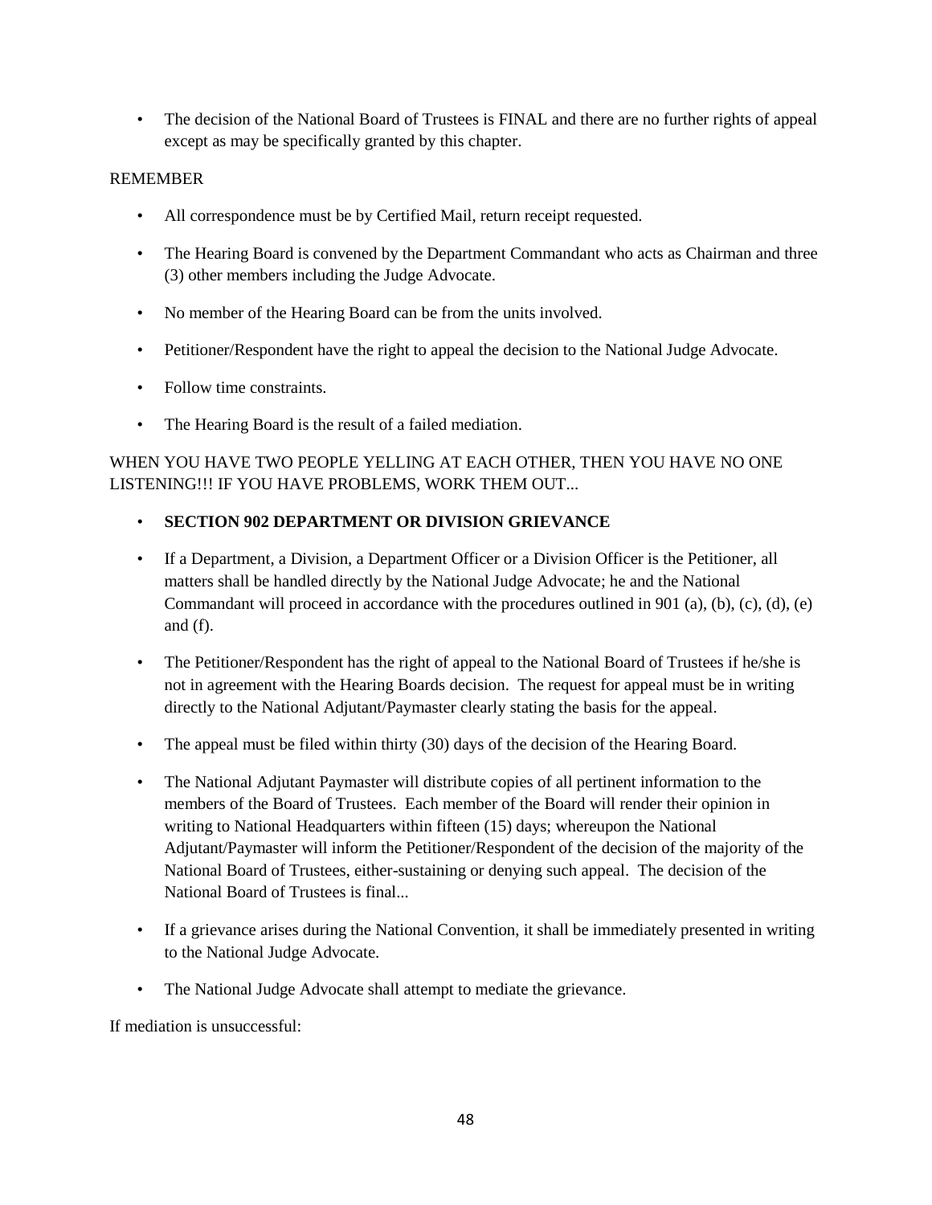- The decision of the National Board of Trustees is FINAL and there are no further rights of appeal except as may be specifically granted by this chapter.

REMEMBER

- All correspondence must be by Certified Mail, return receipt requested.
- The Hearing Board is convened by the Department Commandant who acts as Chairman and three (3) other members including the Judge Advocate.
- No member of the Hearing Board can be from the units involved.
- Petitioner/Respondent have the right to appeal the decision to the National Judge Advocate.
- Follow time constraints.
- The Hearing Board is the result of a failed mediation.

WHEN YOU HAVE TWO PEOPLE YELLING AT EACH OTHER, THEN YOU HAVE NO ONE LISTENING!!! IF YOU HAVE PROBLEMS, WORK THEM OUT...

- **SECTION 902 DEPARTMENT OR DIVISION GRIEVANCE**
- If a Department, a Division, a Department Officer or a Division Officer is the Petitioner, all matters shall be handled directly by the National Judge Advocate; he and the National Commandant will proceed in accordance with the procedures outlined in 901 (a), (b), (c), (d), (e) and (f).
- The Petitioner/Respondent has the right of appeal to the National Board of Trustees if he/she is not in agreement with the Hearing Boards decision. The request for appeal must be in writing directly to the National Adjutant/Paymaster clearly stating the basis for the appeal.
- The appeal must be filed within thirty (30) days of the decision of the Hearing Board.
- The National Adjutant Paymaster will distribute copies of all pertinent information to the members of the Board of Trustees. Each member of the Board will render their opinion in writing to National Headquarters within fifteen (15) days; whereupon the National Adjutant/Paymaster will inform the Petitioner/Respondent of the decision of the majority of the National Board of Trustees, either-sustaining or denying such appeal. The decision of the National Board of Trustees is final...
- If a grievance arises during the National Convention, it shall be immediately presented in writing to the National Judge Advocate.
- The National Judge Advocate shall attempt to mediate the grievance.

If mediation is unsuccessful: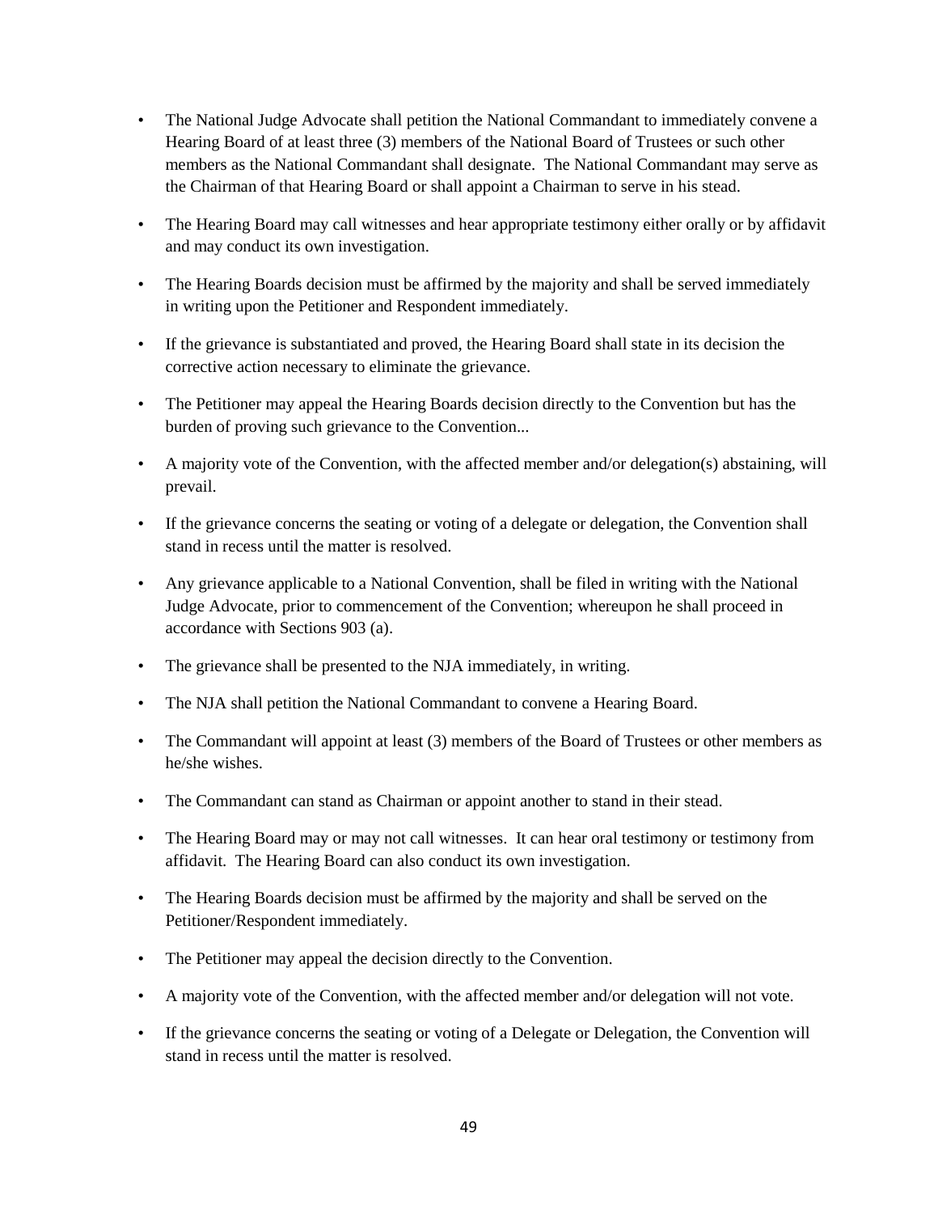- The National Judge Advocate shall petition the National Commandant to immediately convene a Hearing Board of at least three (3) members of the National Board of Trustees or such other members as the National Commandant shall designate. The National Commandant may serve as the Chairman of that Hearing Board or shall appoint a Chairman to serve in his stead.
- The Hearing Board may call witnesses and hear appropriate testimony either orally or by affidavit and may conduct its own investigation.
- The Hearing Boards decision must be affirmed by the majority and shall be served immediately in writing upon the Petitioner and Respondent immediately.
- If the grievance is substantiated and proved, the Hearing Board shall state in its decision the corrective action necessary to eliminate the grievance.
- The Petitioner may appeal the Hearing Boards decision directly to the Convention but has the burden of proving such grievance to the Convention...
- A majority vote of the Convention, with the affected member and/or delegation(s) abstaining, will prevail.
- If the grievance concerns the seating or voting of a delegate or delegation, the Convention shall stand in recess until the matter is resolved.
- Any grievance applicable to a National Convention, shall be filed in writing with the National Judge Advocate, prior to commencement of the Convention; whereupon he shall proceed in accordance with Sections 903 (a).
- The grievance shall be presented to the NJA immediately, in writing.
- The NJA shall petition the National Commandant to convene a Hearing Board.
- The Commandant will appoint at least (3) members of the Board of Trustees or other members as he/she wishes.
- The Commandant can stand as Chairman or appoint another to stand in their stead.
- The Hearing Board may or may not call witnesses. It can hear oral testimony or testimony from affidavit. The Hearing Board can also conduct its own investigation.
- The Hearing Boards decision must be affirmed by the majority and shall be served on the Petitioner/Respondent immediately.
- The Petitioner may appeal the decision directly to the Convention.
- A majority vote of the Convention, with the affected member and/or delegation will not vote.
- If the grievance concerns the seating or voting of a Delegate or Delegation, the Convention will stand in recess until the matter is resolved.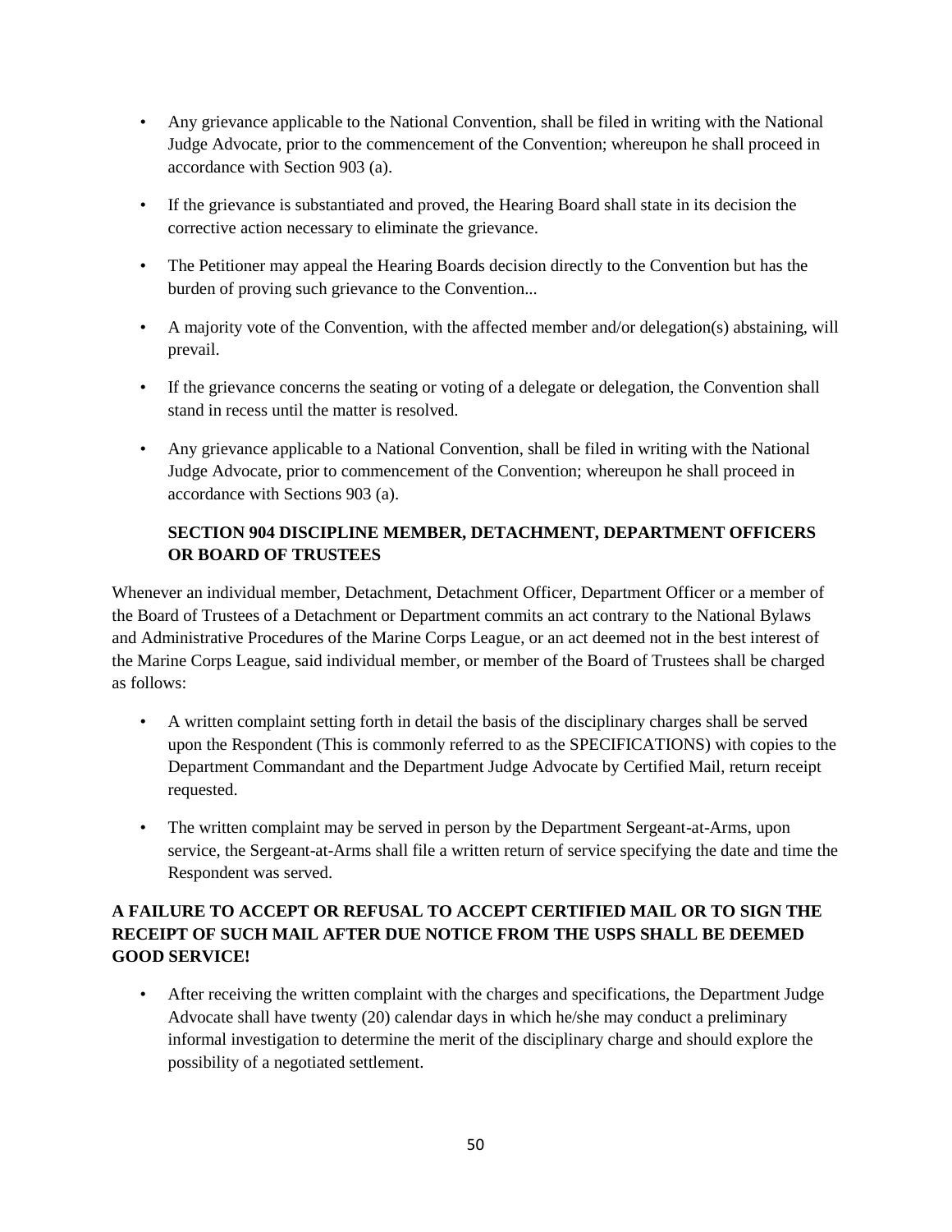- Any grievance applicable to the National Convention, shall be filed in writing with the National Judge Advocate, prior to the commencement of the Convention; whereupon he shall proceed in accordance with Section 903 (a).
- If the grievance is substantiated and proved, the Hearing Board shall state in its decision the corrective action necessary to eliminate the grievance.
- The Petitioner may appeal the Hearing Boards decision directly to the Convention but has the burden of proving such grievance to the Convention...
- A majority vote of the Convention, with the affected member and/or delegation(s) abstaining, will prevail.
- If the grievance concerns the seating or voting of a delegate or delegation, the Convention shall stand in recess until the matter is resolved.
- Any grievance applicable to a National Convention, shall be filed in writing with the National Judge Advocate, prior to commencement of the Convention; whereupon he shall proceed in accordance with Sections 903 (a).

## SECTION 904 DISCIPLINE MEMBER, DETACHMENT, DEPARTMENT OFFICERS OR BOARD OF TRUSTEES

Whenever an individual member, Detachment, Detachment Officer, Department Officer or a member of the Board of Trustees of a Detachment or Department commits an act contrary to the National Bylaws and Administrative Procedures of the Marine Corps League, or an act deemed not in the best interest of the Marine Corps League, said individual member, or member of the Board of Trustees shall be charged as follows:

- A written complaint setting forth in detail the basis of the disciplinary charges shall be served upon the Respondent (This is commonly referred to as the SPECIFICATIONS) with copies to the Department Commandant and the Department Judge Advocate by Certified Mail, return receipt requested.
- The written complaint may be served in person by the Department Sergeant-at-Arms, upon service, the Sergeant-at-Arms shall file a written return of service specifying the date and time the Respondent was served.

**A FAILURE TO ACCEPT OR REFUSAL TO ACCEPT CERTIFIED MAIL OR TO SIGN THE RECEIPT OF SUCH MAIL AFTER DUE NOTICE FROM THE USPS SHALL BE DEEMED GOOD SERVICE!**

- After receiving the written complaint with the charges and specifications, the Department Judge Advocate shall have twenty (20) calendar days in which he/she may conduct a preliminary informal investigation to determine the merit of the disciplinary charge and should explore the possibility of a negotiated settlement.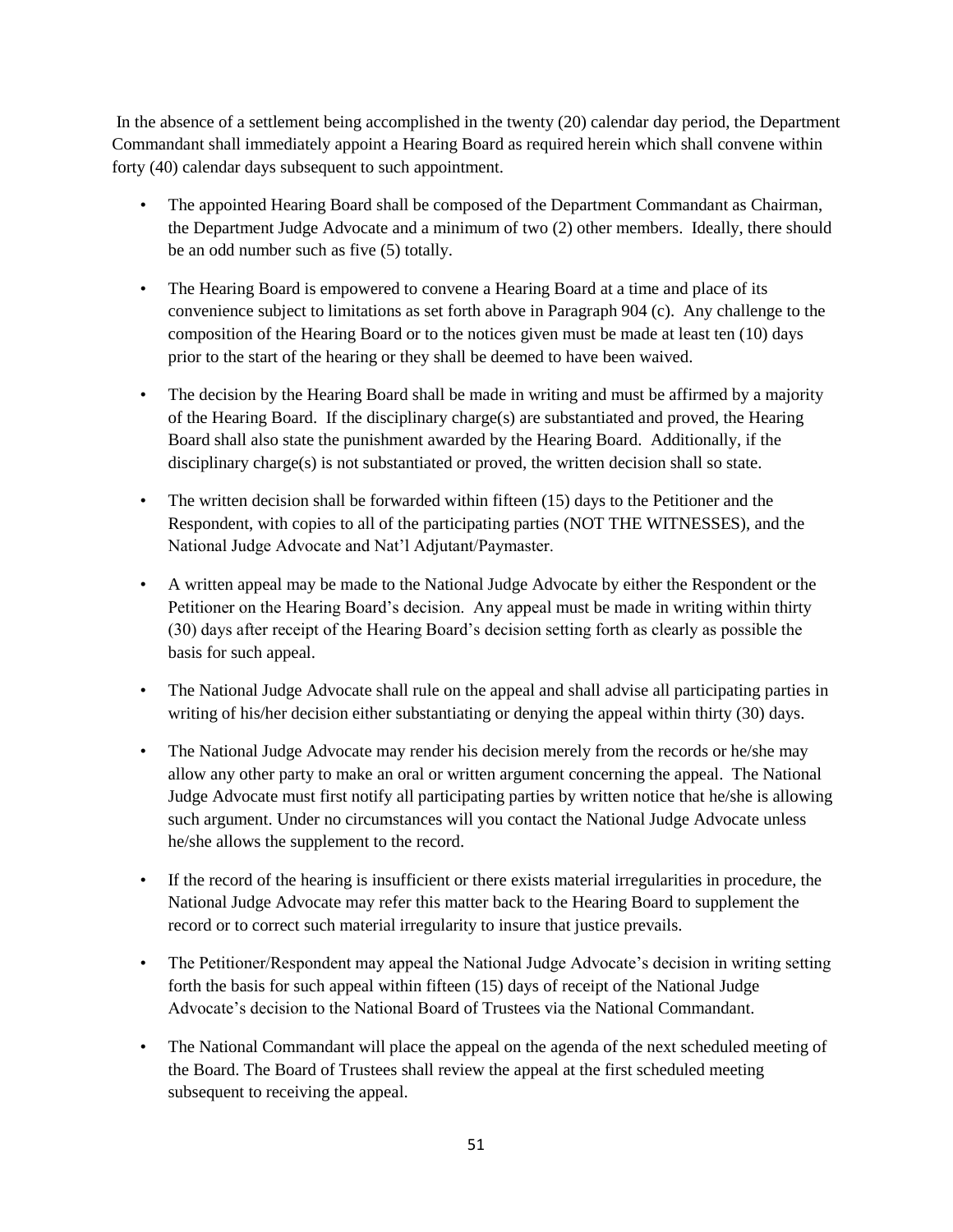In the absence of a settlement being accomplished in the twenty (20) calendar day period, the Department Commandant shall immediately appoint a Hearing Board as required herein which shall convene within forty (40) calendar days subsequent to such appointment.

- The appointed Hearing Board shall be composed of the Department Commandant as Chairman, the Department Judge Advocate and a minimum of two (2) other members. Ideally, there should be an odd number such as five (5) totally.
- The Hearing Board is empowered to convene a Hearing Board at a time and place of its convenience subject to limitations as set forth above in Paragraph 904 (c). Any challenge to the composition of the Hearing Board or to the notices given must be made at least ten (10) days prior to the start of the hearing or they shall be deemed to have been waived.
- The decision by the Hearing Board shall be made in writing and must be affirmed by a majority of the Hearing Board. If the disciplinary charge(s) are substantiated and proved, the Hearing Board shall also state the punishment awarded by the Hearing Board. Additionally, if the disciplinary charge(s) is not substantiated or proved, the written decision shall so state.
- The written decision shall be forwarded within fifteen (15) days to the Petitioner and the Respondent, with copies to all of the participating parties (NOT THE WITNESSES), and the National Judge Advocate and Nat'l Adjutant/Paymaster.
- A written appeal may be made to the National Judge Advocate by either the Respondent or the Petitioner on the Hearing Board's decision. Any appeal must be made in writing within thirty (30) days after receipt of the Hearing Board's decision setting forth as clearly as possible the basis for such appeal.
- The National Judge Advocate shall rule on the appeal and shall advise all participating parties in writing of his/her decision either substantiating or denying the appeal within thirty (30) days.
- The National Judge Advocate may render his decision merely from the records or he/she may allow any other party to make an oral or written argument concerning the appeal. The National Judge Advocate must first notify all participating parties by written notice that he/she is allowing such argument. Under no circumstances will you contact the National Judge Advocate unless he/she allows the supplement to the record.
- If the record of the hearing is insufficient or there exists material irregularities in procedure, the National Judge Advocate may refer this matter back to the Hearing Board to supplement the record or to correct such material irregularity to insure that justice prevails.
- The Petitioner/Respondent may appeal the National Judge Advocate's decision in writing setting forth the basis for such appeal within fifteen (15) days of receipt of the National Judge Advocate's decision to the National Board of Trustees via the National Commandant.
- The National Commandant will place the appeal on the agenda of the next scheduled meeting of the Board. The Board of Trustees shall review the appeal at the first scheduled meeting subsequent to receiving the appeal.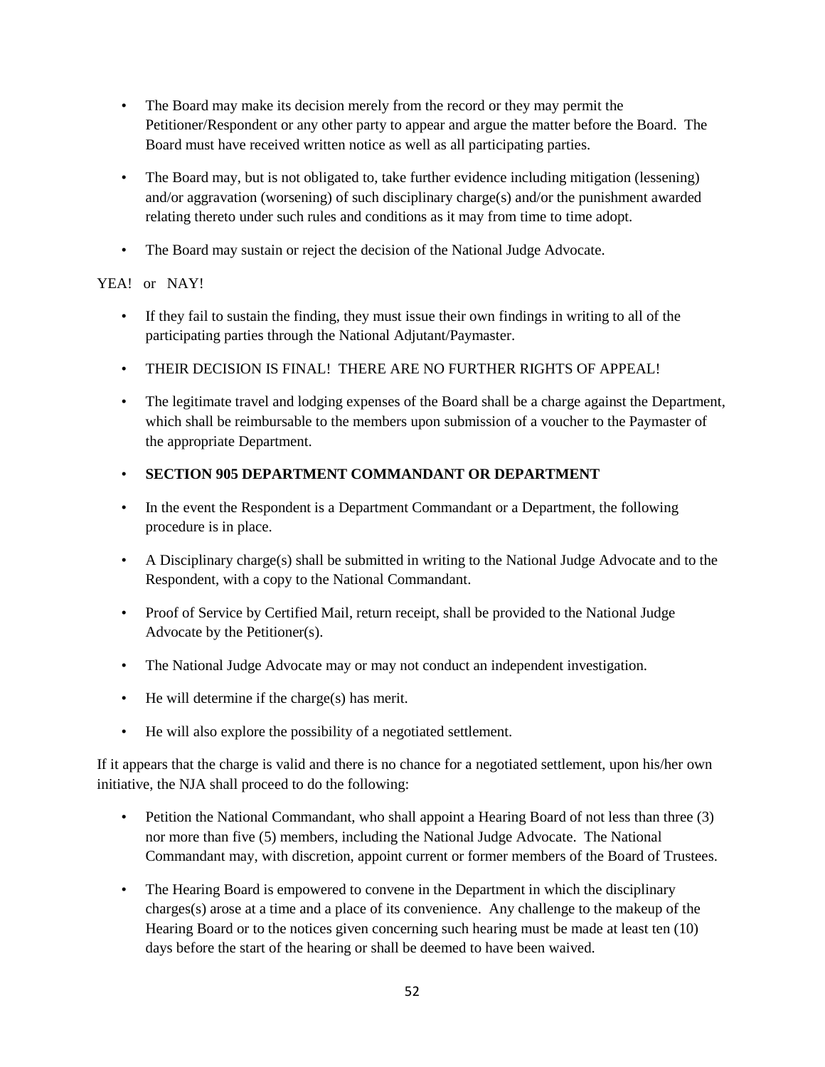- The Board may make its decision merely from the record or they may permit the Petitioner/Respondent or any other party to appear and argue the matter before the Board. The Board must have received written notice as well as all participating parties.

- The Board may, but is not obligated to, take further evidence including mitigation (lessening) and/or aggravation (worsening) of such disciplinary charge(s) and/or the punishment awarded relating thereto under such rules and conditions as it may from time to time adopt.

- The Board may sustain or reject the decision of the National Judge Advocate.

YEA! or NAY!

- If they fail to sustain the finding, they must issue their own findings in writing to all of the participating parties through the National Adjutant/Paymaster.

- THEIR DECISION IS FINAL! THERE ARE NO FURTHER RIGHTS OF APPEAL!

- The legitimate travel and lodging expenses of the Board shall be a charge against the Department, which shall be reimbursable to the members upon submission of a voucher to the Paymaster of the appropriate Department.

- **SECTION 905 DEPARTMENT COMMANDANT OR DEPARTMENT**

- In the event the Respondent is a Department Commandant or a Department, the following procedure is in place.

- A Disciplinary charge(s) shall be submitted in writing to the National Judge Advocate and to the Respondent, with a copy to the National Commandant.

- Proof of Service by Certified Mail, return receipt, shall be provided to the National Judge Advocate by the Petitioner(s).

- The National Judge Advocate may or may not conduct an independent investigation.

- He will determine if the charge(s) has merit.

- He will also explore the possibility of a negotiated settlement.

If it appears that the charge is valid and there is no chance for a negotiated settlement, upon his/her own initiative, the NJA shall proceed to do the following:

- Petition the National Commandant, who shall appoint a Hearing Board of not less than three (3) nor more than five (5) members, including the National Judge Advocate. The National Commandant may, with discretion, appoint current or former members of the Board of Trustees.

- The Hearing Board is empowered to convene in the Department in which the disciplinary charges(s) arose at a time and a place of its convenience. Any challenge to the makeup of the Hearing Board or to the notices given concerning such hearing must be made at least ten (10) days before the start of the hearing or shall be deemed to have been waived.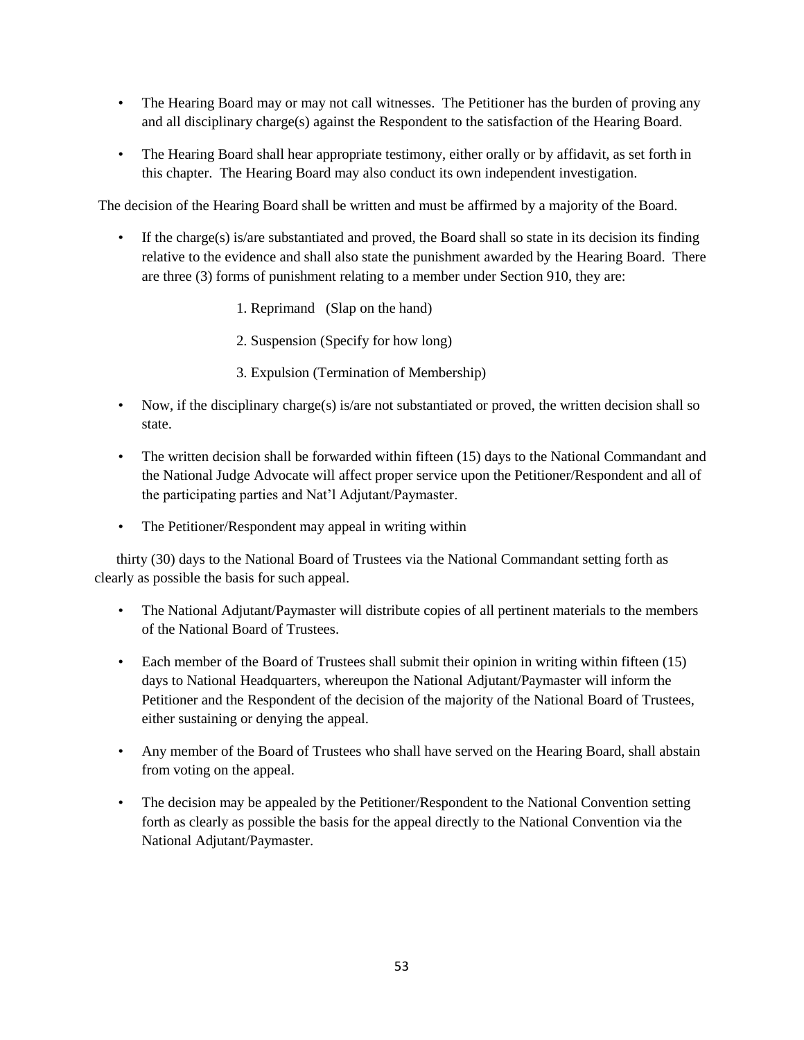- The Hearing Board may or may not call witnesses. The Petitioner has the burden of proving any and all disciplinary charge(s) against the Respondent to the satisfaction of the Hearing Board.
- The Hearing Board shall hear appropriate testimony, either orally or by affidavit, as set forth in this chapter. The Hearing Board may also conduct its own independent investigation.

The decision of the Hearing Board shall be written and must be affirmed by a majority of the Board.

- If the charge(s) is/are substantiated and proved, the Board shall so state in its decision its finding relative to the evidence and shall also state the punishment awarded by the Hearing Board. There are three (3) forms of punishment relating to a member under Section 910, they are:

  1. Reprimand (Slap on the hand)
  2. Suspension (Specify for how long)
  3. Expulsion (Termination of Membership)

- Now, if the disciplinary charge(s) is/are not substantiated or proved, the written decision shall so state.
- The written decision shall be forwarded within fifteen (15) days to the National Commandant and the National Judge Advocate will affect proper service upon the Petitioner/Respondent and all of the participating parties and Nat'l Adjutant/Paymaster.
- The Petitioner/Respondent may appeal in writing within

thirty (30) days to the National Board of Trustees via the National Commandant setting forth as clearly as possible the basis for such appeal.

- The National Adjutant/Paymaster will distribute copies of all pertinent materials to the members of the National Board of Trustees.
- Each member of the Board of Trustees shall submit their opinion in writing within fifteen (15) days to National Headquarters, whereupon the National Adjutant/Paymaster will inform the Petitioner and the Respondent of the decision of the majority of the National Board of Trustees, either sustaining or denying the appeal.
- Any member of the Board of Trustees who shall have served on the Hearing Board, shall abstain from voting on the appeal.
- The decision may be appealed by the Petitioner/Respondent to the National Convention setting forth as clearly as possible the basis for the appeal directly to the National Convention via the National Adjutant/Paymaster.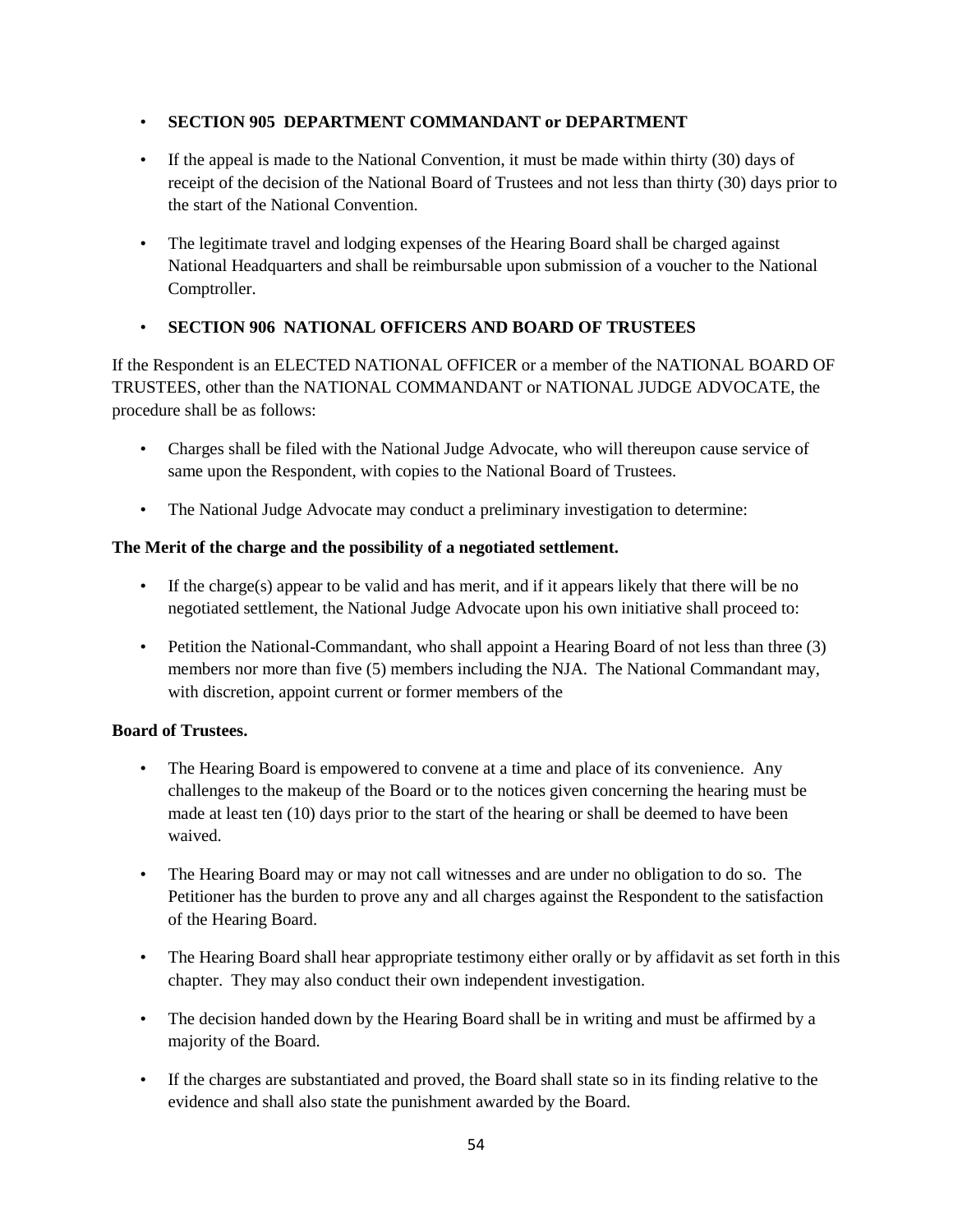- **SECTION 905 DEPARTMENT COMMANDANT or DEPARTMENT**

- If the appeal is made to the National Convention, it must be made within thirty (30) days of receipt of the decision of the National Board of Trustees and not less than thirty (30) days prior to the start of the National Convention.

- The legitimate travel and lodging expenses of the Hearing Board shall be charged against National Headquarters and shall be reimbursable upon submission of a voucher to the National Comptroller.

- **SECTION 906 NATIONAL OFFICERS AND BOARD OF TRUSTEES**

If the Respondent is an ELECTED NATIONAL OFFICER or a member of the NATIONAL BOARD OF TRUSTEES, other than the NATIONAL COMMANDANT or NATIONAL JUDGE ADVOCATE, the procedure shall be as follows:

- Charges shall be filed with the National Judge Advocate, who will thereupon cause service of same upon the Respondent, with copies to the National Board of Trustees.

- The National Judge Advocate may conduct a preliminary investigation to determine:

**The Merit of the charge and the possibility of a negotiated settlement.**

- If the charge(s) appear to be valid and has merit, and if it appears likely that there will be no negotiated settlement, the National Judge Advocate upon his own initiative shall proceed to:

- Petition the National-Commandant, who shall appoint a Hearing Board of not less than three (3) members nor more than five (5) members including the NJA. The National Commandant may, with discretion, appoint current or former members of the

**Board of Trustees.**

- The Hearing Board is empowered to convene at a time and place of its convenience. Any challenges to the makeup of the Board or to the notices given concerning the hearing must be made at least ten (10) days prior to the start of the hearing or shall be deemed to have been waived.

- The Hearing Board may or may not call witnesses and are under no obligation to do so. The Petitioner has the burden to prove any and all charges against the Respondent to the satisfaction of the Hearing Board.

- The Hearing Board shall hear appropriate testimony either orally or by affidavit as set forth in this chapter. They may also conduct their own independent investigation.

- The decision handed down by the Hearing Board shall be in writing and must be affirmed by a majority of the Board.

- If the charges are substantiated and proved, the Board shall state so in its finding relative to the evidence and shall also state the punishment awarded by the Board.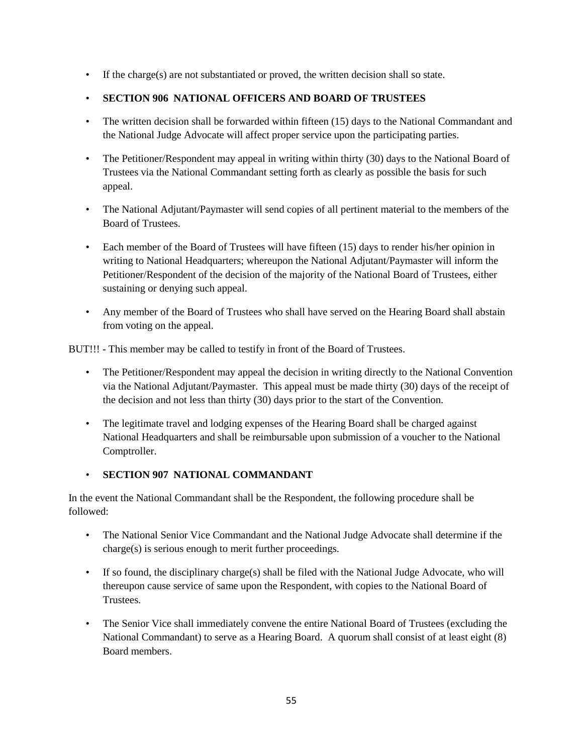- If the charge(s) are not substantiated or proved, the written decision shall so state.

- **SECTION 906 NATIONAL OFFICERS AND BOARD OF TRUSTEES**

- The written decision shall be forwarded within fifteen (15) days to the National Commandant and the National Judge Advocate will affect proper service upon the participating parties.

- The Petitioner/Respondent may appeal in writing within thirty (30) days to the National Board of Trustees via the National Commandant setting forth as clearly as possible the basis for such appeal.

- The National Adjutant/Paymaster will send copies of all pertinent material to the members of the Board of Trustees.

- Each member of the Board of Trustees will have fifteen (15) days to render his/her opinion in writing to National Headquarters; whereupon the National Adjutant/Paymaster will inform the Petitioner/Respondent of the decision of the majority of the National Board of Trustees, either sustaining or denying such appeal.

- Any member of the Board of Trustees who shall have served on the Hearing Board shall abstain from voting on the appeal.

BUT!!! - This member may be called to testify in front of the Board of Trustees.

- The Petitioner/Respondent may appeal the decision in writing directly to the National Convention via the National Adjutant/Paymaster. This appeal must be made thirty (30) days of the receipt of the decision and not less than thirty (30) days prior to the start of the Convention.

- The legitimate travel and lodging expenses of the Hearing Board shall be charged against National Headquarters and shall be reimbursable upon submission of a voucher to the National Comptroller.

- **SECTION 907 NATIONAL COMMANDANT**

In the event the National Commandant shall be the Respondent, the following procedure shall be followed:

- The National Senior Vice Commandant and the National Judge Advocate shall determine if the charge(s) is serious enough to merit further proceedings.

- If so found, the disciplinary charge(s) shall be filed with the National Judge Advocate, who will thereupon cause service of same upon the Respondent, with copies to the National Board of Trustees.

- The Senior Vice shall immediately convene the entire National Board of Trustees (excluding the National Commandant) to serve as a Hearing Board. A quorum shall consist of at least eight (8) Board members.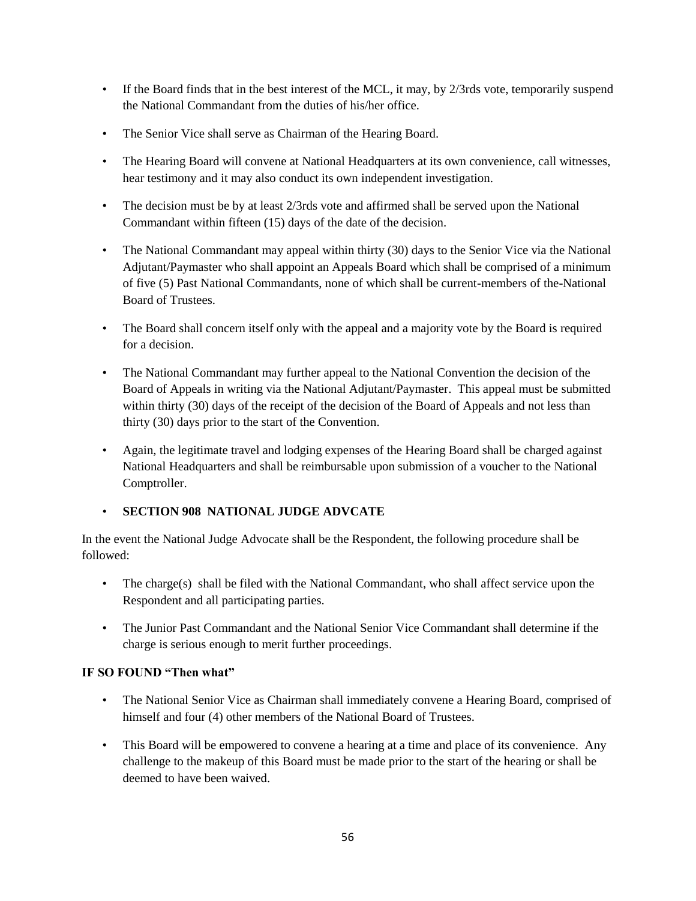- If the Board finds that in the best interest of the MCL, it may, by 2/3rds vote, temporarily suspend the National Commandant from the duties of his/her office.
- The Senior Vice shall serve as Chairman of the Hearing Board.
- The Hearing Board will convene at National Headquarters at its own convenience, call witnesses, hear testimony and it may also conduct its own independent investigation.
- The decision must be by at least 2/3rds vote and affirmed shall be served upon the National Commandant within fifteen (15) days of the date of the decision.
- The National Commandant may appeal within thirty (30) days to the Senior Vice via the National Adjutant/Paymaster who shall appoint an Appeals Board which shall be comprised of a minimum of five (5) Past National Commandants, none of which shall be current-members of the-National Board of Trustees.
- The Board shall concern itself only with the appeal and a majority vote by the Board is required for a decision.
- The National Commandant may further appeal to the National Convention the decision of the Board of Appeals in writing via the National Adjutant/Paymaster. This appeal must be submitted within thirty (30) days of the receipt of the decision of the Board of Appeals and not less than thirty (30) days prior to the start of the Convention.
- Again, the legitimate travel and lodging expenses of the Hearing Board shall be charged against National Headquarters and shall be reimbursable upon submission of a voucher to the National Comptroller.
- **SECTION 908 NATIONAL JUDGE ADVCATE**

In the event the National Judge Advocate shall be the Respondent, the following procedure shall be followed:

- The charge(s) shall be filed with the National Commandant, who shall affect service upon the Respondent and all participating parties.
- The Junior Past Commandant and the National Senior Vice Commandant shall determine if the charge is serious enough to merit further proceedings.

**IF SO FOUND "Then what"**

- The National Senior Vice as Chairman shall immediately convene a Hearing Board, comprised of himself and four (4) other members of the National Board of Trustees.
- This Board will be empowered to convene a hearing at a time and place of its convenience. Any challenge to the makeup of this Board must be made prior to the start of the hearing or shall be deemed to have been waived.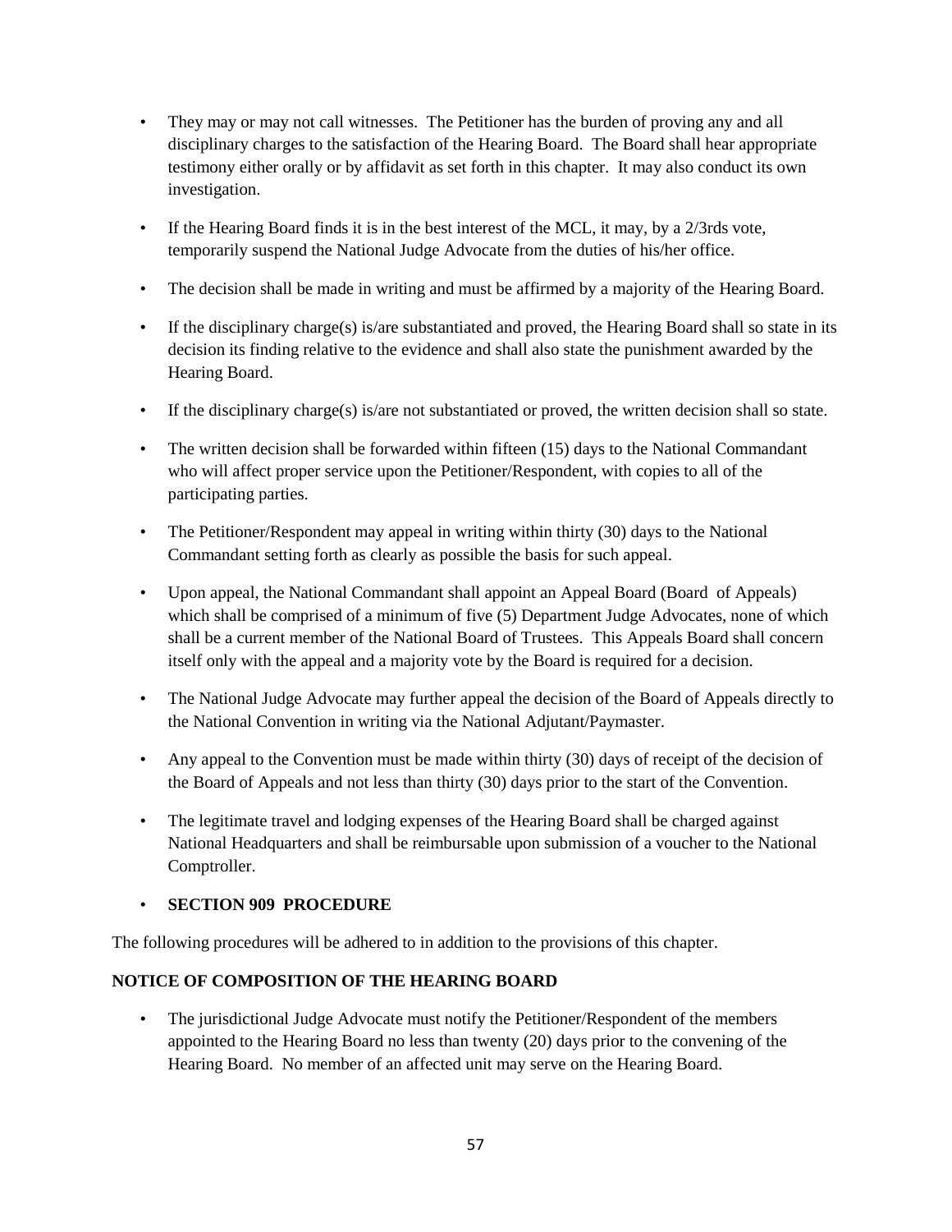- They may or may not call witnesses. The Petitioner has the burden of proving any and all disciplinary charges to the satisfaction of the Hearing Board. The Board shall hear appropriate testimony either orally or by affidavit as set forth in this chapter. It may also conduct its own investigation.
- If the Hearing Board finds it is in the best interest of the MCL, it may, by a 2/3rds vote, temporarily suspend the National Judge Advocate from the duties of his/her office.
- The decision shall be made in writing and must be affirmed by a majority of the Hearing Board.
- If the disciplinary charge(s) is/are substantiated and proved, the Hearing Board shall so state in its decision its finding relative to the evidence and shall also state the punishment awarded by the Hearing Board.
- If the disciplinary charge(s) is/are not substantiated or proved, the written decision shall so state.
- The written decision shall be forwarded within fifteen (15) days to the National Commandant who will affect proper service upon the Petitioner/Respondent, with copies to all of the participating parties.
- The Petitioner/Respondent may appeal in writing within thirty (30) days to the National Commandant setting forth as clearly as possible the basis for such appeal.
- Upon appeal, the National Commandant shall appoint an Appeal Board (Board of Appeals) which shall be comprised of a minimum of five (5) Department Judge Advocates, none of which shall be a current member of the National Board of Trustees. This Appeals Board shall concern itself only with the appeal and a majority vote by the Board is required for a decision.
- The National Judge Advocate may further appeal the decision of the Board of Appeals directly to the National Convention in writing via the National Adjutant/Paymaster.
- Any appeal to the Convention must be made within thirty (30) days of receipt of the decision of the Board of Appeals and not less than thirty (30) days prior to the start of the Convention.
- The legitimate travel and lodging expenses of the Hearing Board shall be charged against National Headquarters and shall be reimbursable upon submission of a voucher to the National Comptroller.
- **SECTION 909 PROCEDURE**

The following procedures will be adhered to in addition to the provisions of this chapter.

**NOTICE OF COMPOSITION OF THE HEARING BOARD**

- The jurisdictional Judge Advocate must notify the Petitioner/Respondent of the members appointed to the Hearing Board no less than twenty (20) days prior to the convening of the Hearing Board. No member of an affected unit may serve on the Hearing Board.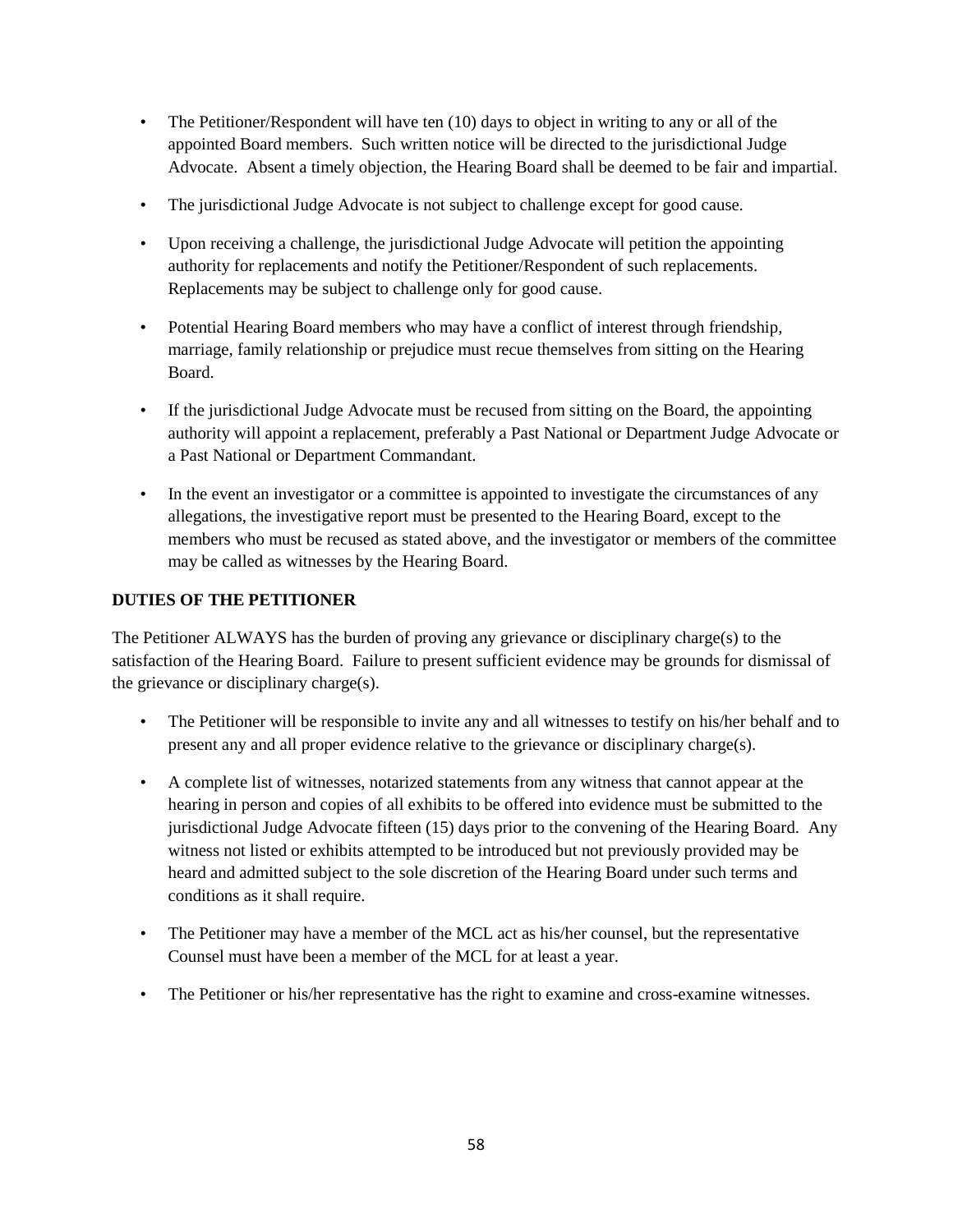- The Petitioner/Respondent will have ten (10) days to object in writing to any or all of the appointed Board members. Such written notice will be directed to the jurisdictional Judge Advocate. Absent a timely objection, the Hearing Board shall be deemed to be fair and impartial.

- The jurisdictional Judge Advocate is not subject to challenge except for good cause.

- Upon receiving a challenge, the jurisdictional Judge Advocate will petition the appointing authority for replacements and notify the Petitioner/Respondent of such replacements. Replacements may be subject to challenge only for good cause.

- Potential Hearing Board members who may have a conflict of interest through friendship, marriage, family relationship or prejudice must recue themselves from sitting on the Hearing Board.

- If the jurisdictional Judge Advocate must be recused from sitting on the Board, the appointing authority will appoint a replacement, preferably a Past National or Department Judge Advocate or a Past National or Department Commandant.

- In the event an investigator or a committee is appointed to investigate the circumstances of any allegations, the investigative report must be presented to the Hearing Board, except to the members who must be recused as stated above, and the investigator or members of the committee may be called as witnesses by the Hearing Board.

**DUTIES OF THE PETITIONER**

The Petitioner ALWAYS has the burden of proving any grievance or disciplinary charge(s) to the satisfaction of the Hearing Board. Failure to present sufficient evidence may be grounds for dismissal of the grievance or disciplinary charge(s).

- The Petitioner will be responsible to invite any and all witnesses to testify on his/her behalf and to present any and all proper evidence relative to the grievance or disciplinary charge(s).

- A complete list of witnesses, notarized statements from any witness that cannot appear at the hearing in person and copies of all exhibits to be offered into evidence must be submitted to the jurisdictional Judge Advocate fifteen (15) days prior to the convening of the Hearing Board. Any witness not listed or exhibits attempted to be introduced but not previously provided may be heard and admitted subject to the sole discretion of the Hearing Board under such terms and conditions as it shall require.

- The Petitioner may have a member of the MCL act as his/her counsel, but the representative Counsel must have been a member of the MCL for at least a year.

- The Petitioner or his/her representative has the right to examine and cross-examine witnesses.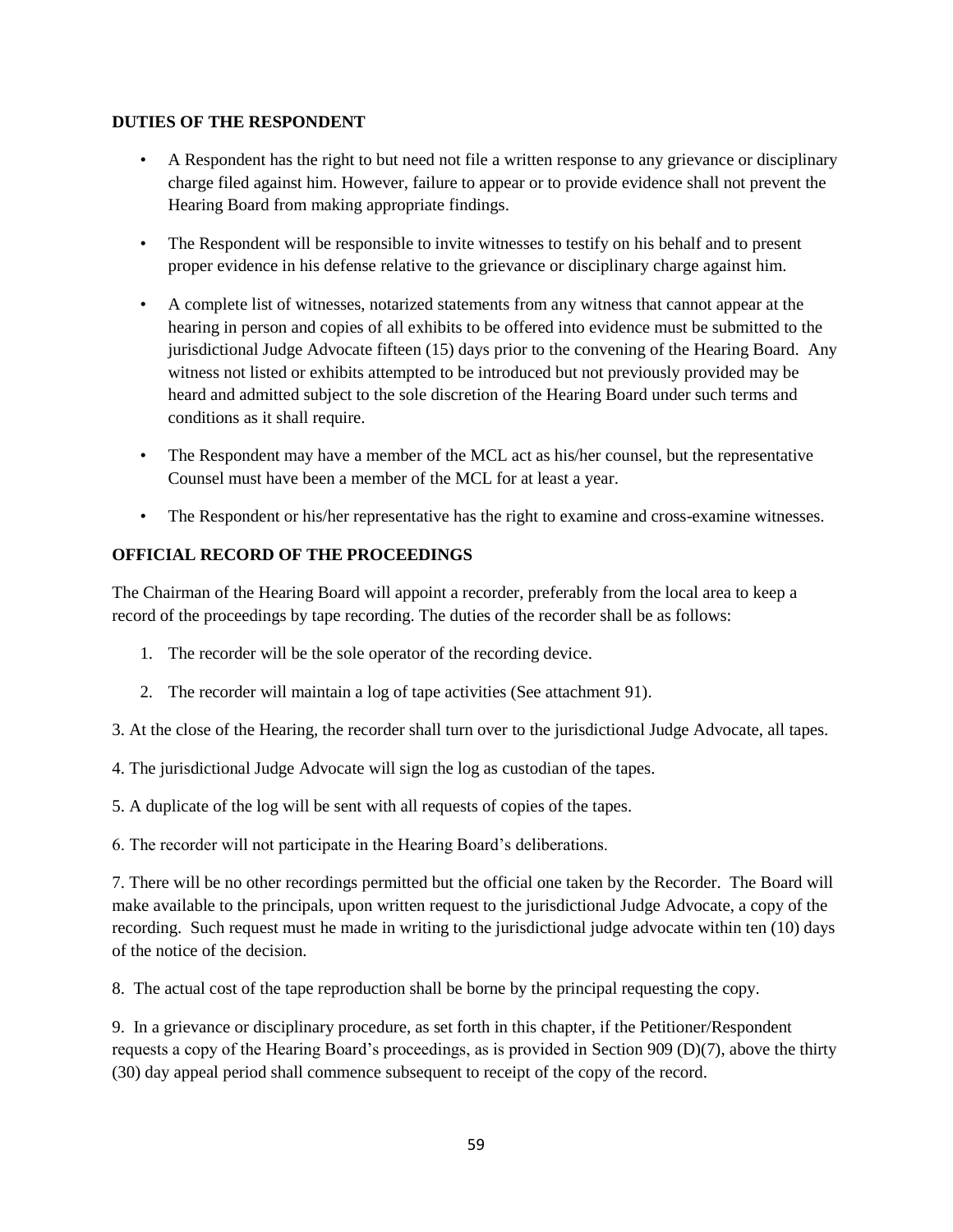**DUTIES OF THE RESPONDENT**

- A Respondent has the right to but need not file a written response to any grievance or disciplinary charge filed against him. However, failure to appear or to provide evidence shall not prevent the Hearing Board from making appropriate findings.
- The Respondent will be responsible to invite witnesses to testify on his behalf and to present proper evidence in his defense relative to the grievance or disciplinary charge against him.
- A complete list of witnesses, notarized statements from any witness that cannot appear at the hearing in person and copies of all exhibits to be offered into evidence must be submitted to the jurisdictional Judge Advocate fifteen (15) days prior to the convening of the Hearing Board. Any witness not listed or exhibits attempted to be introduced but not previously provided may be heard and admitted subject to the sole discretion of the Hearing Board under such terms and conditions as it shall require.
- The Respondent may have a member of the MCL act as his/her counsel, but the representative Counsel must have been a member of the MCL for at least a year.
- The Respondent or his/her representative has the right to examine and cross-examine witnesses.

**OFFICIAL RECORD OF THE PROCEEDINGS**

The Chairman of the Hearing Board will appoint a recorder, preferably from the local area to keep a record of the proceedings by tape recording. The duties of the recorder shall be as follows:

1. The recorder will be the sole operator of the recording device.
2. The recorder will maintain a log of tape activities (See attachment 91).
3. At the close of the Hearing, the recorder shall turn over to the jurisdictional Judge Advocate, all tapes.
4. The jurisdictional Judge Advocate will sign the log as custodian of the tapes.
5. A duplicate of the log will be sent with all requests of copies of the tapes.
6. The recorder will not participate in the Hearing Board's deliberations.
7. There will be no other recordings permitted but the official one taken by the Recorder. The Board will make available to the principals, upon written request to the jurisdictional Judge Advocate, a copy of the recording. Such request must he made in writing to the jurisdictional judge advocate within ten (10) days of the notice of the decision.
8. The actual cost of the tape reproduction shall be borne by the principal requesting the copy.
9. In a grievance or disciplinary procedure, as set forth in this chapter, if the Petitioner/Respondent requests a copy of the Hearing Board's proceedings, as is provided in Section 909 (D)(7), above the thirty (30) day appeal period shall commence subsequent to receipt of the copy of the record.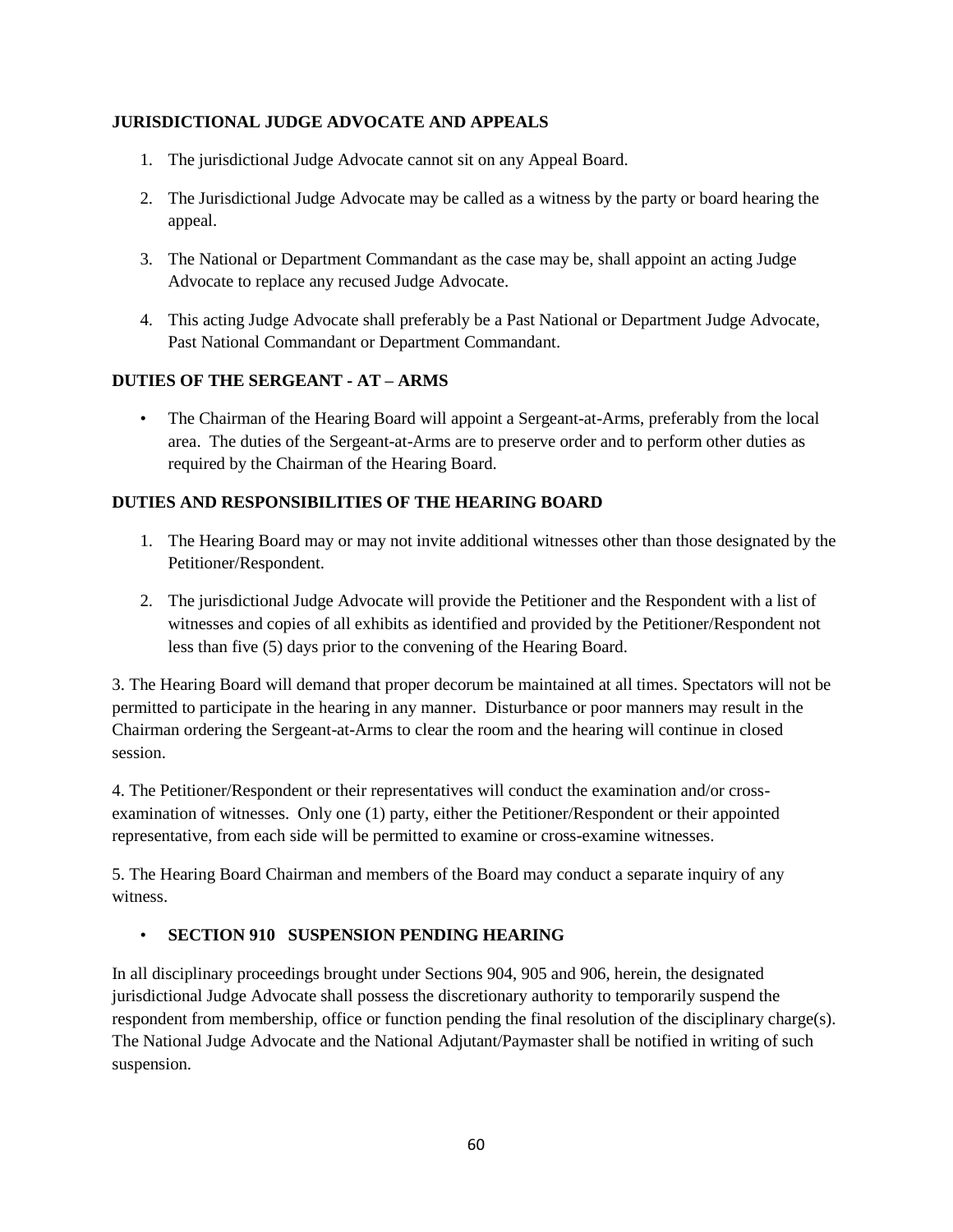**JURISDICTIONAL JUDGE ADVOCATE AND APPEALS**

1. The jurisdictional Judge Advocate cannot sit on any Appeal Board.
2. The Jurisdictional Judge Advocate may be called as a witness by the party or board hearing the appeal.
3. The National or Department Commandant as the case may be, shall appoint an acting Judge Advocate to replace any recused Judge Advocate.
4. This acting Judge Advocate shall preferably be a Past National or Department Judge Advocate, Past National Commandant or Department Commandant.

**DUTIES OF THE SERGEANT - AT – ARMS**

- The Chairman of the Hearing Board will appoint a Sergeant-at-Arms, preferably from the local area. The duties of the Sergeant-at-Arms are to preserve order and to perform other duties as required by the Chairman of the Hearing Board.

**DUTIES AND RESPONSIBILITIES OF THE HEARING BOARD**

1. The Hearing Board may or may not invite additional witnesses other than those designated by the Petitioner/Respondent.
2. The jurisdictional Judge Advocate will provide the Petitioner and the Respondent with a list of witnesses and copies of all exhibits as identified and provided by the Petitioner/Respondent not less than five (5) days prior to the convening of the Hearing Board.

3. The Hearing Board will demand that proper decorum be maintained at all times. Spectators will not be permitted to participate in the hearing in any manner. Disturbance or poor manners may result in the Chairman ordering the Sergeant-at-Arms to clear the room and the hearing will continue in closed session.

4. The Petitioner/Respondent or their representatives will conduct the examination and/or cross-examination of witnesses. Only one (1) party, either the Petitioner/Respondent or their appointed representative, from each side will be permitted to examine or cross-examine witnesses.

5. The Hearing Board Chairman and members of the Board may conduct a separate inquiry of any witness.

- **SECTION 910 SUSPENSION PENDING HEARING**

In all disciplinary proceedings brought under Sections 904, 905 and 906, herein, the designated jurisdictional Judge Advocate shall possess the discretionary authority to temporarily suspend the respondent from membership, office or function pending the final resolution of the disciplinary charge(s). The National Judge Advocate and the National Adjutant/Paymaster shall be notified in writing of such suspension.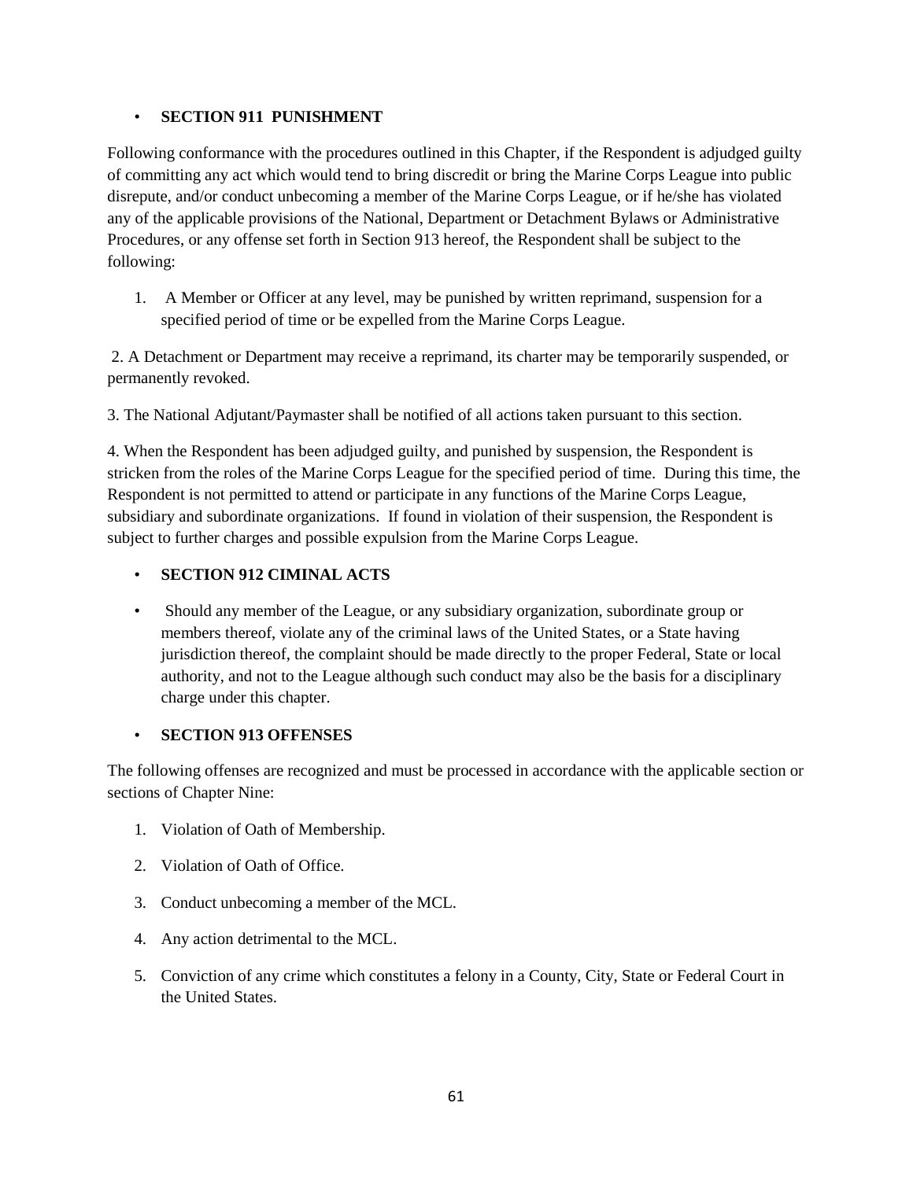- **SECTION 911 PUNISHMENT**

Following conformance with the procedures outlined in this Chapter, if the Respondent is adjudged guilty of committing any act which would tend to bring discredit or bring the Marine Corps League into public disrepute, and/or conduct unbecoming a member of the Marine Corps League, or if he/she has violated any of the applicable provisions of the National, Department or Detachment Bylaws or Administrative Procedures, or any offense set forth in Section 913 hereof, the Respondent shall be subject to the following:

1. A Member or Officer at any level, may be punished by written reprimand, suspension for a specified period of time or be expelled from the Marine Corps League.

2. A Detachment or Department may receive a reprimand, its charter may be temporarily suspended, or permanently revoked.

3. The National Adjutant/Paymaster shall be notified of all actions taken pursuant to this section.

4. When the Respondent has been adjudged guilty, and punished by suspension, the Respondent is stricken from the roles of the Marine Corps League for the specified period of time. During this time, the Respondent is not permitted to attend or participate in any functions of the Marine Corps League, subsidiary and subordinate organizations. If found in violation of their suspension, the Respondent is subject to further charges and possible expulsion from the Marine Corps League.

- **SECTION 912 CIMINAL ACTS**

- Should any member of the League, or any subsidiary organization, subordinate group or members thereof, violate any of the criminal laws of the United States, or a State having jurisdiction thereof, the complaint should be made directly to the proper Federal, State or local authority, and not to the League although such conduct may also be the basis for a disciplinary charge under this chapter.

- **SECTION 913 OFFENSES**

The following offenses are recognized and must be processed in accordance with the applicable section or sections of Chapter Nine:

1. Violation of Oath of Membership.
2. Violation of Oath of Office.
3. Conduct unbecoming a member of the MCL.
4. Any action detrimental to the MCL.
5. Conviction of any crime which constitutes a felony in a County, City, State or Federal Court in the United States.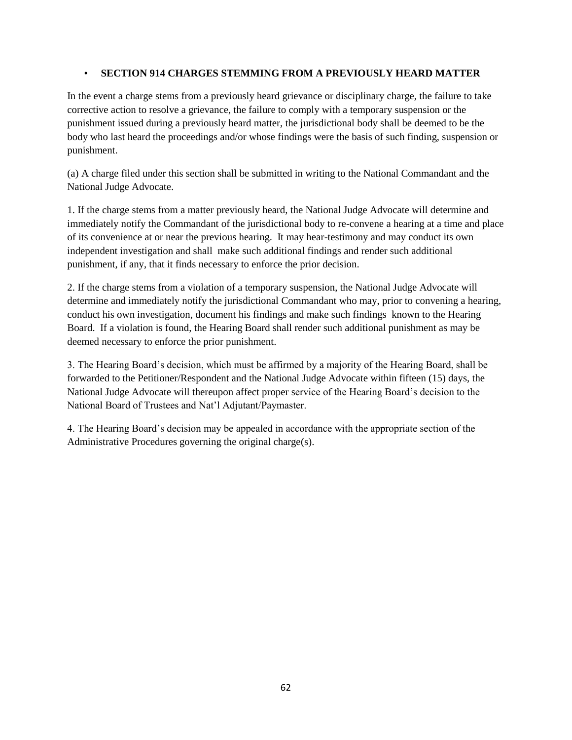- **SECTION 914 CHARGES STEMMING FROM A PREVIOUSLY HEARD MATTER**

In the event a charge stems from a previously heard grievance or disciplinary charge, the failure to take corrective action to resolve a grievance, the failure to comply with a temporary suspension or the punishment issued during a previously heard matter, the jurisdictional body shall be deemed to be the body who last heard the proceedings and/or whose findings were the basis of such finding, suspension or punishment.

(a) A charge filed under this section shall be submitted in writing to the National Commandant and the National Judge Advocate.

1. If the charge stems from a matter previously heard, the National Judge Advocate will determine and immediately notify the Commandant of the jurisdictional body to re-convene a hearing at a time and place of its convenience at or near the previous hearing. It may hear-testimony and may conduct its own independent investigation and shall make such additional findings and render such additional punishment, if any, that it finds necessary to enforce the prior decision.

2. If the charge stems from a violation of a temporary suspension, the National Judge Advocate will determine and immediately notify the jurisdictional Commandant who may, prior to convening a hearing, conduct his own investigation, document his findings and make such findings known to the Hearing Board. If a violation is found, the Hearing Board shall render such additional punishment as may be deemed necessary to enforce the prior punishment.

3. The Hearing Board's decision, which must be affirmed by a majority of the Hearing Board, shall be forwarded to the Petitioner/Respondent and the National Judge Advocate within fifteen (15) days, the National Judge Advocate will thereupon affect proper service of the Hearing Board's decision to the National Board of Trustees and Nat'l Adjutant/Paymaster.

4. The Hearing Board's decision may be appealed in accordance with the appropriate section of the Administrative Procedures governing the original charge(s).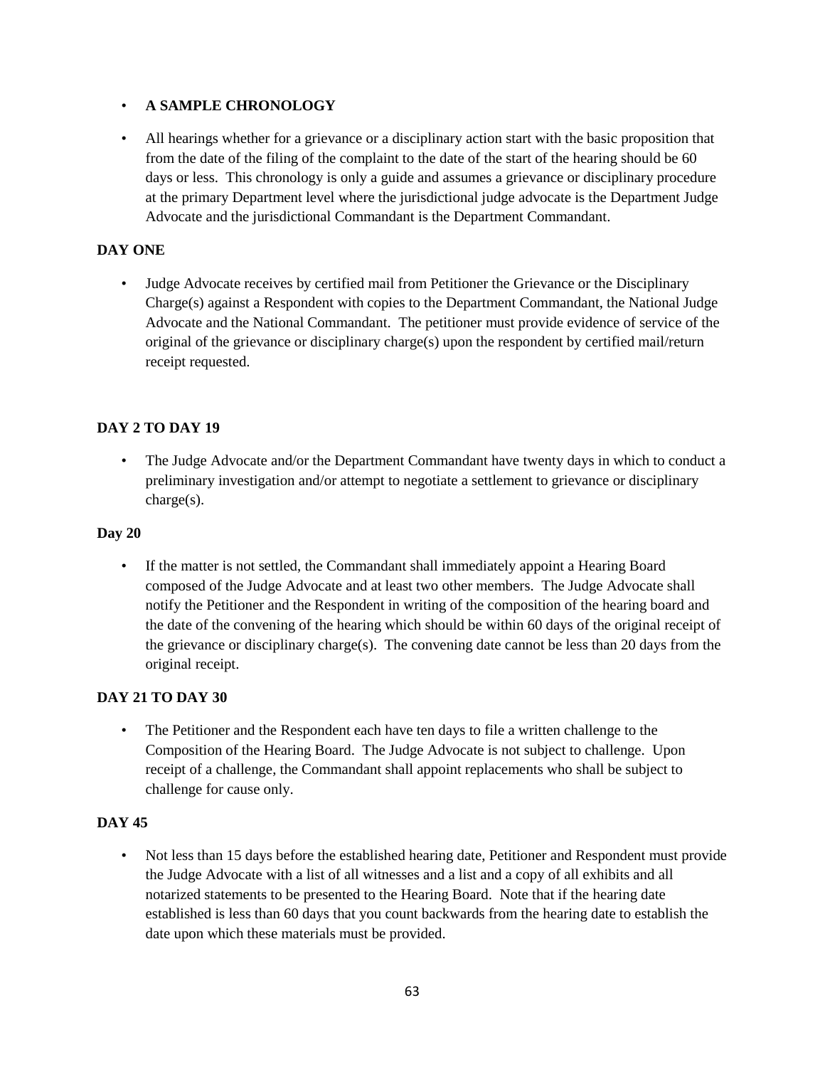- **A SAMPLE CHRONOLOGY**

- All hearings whether for a grievance or a disciplinary action start with the basic proposition that from the date of the filing of the complaint to the date of the start of the hearing should be 60 days or less. This chronology is only a guide and assumes a grievance or disciplinary procedure at the primary Department level where the jurisdictional judge advocate is the Department Judge Advocate and the jurisdictional Commandant is the Department Commandant.

**DAY ONE**

- Judge Advocate receives by certified mail from Petitioner the Grievance or the Disciplinary Charge(s) against a Respondent with copies to the Department Commandant, the National Judge Advocate and the National Commandant. The petitioner must provide evidence of service of the original of the grievance or disciplinary charge(s) upon the respondent by certified mail/return receipt requested.

**DAY 2 TO DAY 19**

- The Judge Advocate and/or the Department Commandant have twenty days in which to conduct a preliminary investigation and/or attempt to negotiate a settlement to grievance or disciplinary charge(s).

**Day 20**

- If the matter is not settled, the Commandant shall immediately appoint a Hearing Board composed of the Judge Advocate and at least two other members. The Judge Advocate shall notify the Petitioner and the Respondent in writing of the composition of the hearing board and the date of the convening of the hearing which should be within 60 days of the original receipt of the grievance or disciplinary charge(s). The convening date cannot be less than 20 days from the original receipt.

**DAY 21 TO DAY 30**

- The Petitioner and the Respondent each have ten days to file a written challenge to the Composition of the Hearing Board. The Judge Advocate is not subject to challenge. Upon receipt of a challenge, the Commandant shall appoint replacements who shall be subject to challenge for cause only.

**DAY 45**

- Not less than 15 days before the established hearing date, Petitioner and Respondent must provide the Judge Advocate with a list of all witnesses and a list and a copy of all exhibits and all notarized statements to be presented to the Hearing Board. Note that if the hearing date established is less than 60 days that you count backwards from the hearing date to establish the date upon which these materials must be provided.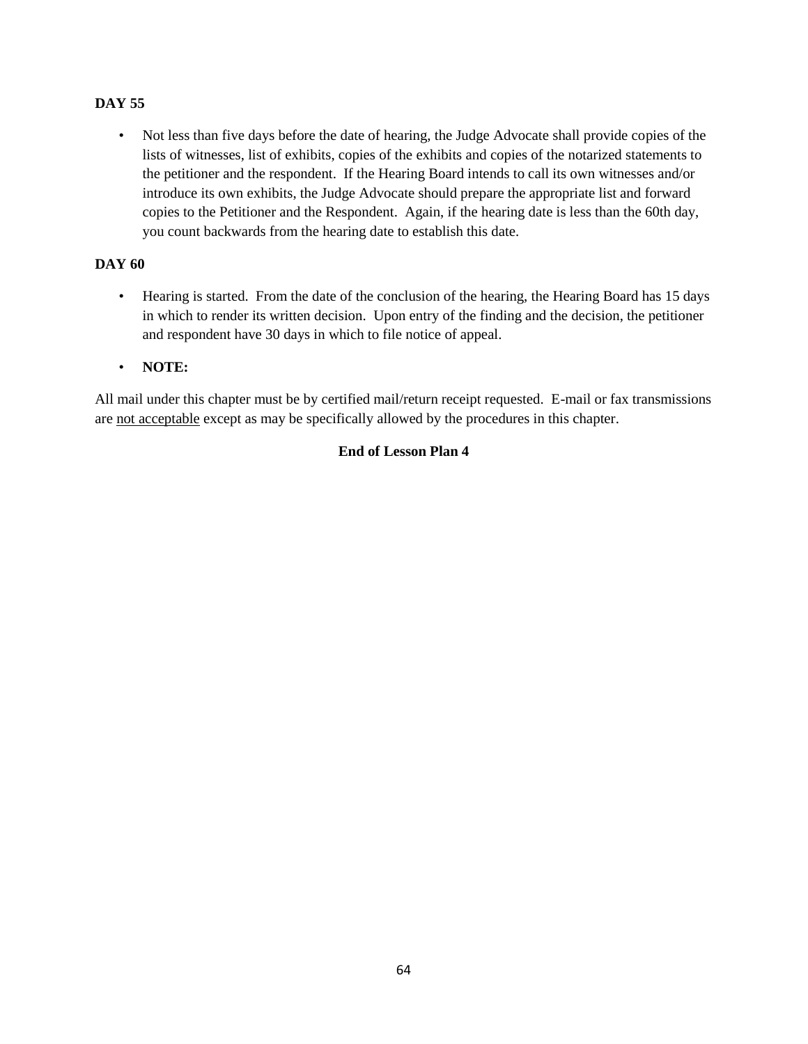**DAY 55**

- Not less than five days before the date of hearing, the Judge Advocate shall provide copies of the lists of witnesses, list of exhibits, copies of the exhibits and copies of the notarized statements to the petitioner and the respondent. If the Hearing Board intends to call its own witnesses and/or introduce its own exhibits, the Judge Advocate should prepare the appropriate list and forward copies to the Petitioner and the Respondent. Again, if the hearing date is less than the 60th day, you count backwards from the hearing date to establish this date.

**DAY 60**

- Hearing is started. From the date of the conclusion of the hearing, the Hearing Board has 15 days in which to render its written decision. Upon entry of the finding and the decision, the petitioner and respondent have 30 days in which to file notice of appeal.

- **NOTE:**

All mail under this chapter must be by certified mail/return receipt requested. E-mail or fax transmissions are <u>not acceptable</u> except as may be specifically allowed by the procedures in this chapter.

**End of Lesson Plan 4**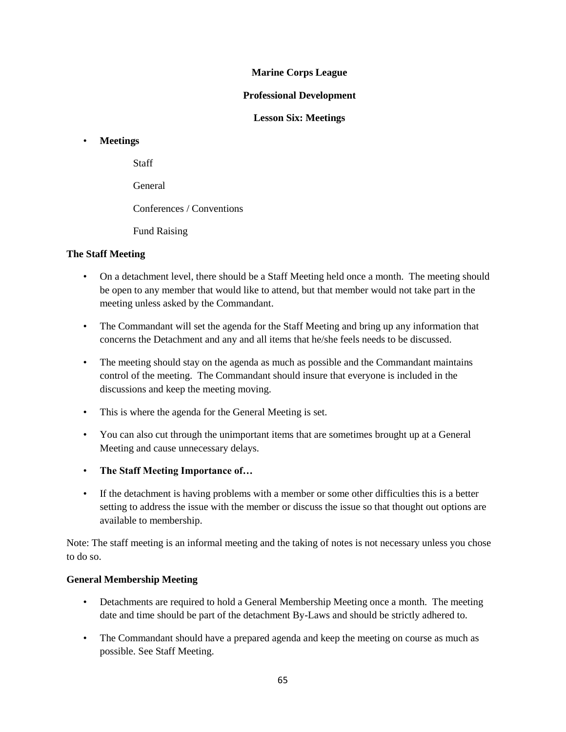**Marine Corps League**

**Professional Development**

**Lesson Six: Meetings**

- **Meetings**

    Staff

    General

    Conferences / Conventions

    Fund Raising

**The Staff Meeting**

- On a detachment level, there should be a Staff Meeting held once a month. The meeting should be open to any member that would like to attend, but that member would not take part in the meeting unless asked by the Commandant.
- The Commandant will set the agenda for the Staff Meeting and bring up any information that concerns the Detachment and any and all items that he/she feels needs to be discussed.
- The meeting should stay on the agenda as much as possible and the Commandant maintains control of the meeting. The Commandant should insure that everyone is included in the discussions and keep the meeting moving.
- This is where the agenda for the General Meeting is set.
- You can also cut through the unimportant items that are sometimes brought up at a General Meeting and cause unnecessary delays.
- **The Staff Meeting Importance of…**
- If the detachment is having problems with a member or some other difficulties this is a better setting to address the issue with the member or discuss the issue so that thought out options are available to membership.

Note: The staff meeting is an informal meeting and the taking of notes is not necessary unless you chose to do so.

**General Membership Meeting**

- Detachments are required to hold a General Membership Meeting once a month. The meeting date and time should be part of the detachment By-Laws and should be strictly adhered to.
- The Commandant should have a prepared agenda and keep the meeting on course as much as possible. See Staff Meeting.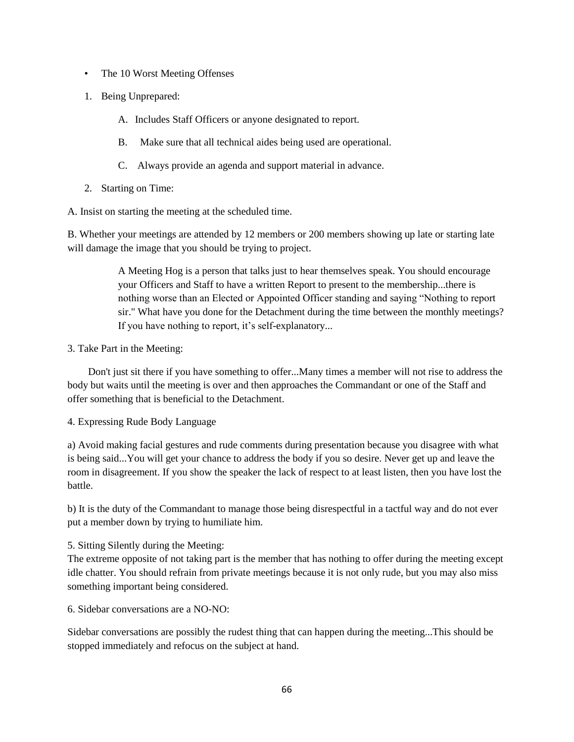- The 10 Worst Meeting Offenses

1. Being Unprepared:

    A. Includes Staff Officers or anyone designated to report.

    B. Make sure that all technical aides being used are operational.

    C. Always provide an agenda and support material in advance.

2. Starting on Time:

A. Insist on starting the meeting at the scheduled time.

B. Whether your meetings are attended by 12 members or 200 members showing up late or starting late will damage the image that you should be trying to project.

> A Meeting Hog is a person that talks just to hear themselves speak. You should encourage your Officers and Staff to have a written Report to present to the membership...there is nothing worse than an Elected or Appointed Officer standing and saying "Nothing to report sir." What have you done for the Detachment during the time between the monthly meetings? If you have nothing to report, it's self-explanatory...

3. Take Part in the Meeting:

Don't just sit there if you have something to offer...Many times a member will not rise to address the body but waits until the meeting is over and then approaches the Commandant or one of the Staff and offer something that is beneficial to the Detachment.

4. Expressing Rude Body Language

a) Avoid making facial gestures and rude comments during presentation because you disagree with what is being said...You will get your chance to address the body if you so desire. Never get up and leave the room in disagreement. If you show the speaker the lack of respect to at least listen, then you have lost the battle.

b) It is the duty of the Commandant to manage those being disrespectful in a tactful way and do not ever put a member down by trying to humiliate him.

5. Sitting Silently during the Meeting:
The extreme opposite of not taking part is the member that has nothing to offer during the meeting except idle chatter. You should refrain from private meetings because it is not only rude, but you may also miss something important being considered.

6. Sidebar conversations are a NO-NO:

Sidebar conversations are possibly the rudest thing that can happen during the meeting...This should be stopped immediately and refocus on the subject at hand.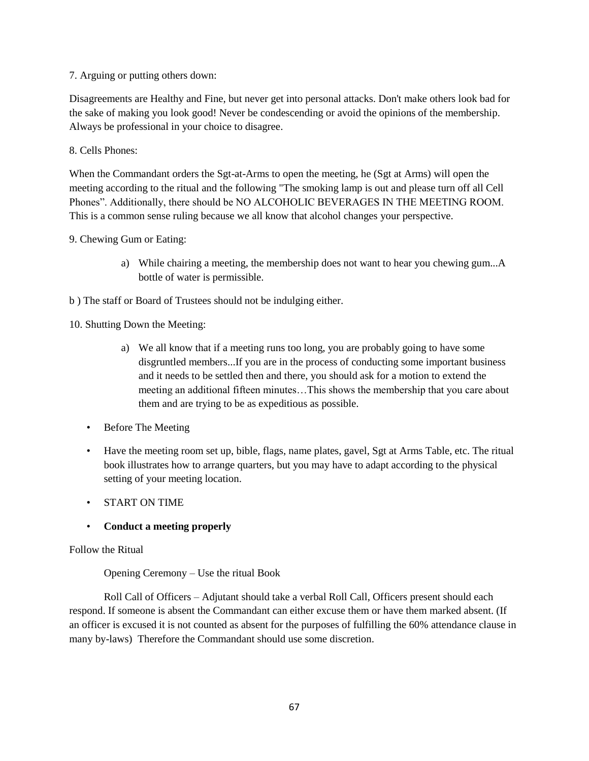7. Arguing or putting others down:

Disagreements are Healthy and Fine, but never get into personal attacks. Don't make others look bad for the sake of making you look good! Never be condescending or avoid the opinions of the membership. Always be professional in your choice to disagree.

8. Cells Phones:

When the Commandant orders the Sgt-at-Arms to open the meeting, he (Sgt at Arms) will open the meeting according to the ritual and the following "The smoking lamp is out and please turn off all Cell Phones". Additionally, there should be NO ALCOHOLIC BEVERAGES IN THE MEETING ROOM. This is a common sense ruling because we all know that alcohol changes your perspective.

9. Chewing Gum or Eating:

a) While chairing a meeting, the membership does not want to hear you chewing gum...A bottle of water is permissible.

b ) The staff or Board of Trustees should not be indulging either.

10. Shutting Down the Meeting:

a) We all know that if a meeting runs too long, you are probably going to have some disgruntled members...If you are in the process of conducting some important business and it needs to be settled then and there, you should ask for a motion to extend the meeting an additional fifteen minutes…This shows the membership that you care about them and are trying to be as expeditious as possible.

- Before The Meeting
- Have the meeting room set up, bible, flags, name plates, gavel, Sgt at Arms Table, etc. The ritual book illustrates how to arrange quarters, but you may have to adapt according to the physical setting of your meeting location.
- START ON TIME
- **Conduct a meeting properly**

Follow the Ritual

Opening Ceremony – Use the ritual Book

Roll Call of Officers – Adjutant should take a verbal Roll Call, Officers present should each respond. If someone is absent the Commandant can either excuse them or have them marked absent. (If an officer is excused it is not counted as absent for the purposes of fulfilling the 60% attendance clause in many by-laws) Therefore the Commandant should use some discretion.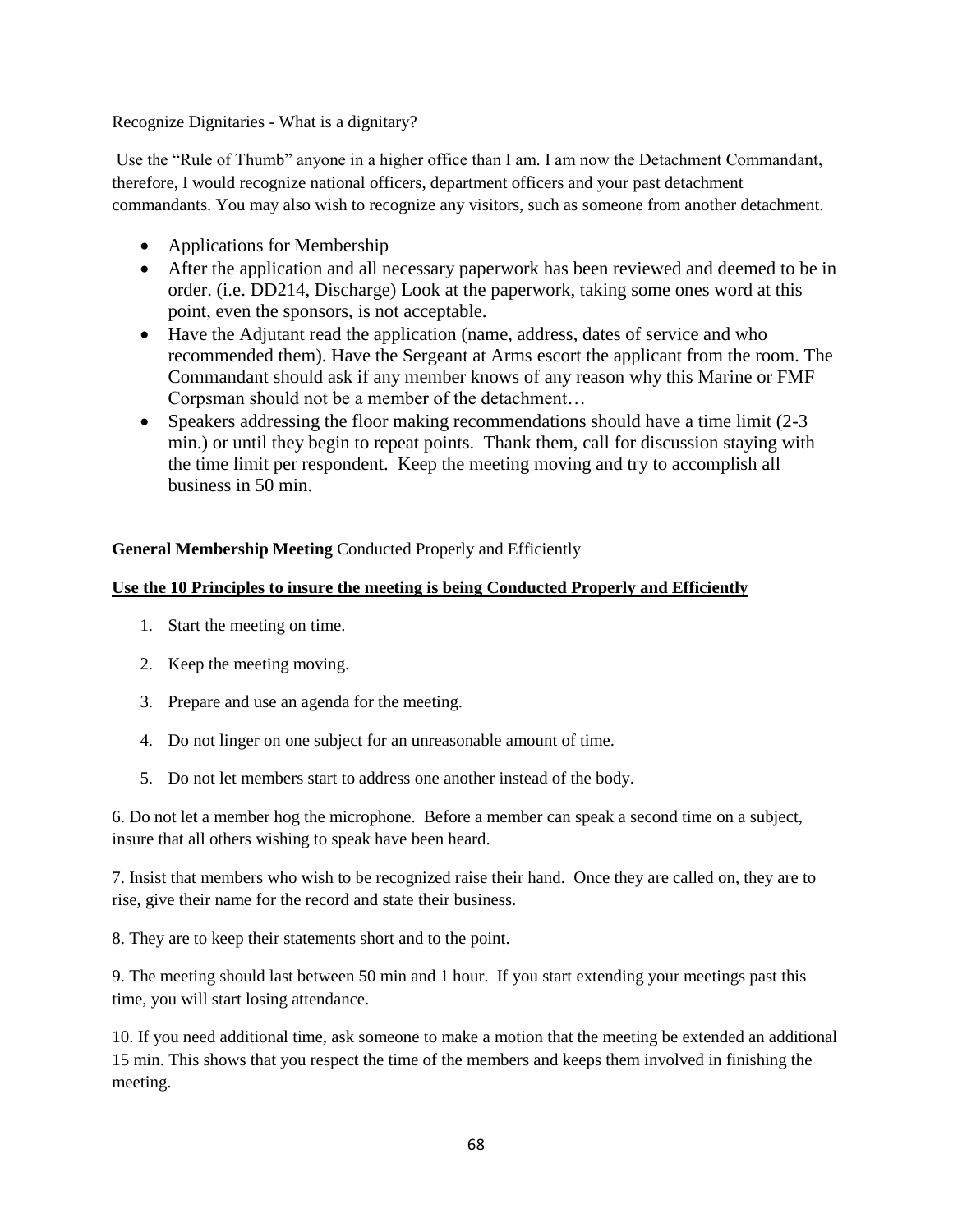Recognize Dignitaries - What is a dignitary?

Use the "Rule of Thumb" anyone in a higher office than I am. I am now the Detachment Commandant, therefore, I would recognize national officers, department officers and your past detachment commandants. You may also wish to recognize any visitors, such as someone from another detachment.

- Applications for Membership
- After the application and all necessary paperwork has been reviewed and deemed to be in order. (i.e. DD214, Discharge) Look at the paperwork, taking some ones word at this point, even the sponsors, is not acceptable.
- Have the Adjutant read the application (name, address, dates of service and who recommended them). Have the Sergeant at Arms escort the applicant from the room. The Commandant should ask if any member knows of any reason why this Marine or FMF Corpsman should not be a member of the detachment…
- Speakers addressing the floor making recommendations should have a time limit (2-3 min.) or until they begin to repeat points. Thank them, call for discussion staying with the time limit per respondent. Keep the meeting moving and try to accomplish all business in 50 min.

**General Membership Meeting** Conducted Properly and Efficiently

**Use the 10 Principles to insure the meeting is being Conducted Properly and Efficiently**

1. Start the meeting on time.
2. Keep the meeting moving.
3. Prepare and use an agenda for the meeting.
4. Do not linger on one subject for an unreasonable amount of time.
5. Do not let members start to address one another instead of the body.
6. Do not let a member hog the microphone. Before a member can speak a second time on a subject, insure that all others wishing to speak have been heard.
7. Insist that members who wish to be recognized raise their hand. Once they are called on, they are to rise, give their name for the record and state their business.
8. They are to keep their statements short and to the point.
9. The meeting should last between 50 min and 1 hour. If you start extending your meetings past this time, you will start losing attendance.
10. If you need additional time, ask someone to make a motion that the meeting be extended an additional 15 min. This shows that you respect the time of the members and keeps them involved in finishing the meeting.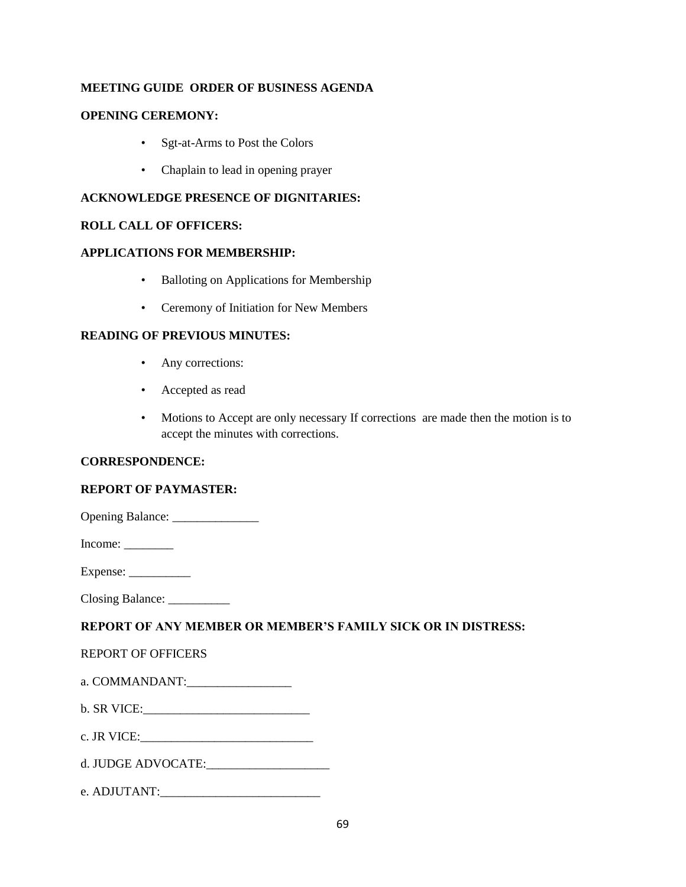**MEETING GUIDE  ORDER OF BUSINESS AGENDA**

**OPENING CEREMONY:**

- Sgt-at-Arms to Post the Colors
- Chaplain to lead in opening prayer

**ACKNOWLEDGE PRESENCE OF DIGNITARIES:**

**ROLL CALL OF OFFICERS:**

**APPLICATIONS FOR MEMBERSHIP:**

- Balloting on Applications for Membership
- Ceremony of Initiation for New Members

**READING OF PREVIOUS MINUTES:**

- Any corrections:
- Accepted as read
- Motions to Accept are only necessary If corrections  are made then the motion is to accept the minutes with corrections.

**CORRESPONDENCE:**

**REPORT OF PAYMASTER:**

Opening Balance: ______________

Income: ________

Expense: __________

Closing Balance: __________

**REPORT OF ANY MEMBER OR MEMBER'S FAMILY SICK OR IN DISTRESS:**

REPORT OF OFFICERS

a. COMMANDANT:_________________

b. SR VICE:___________________________

c. JR VICE:____________________________

d. JUDGE ADVOCATE:____________________

e. ADJUTANT:__________________________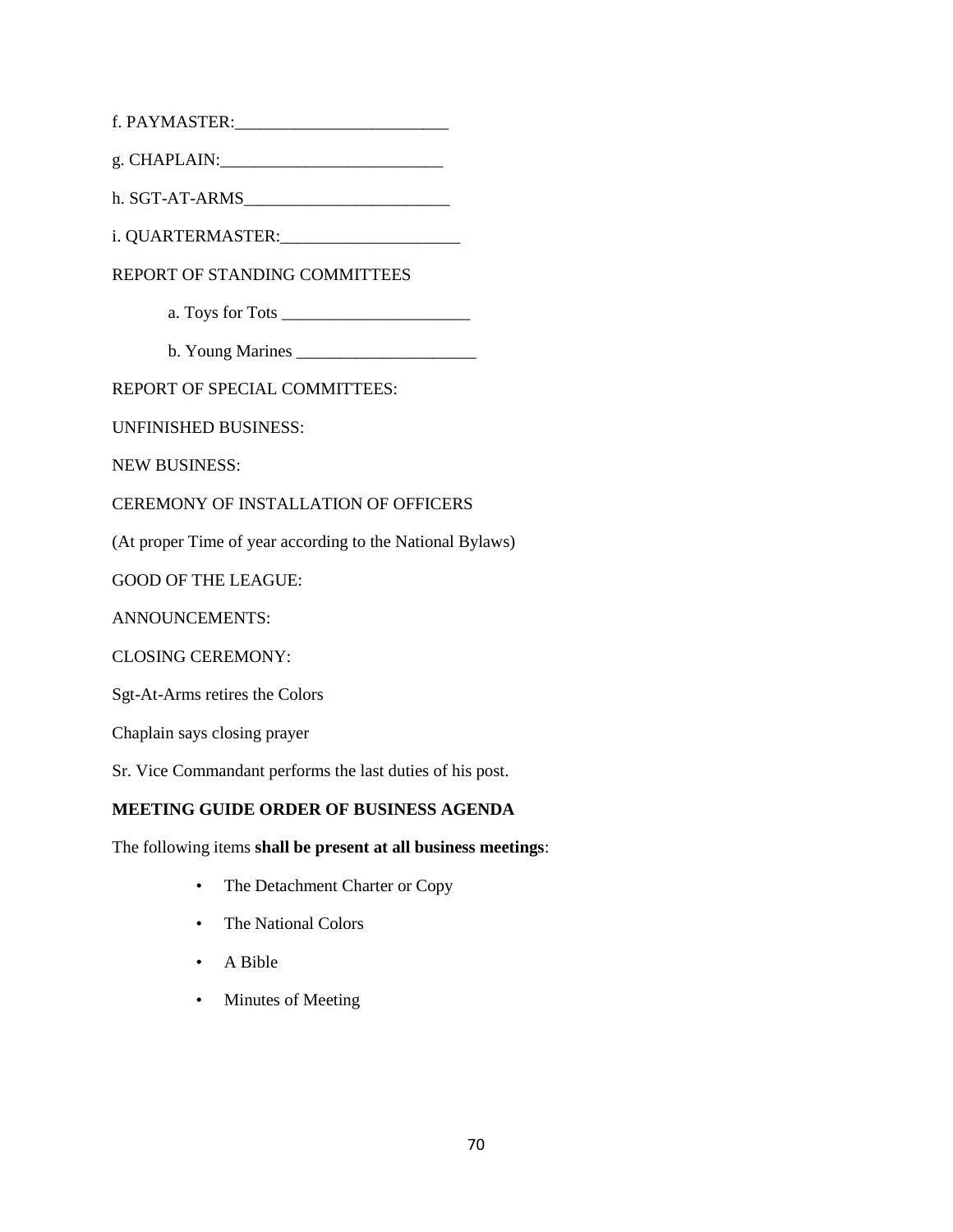f. PAYMASTER:_________________________

g. CHAPLAIN:__________________________

h. SGT-AT-ARMS________________________

i. QUARTERMASTER:_____________________

REPORT OF STANDING COMMITTEES

a. Toys for Tots ______________________

b. Young Marines _____________________

REPORT OF SPECIAL COMMITTEES:

UNFINISHED BUSINESS:

NEW BUSINESS:

CEREMONY OF INSTALLATION OF OFFICERS

(At proper Time of year according to the National Bylaws)

GOOD OF THE LEAGUE:

ANNOUNCEMENTS:

CLOSING CEREMONY:

Sgt-At-Arms retires the Colors

Chaplain says closing prayer

Sr. Vice Commandant performs the last duties of his post.

**MEETING GUIDE ORDER OF BUSINESS AGENDA**

The following items **shall be present at all business meetings**:

- The Detachment Charter or Copy
- The National Colors
- A Bible
- Minutes of Meeting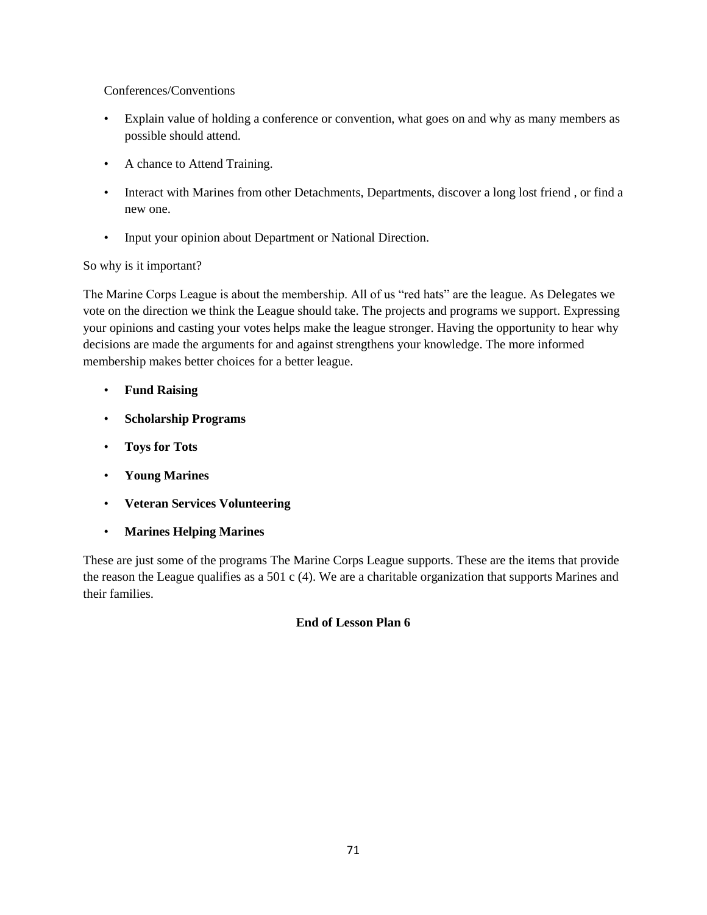Conferences/Conventions

- Explain value of holding a conference or convention, what goes on and why as many members as possible should attend.
- A chance to Attend Training.
- Interact with Marines from other Detachments, Departments, discover a long lost friend , or find a new one.
- Input your opinion about Department or National Direction.

So why is it important?

The Marine Corps League is about the membership. All of us “red hats” are the league. As Delegates we vote on the direction we think the League should take. The projects and programs we support. Expressing your opinions and casting your votes helps make the league stronger. Having the opportunity to hear why decisions are made the arguments for and against strengthens your knowledge. The more informed membership makes better choices for a better league.

- **Fund Raising**
- **Scholarship Programs**
- **Toys for Tots**
- **Young Marines**
- **Veteran Services Volunteering**
- **Marines Helping Marines**

These are just some of the programs The Marine Corps League supports. These are the items that provide the reason the League qualifies as a 501 c (4). We are a charitable organization that supports Marines and their families.

**End of Lesson Plan 6**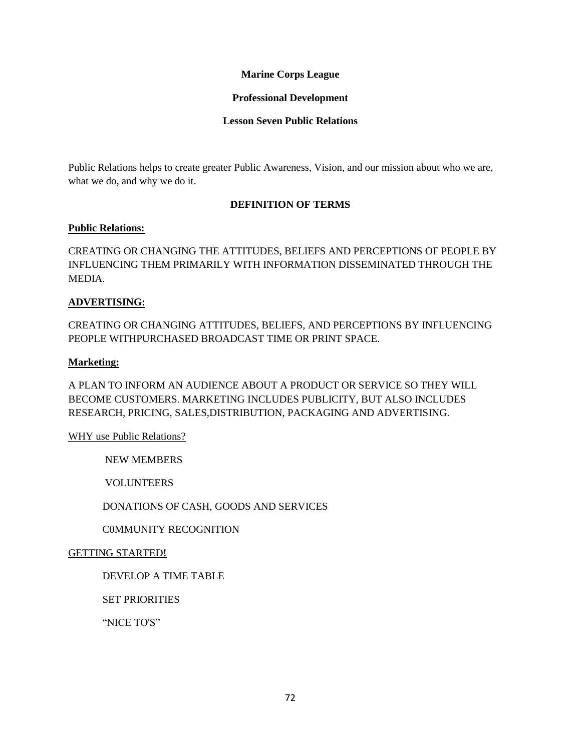**Marine Corps League**

**Professional Development**

**Lesson Seven Public Relations**

Public Relations helps to create greater Public Awareness, Vision, and our mission about who we are, what we do, and why we do it.

**DEFINITION OF TERMS**

**Public Relations:**

CREATING OR CHANGING THE ATTITUDES, BELIEFS AND PERCEPTIONS OF PEOPLE BY INFLUENCING THEM PRIMARILY WITH INFORMATION DISSEMINATED THROUGH THE MEDIA.

**ADVERTISING:**

CREATING OR CHANGING ATTITUDES, BELIEFS, AND PERCEPTIONS BY INFLUENCING PEOPLE WITHPURCHASED BROADCAST TIME OR PRINT SPACE.

**Marketing:**

A PLAN TO INFORM AN AUDIENCE ABOUT A PRODUCT OR SERVICE SO THEY WILL BECOME CUSTOMERS. MARKETING INCLUDES PUBLICITY, BUT ALSO INCLUDES RESEARCH, PRICING, SALES,DISTRIBUTION, PACKAGING AND ADVERTISING.

WHY use Public Relations?

NEW MEMBERS

VOLUNTEERS

DONATIONS OF CASH, GOODS AND SERVICES

C0MMUNITY RECOGNITION

GETTING STARTED**!**

DEVELOP A TIME TABLE

SET PRIORITIES

"NICE TO'S"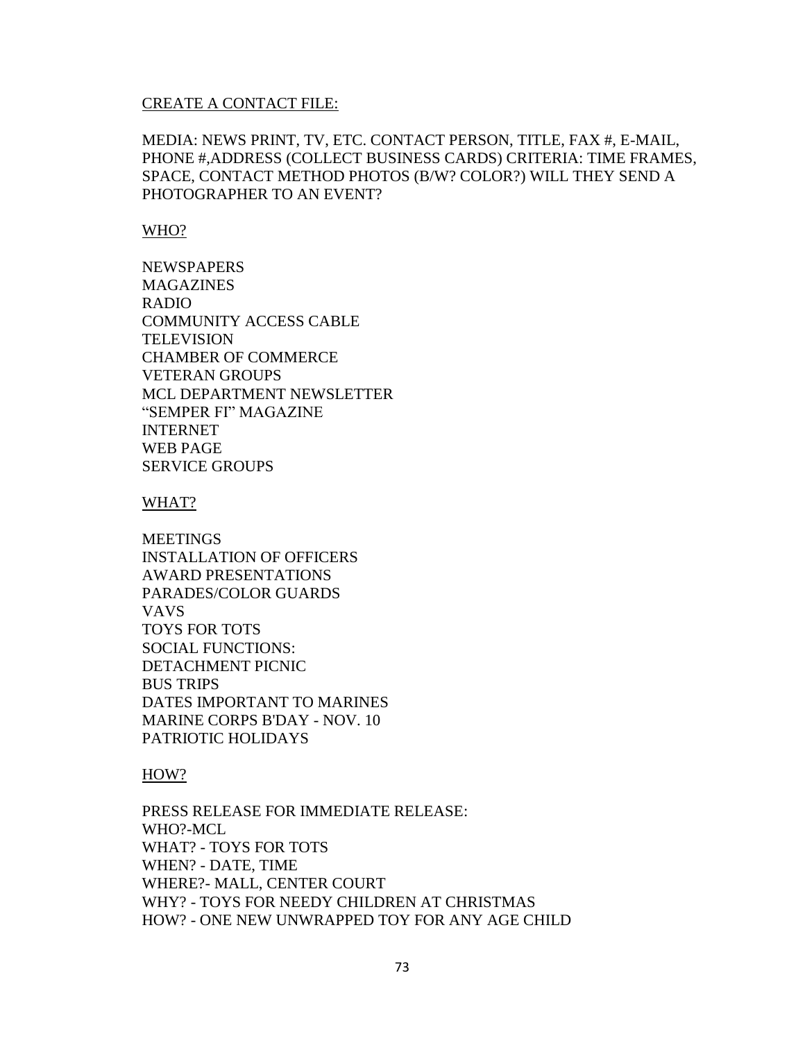<u>CREATE A CONTACT FILE:</u>

MEDIA: NEWS PRINT, TV, ETC. CONTACT PERSON, TITLE, FAX #, E-MAIL, PHONE #,ADDRESS (COLLECT BUSINESS CARDS) CRITERIA: TIME FRAMES, SPACE, CONTACT METHOD PHOTOS (B/W? COLOR?) WILL THEY SEND A PHOTOGRAPHER TO AN EVENT?

<u>WHO?</u>

NEWSPAPERS
MAGAZINES
RADIO
COMMUNITY ACCESS CABLE
TELEVISION
CHAMBER OF COMMERCE
VETERAN GROUPS
MCL DEPARTMENT NEWSLETTER
"SEMPER FI" MAGAZINE
INTERNET
WEB PAGE
SERVICE GROUPS

<u>WHAT?</u>

MEETINGS
INSTALLATION OF OFFICERS
AWARD PRESENTATIONS
PARADES/COLOR GUARDS
VAVS
TOYS FOR TOTS
SOCIAL FUNCTIONS:
DETACHMENT PICNIC
BUS TRIPS
DATES IMPORTANT TO MARINES
MARINE CORPS B'DAY - NOV. 10
PATRIOTIC HOLIDAYS

<u>HOW?</u>

PRESS RELEASE FOR IMMEDIATE RELEASE:
WHO?-MCL
WHAT? - TOYS FOR TOTS
WHEN? - DATE, TIME
WHERE?- MALL, CENTER COURT
WHY? - TOYS FOR NEEDY CHILDREN AT CHRISTMAS
HOW? - ONE NEW UNWRAPPED TOY FOR ANY AGE CHILD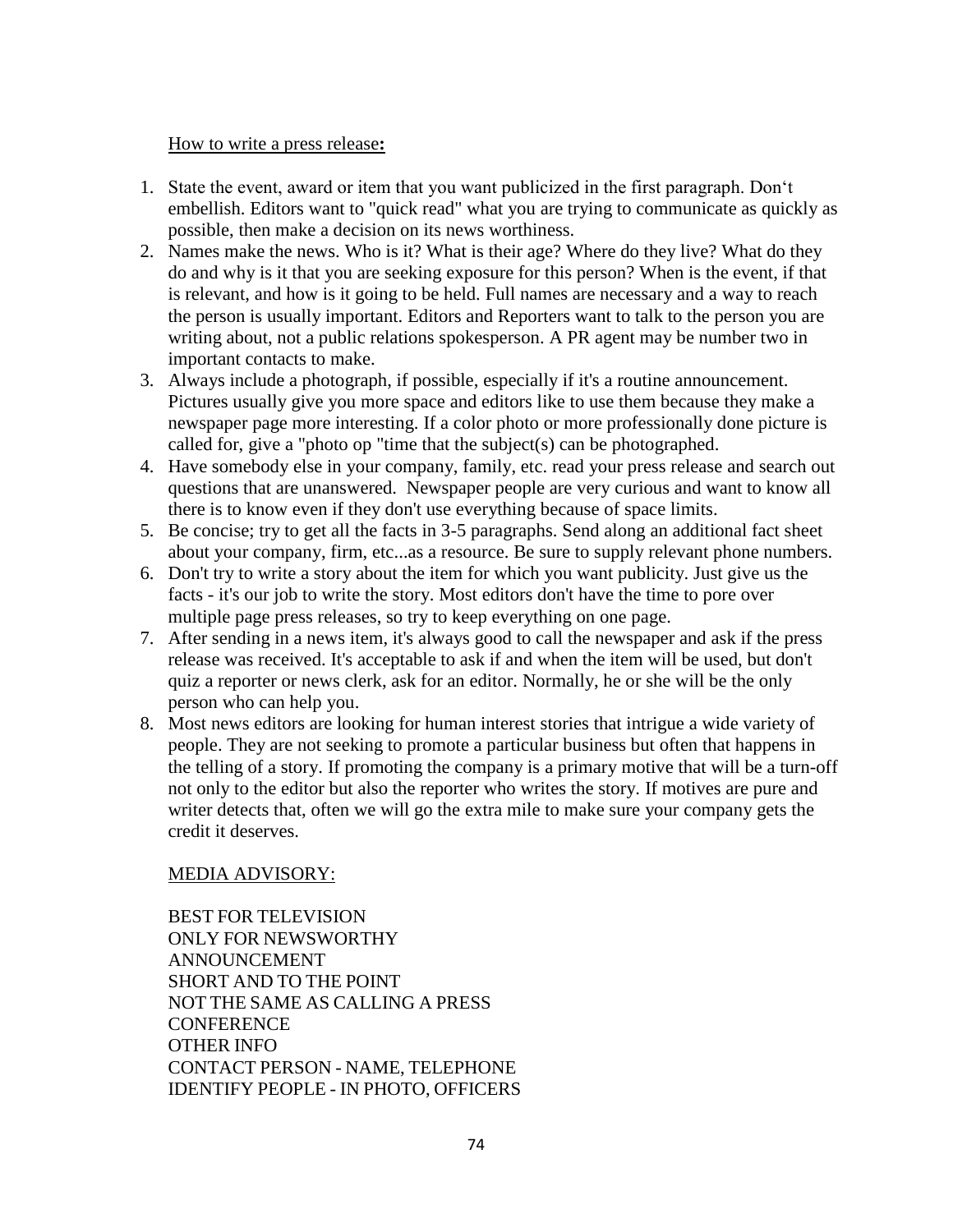How to write a press release**:**

1. State the event, award or item that you want publicized in the first paragraph. Don't embellish. Editors want to "quick read" what you are trying to communicate as quickly as possible, then make a decision on its news worthiness.
2. Names make the news. Who is it? What is their age? Where do they live? What do they do and why is it that you are seeking exposure for this person? When is the event, if that is relevant, and how is it going to be held. Full names are necessary and a way to reach the person is usually important. Editors and Reporters want to talk to the person you are writing about, not a public relations spokesperson. A PR agent may be number two in important contacts to make.
3. Always include a photograph, if possible, especially if it's a routine announcement. Pictures usually give you more space and editors like to use them because they make a newspaper page more interesting. If a color photo or more professionally done picture is called for, give a "photo op "time that the subject(s) can be photographed.
4. Have somebody else in your company, family, etc. read your press release and search out questions that are unanswered. Newspaper people are very curious and want to know all there is to know even if they don't use everything because of space limits.
5. Be concise; try to get all the facts in 3-5 paragraphs. Send along an additional fact sheet about your company, firm, etc...as a resource. Be sure to supply relevant phone numbers.
6. Don't try to write a story about the item for which you want publicity. Just give us the facts - it's our job to write the story. Most editors don't have the time to pore over multiple page press releases, so try to keep everything on one page.
7. After sending in a news item, it's always good to call the newspaper and ask if the press release was received. It's acceptable to ask if and when the item will be used, but don't quiz a reporter or news clerk, ask for an editor. Normally, he or she will be the only person who can help you.
8. Most news editors are looking for human interest stories that intrigue a wide variety of people. They are not seeking to promote a particular business but often that happens in the telling of a story. If promoting the company is a primary motive that will be a turn-off not only to the editor but also the reporter who writes the story. If motives are pure and writer detects that, often we will go the extra mile to make sure your company gets the credit it deserves.

MEDIA ADVISORY:

BEST FOR TELEVISION
ONLY FOR NEWSWORTHY ANNOUNCEMENT
SHORT AND TO THE POINT
NOT THE SAME AS CALLING A PRESS CONFERENCE
OTHER INFO
CONTACT PERSON - NAME, TELEPHONE
IDENTIFY PEOPLE - IN PHOTO, OFFICERS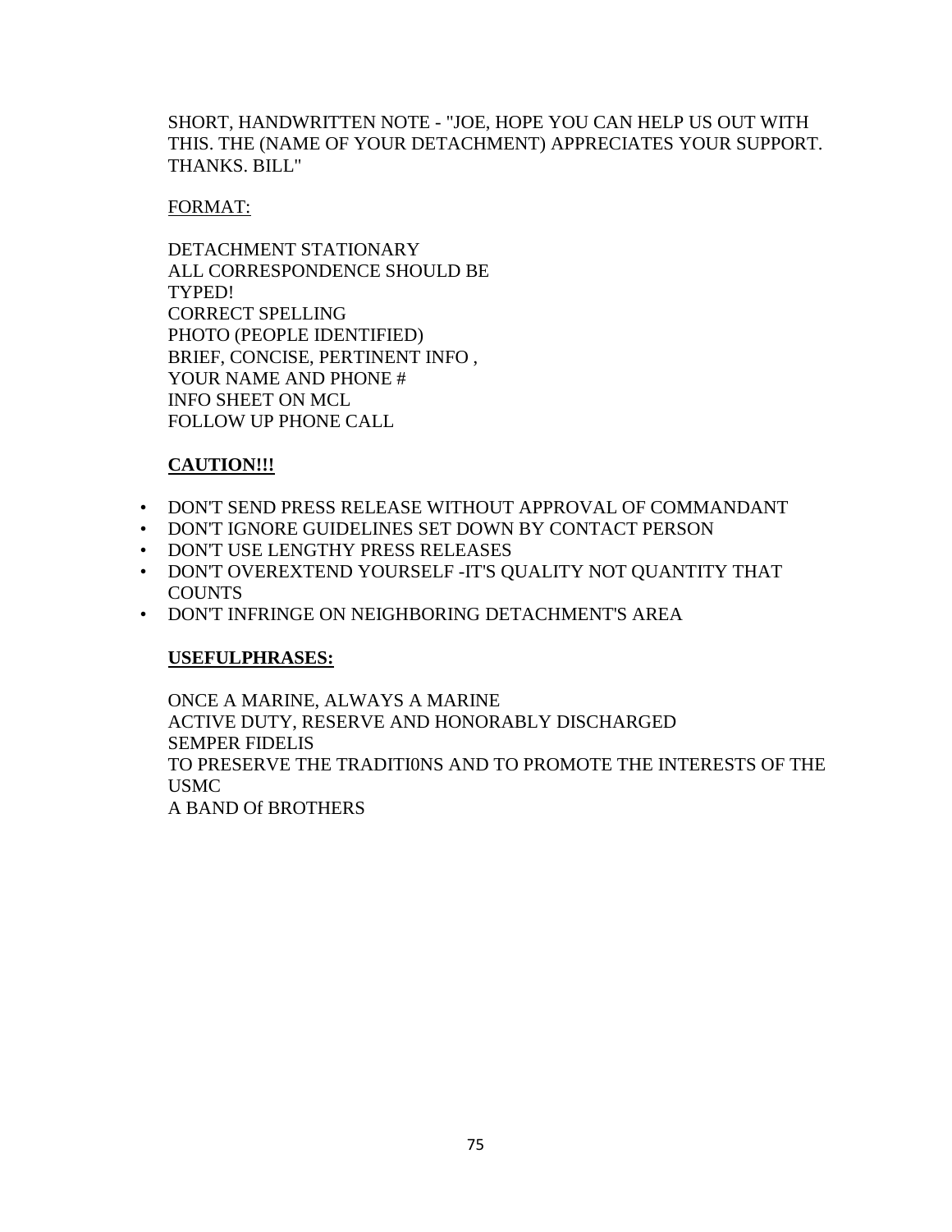SHORT, HANDWRITTEN NOTE - "JOE, HOPE YOU CAN HELP US OUT WITH THIS. THE (NAME OF YOUR DETACHMENT) APPRECIATES YOUR SUPPORT. THANKS. BILL"

<u>FORMAT:</u>

DETACHMENT STATIONARY
ALL CORRESPONDENCE SHOULD BE
TYPED!
CORRECT SPELLING
PHOTO (PEOPLE IDENTIFIED)
BRIEF, CONCISE, PERTINENT INFO ,
YOUR NAME AND PHONE #
INFO SHEET ON MCL
FOLLOW UP PHONE CALL

**<u>CAUTION!!!</u>**

- DON'T SEND PRESS RELEASE WITHOUT APPROVAL OF COMMANDANT
- DON'T IGNORE GUIDELINES SET DOWN BY CONTACT PERSON
- DON'T USE LENGTHY PRESS RELEASES
- DON'T OVEREXTEND YOURSELF -IT'S QUALITY NOT QUANTITY THAT COUNTS
- DON'T INFRINGE ON NEIGHBORING DETACHMENT'S AREA

**<u>USEFULPHRASES:</u>**

ONCE A MARINE, ALWAYS A MARINE
ACTIVE DUTY, RESERVE AND HONORABLY DISCHARGED
SEMPER FIDELIS
TO PRESERVE THE TRADITI0NS AND TO PROMOTE THE INTERESTS OF THE USMC
A BAND Of BROTHERS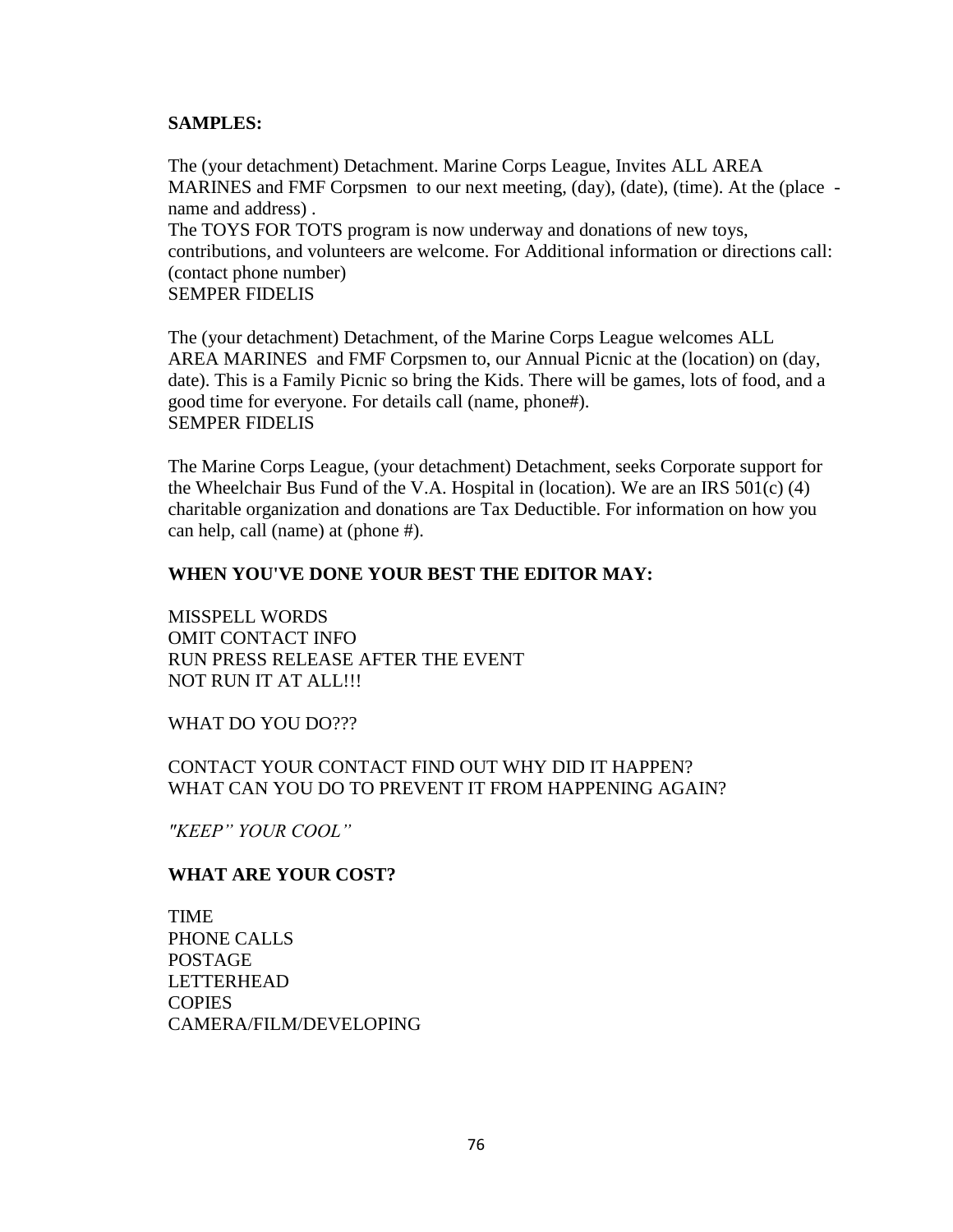**SAMPLES:**

The (your detachment) Detachment. Marine Corps League, Invites ALL AREA MARINES and FMF Corpsmen to our next meeting, (day), (date), (time). At the (place - name and address) .
The TOYS FOR TOTS program is now underway and donations of new toys, contributions, and volunteers are welcome. For Additional information or directions call: (contact phone number)
SEMPER FIDELIS

The (your detachment) Detachment, of the Marine Corps League welcomes ALL AREA MARINES and FMF Corpsmen to, our Annual Picnic at the (location) on (day, date). This is a Family Picnic so bring the Kids. There will be games, lots of food, and a good time for everyone. For details call (name, phone#).
SEMPER FIDELIS

The Marine Corps League, (your detachment) Detachment, seeks Corporate support for the Wheelchair Bus Fund of the V.A. Hospital in (location). We are an IRS 501(c) (4) charitable organization and donations are Tax Deductible. For information on how you can help, call (name) at (phone #).

**WHEN YOU'VE DONE YOUR BEST THE EDITOR MAY:**

MISSPELL WORDS
OMIT CONTACT INFO
RUN PRESS RELEASE AFTER THE EVENT
NOT RUN IT AT ALL!!!

WHAT DO YOU DO???

CONTACT YOUR CONTACT FIND OUT WHY DID IT HAPPEN?
WHAT CAN YOU DO TO PREVENT IT FROM HAPPENING AGAIN?

*"KEEP" YOUR COOL"*

**WHAT ARE YOUR COST?**

TIME
PHONE CALLS
POSTAGE
LETTERHEAD
COPIES
CAMERA/FILM/DEVELOPING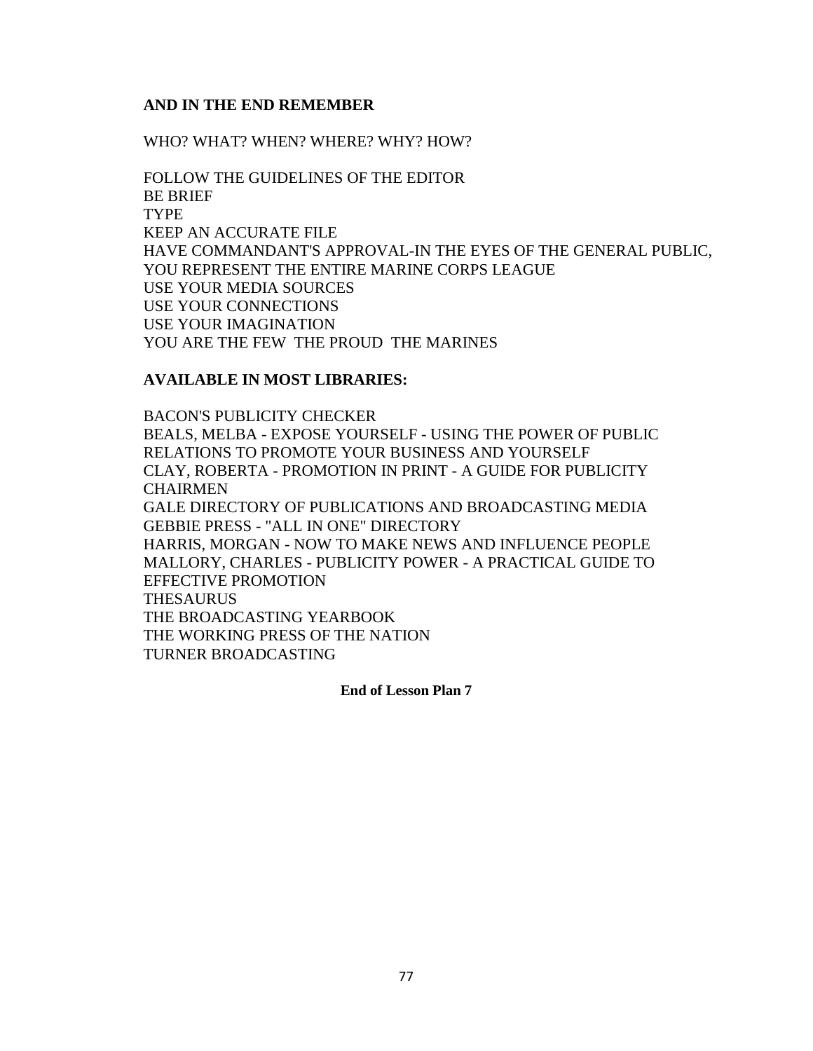**AND IN THE END REMEMBER**

WHO? WHAT? WHEN? WHERE? WHY? HOW?

FOLLOW THE GUIDELINES OF THE EDITOR
BE BRIEF
TYPE
KEEP AN ACCURATE FILE
HAVE COMMANDANT'S APPROVAL-IN THE EYES OF THE GENERAL PUBLIC, YOU REPRESENT THE ENTIRE MARINE CORPS LEAGUE
USE YOUR MEDIA SOURCES
USE YOUR CONNECTIONS
USE YOUR IMAGINATION
YOU ARE THE FEW THE PROUD THE MARINES

**AVAILABLE IN MOST LIBRARIES:**

BACON'S PUBLICITY CHECKER
BEALS, MELBA - EXPOSE YOURSELF - USING THE POWER OF PUBLIC RELATIONS TO PROMOTE YOUR BUSINESS AND YOURSELF
CLAY, ROBERTA - PROMOTION IN PRINT - A GUIDE FOR PUBLICITY CHAIRMEN
GALE DIRECTORY OF PUBLICATIONS AND BROADCASTING MEDIA
GEBBIE PRESS - "ALL IN ONE" DIRECTORY
HARRIS, MORGAN - NOW TO MAKE NEWS AND INFLUENCE PEOPLE
MALLORY, CHARLES - PUBLICITY POWER - A PRACTICAL GUIDE TO EFFECTIVE PROMOTION
THESAURUS
THE BROADCASTING YEARBOOK
THE WORKING PRESS OF THE NATION
TURNER BROADCASTING

**End of Lesson Plan 7**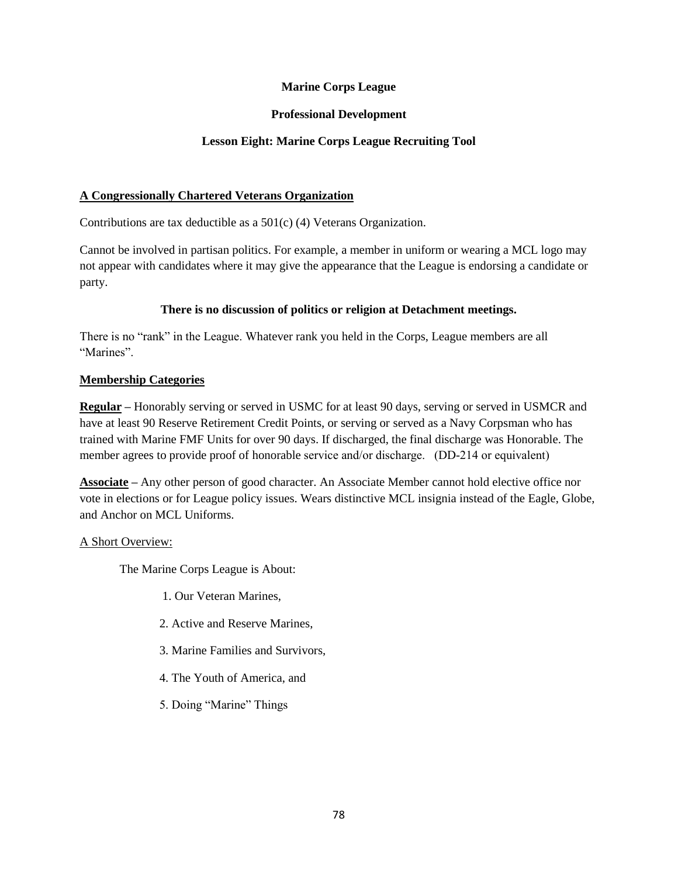**Marine Corps League**

**Professional Development**

**Lesson Eight: Marine Corps League Recruiting Tool**

## A Congressionally Chartered Veterans Organization

Contributions are tax deductible as a 501(c) (4) Veterans Organization.

Cannot be involved in partisan politics. For example, a member in uniform or wearing a MCL logo may not appear with candidates where it may give the appearance that the League is endorsing a candidate or party.

**There is no discussion of politics or religion at Detachment meetings.**

There is no "rank" in the League. Whatever rank you held in the Corps, League members are all "Marines".

## Membership Categories

**Regular** – Honorably serving or served in USMC for at least 90 days, serving or served in USMCR and have at least 90 Reserve Retirement Credit Points, or serving or served as a Navy Corpsman who has trained with Marine FMF Units for over 90 days. If discharged, the final discharge was Honorable. The member agrees to provide proof of honorable service and/or discharge. (DD-214 or equivalent)

**Associate** – Any other person of good character. An Associate Member cannot hold elective office nor vote in elections or for League policy issues. Wears distinctive MCL insignia instead of the Eagle, Globe, and Anchor on MCL Uniforms.

A Short Overview:

The Marine Corps League is About:

1. Our Veteran Marines,
2. Active and Reserve Marines,
3. Marine Families and Survivors,
4. The Youth of America, and
5. Doing "Marine" Things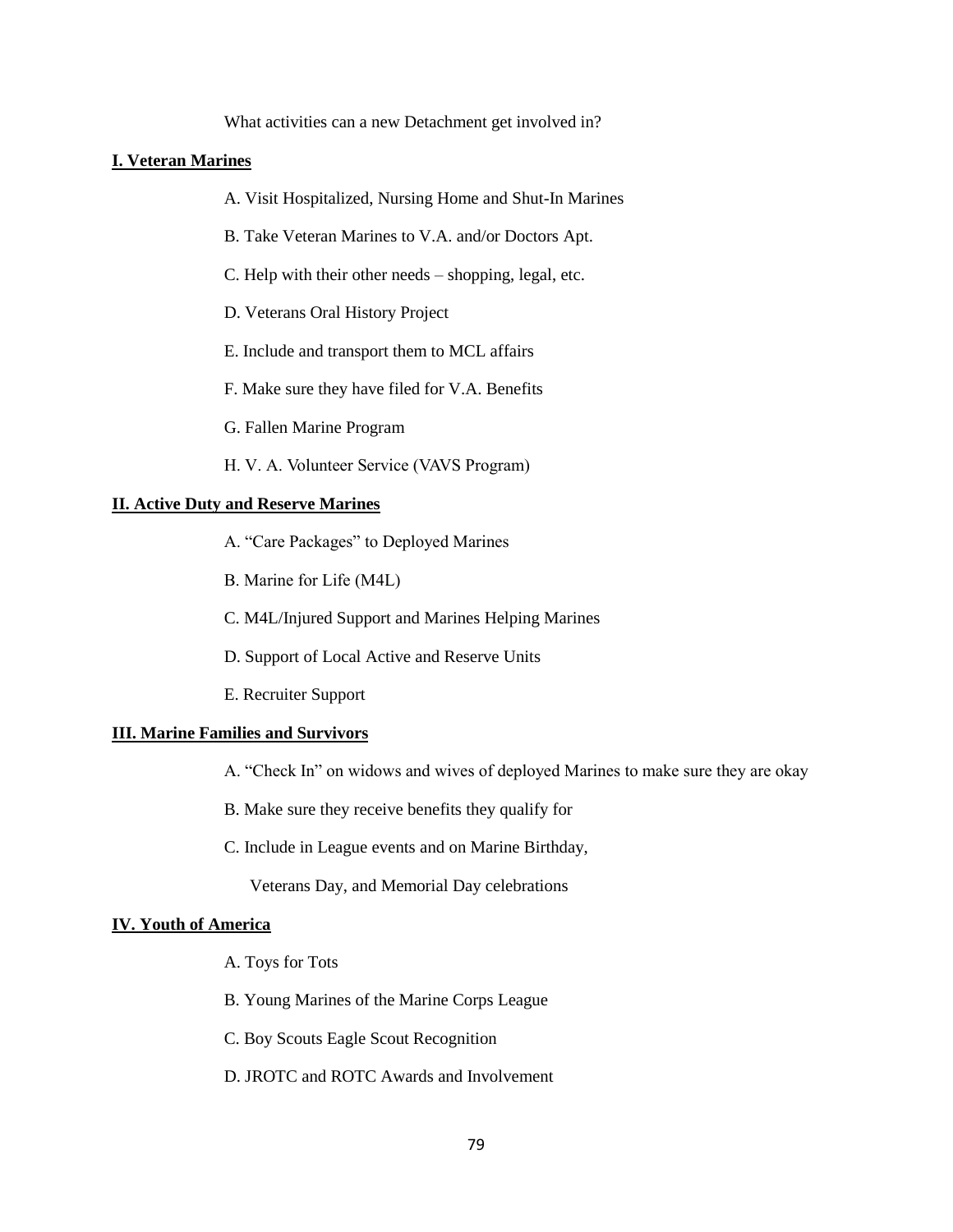What activities can a new Detachment get involved in?

**I. Veteran Marines**

A. Visit Hospitalized, Nursing Home and Shut-In Marines

B. Take Veteran Marines to V.A. and/or Doctors Apt.

C. Help with their other needs – shopping, legal, etc.

D. Veterans Oral History Project

E. Include and transport them to MCL affairs

F. Make sure they have filed for V.A. Benefits

G. Fallen Marine Program

H. V. A. Volunteer Service (VAVS Program)

**II. Active Duty and Reserve Marines**

A. "Care Packages" to Deployed Marines

B. Marine for Life (M4L)

C. M4L/Injured Support and Marines Helping Marines

D. Support of Local Active and Reserve Units

E. Recruiter Support

**III. Marine Families and Survivors**

A. "Check In" on widows and wives of deployed Marines to make sure they are okay

B. Make sure they receive benefits they qualify for

C. Include in League events and on Marine Birthday,
Veterans Day, and Memorial Day celebrations

**IV. Youth of America**

A. Toys for Tots

B. Young Marines of the Marine Corps League

C. Boy Scouts Eagle Scout Recognition

D. JROTC and ROTC Awards and Involvement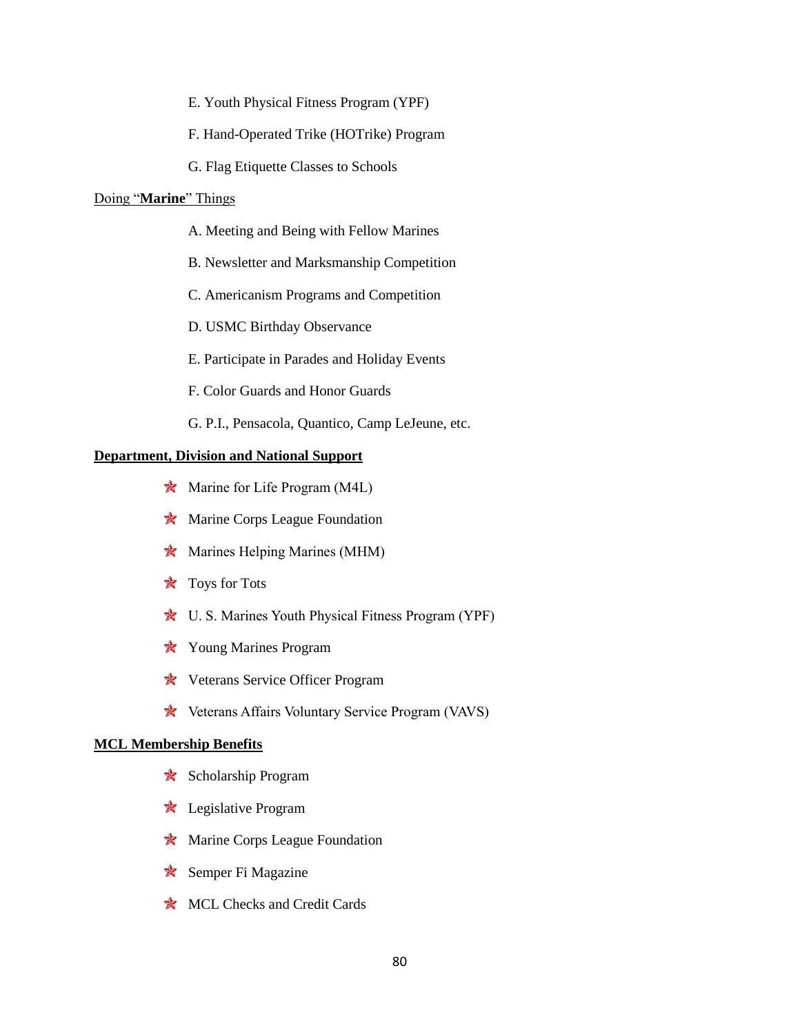E. Youth Physical Fitness Program (YPF)

F. Hand-Operated Trike (HOTrike) Program

G. Flag Etiquette Classes to Schools

<u>Doing "**Marine**" Things</u>

A. Meeting and Being with Fellow Marines

B. Newsletter and Marksmanship Competition

C. Americanism Programs and Competition

D. USMC Birthday Observance

E. Participate in Parades and Holiday Events

F. Color Guards and Honor Guards

G. P.I., Pensacola, Quantico, Camp LeJeune, etc.

**<u>Department, Division and National Support</u>**

- Marine for Life Program (M4L)
- Marine Corps League Foundation
- Marines Helping Marines (MHM)
- Toys for Tots
- U. S. Marines Youth Physical Fitness Program (YPF)
- Young Marines Program
- Veterans Service Officer Program
- Veterans Affairs Voluntary Service Program (VAVS)

**<u>MCL Membership Benefits</u>**

- Scholarship Program
- Legislative Program
- Marine Corps League Foundation
- Semper Fi Magazine
- MCL Checks and Credit Cards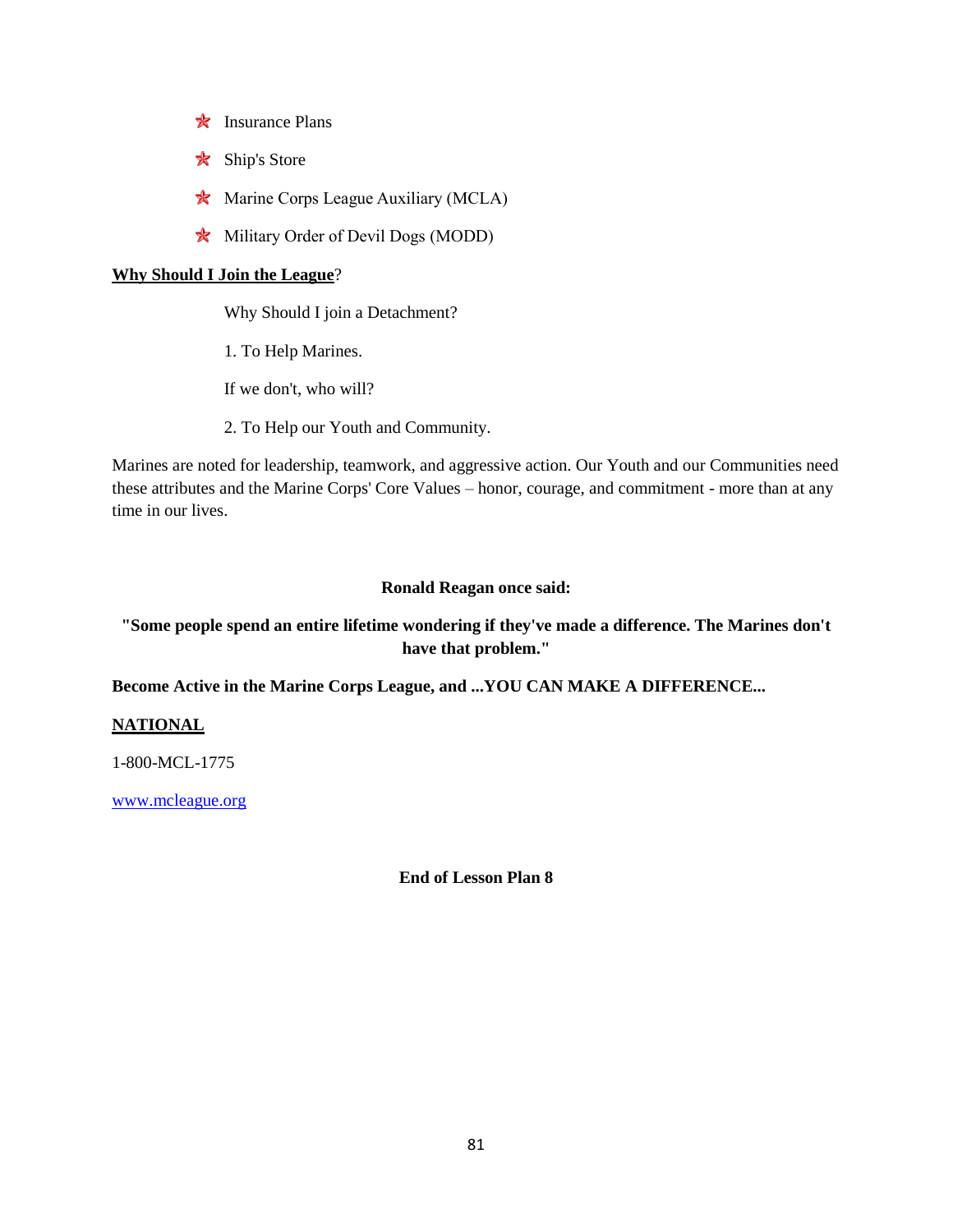- Insurance Plans
- Ship's Store
- Marine Corps League Auxiliary (MCLA)
- Military Order of Devil Dogs (MODD)

**Why Should I Join the League**?

Why Should I join a Detachment?

1. To Help Marines.

If we don't, who will?

2. To Help our Youth and Community.

Marines are noted for leadership, teamwork, and aggressive action. Our Youth and our Communities need these attributes and the Marine Corps' Core Values – honor, courage, and commitment - more than at any time in our lives.

**Ronald Reagan once said:**

**"Some people spend an entire lifetime wondering if they've made a difference. The Marines don't have that problem."**

**Become Active in the Marine Corps League, and ...YOU CAN MAKE A DIFFERENCE...**

**NATIONAL**

1-800-MCL-1775

www.mcleague.org

**End of Lesson Plan 8**